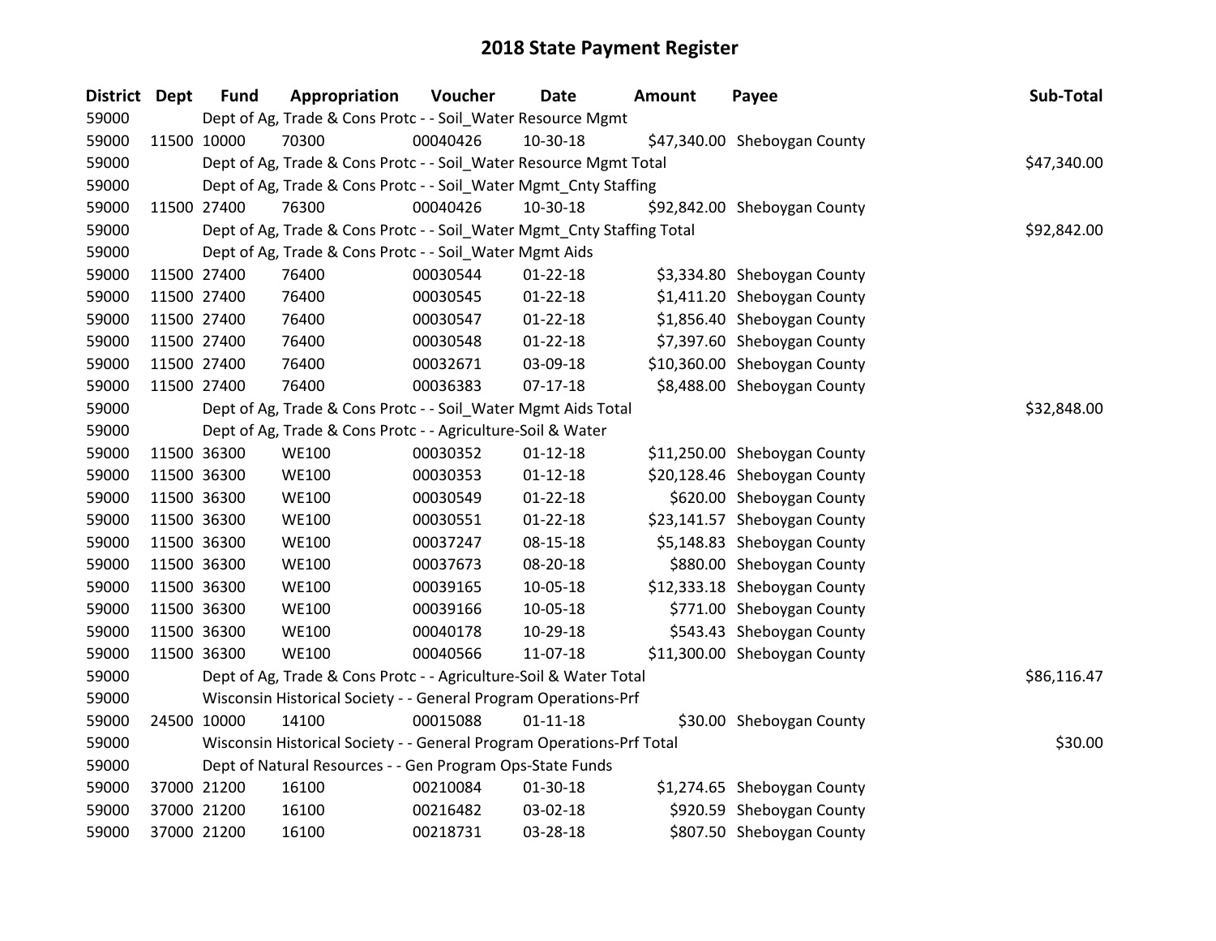# 2018 State Payment Register

| District | Dept | Fund | Appropriation | Voucher | Date | Amount | Payee | Sub-Total |
|---|---|---|---|---|---|---|---|---|
| 59000 | | Dept of Ag, Trade & Cons Protc - - Soil_Water Resource Mgmt | | | | | | |
| 59000 | 11500 | 10000 | 70300 | 00040426 | 10-30-18 | $47,340.00 | Sheboygan County | |
| 59000 | | Dept of Ag, Trade & Cons Protc - - Soil_Water Resource Mgmt Total | | | | | | $47,340.00 |
| 59000 | | Dept of Ag, Trade & Cons Protc - - Soil_Water Mgmt_Cnty Staffing | | | | | | |
| 59000 | 11500 | 27400 | 76300 | 00040426 | 10-30-18 | $92,842.00 | Sheboygan County | |
| 59000 | | Dept of Ag, Trade & Cons Protc - - Soil_Water Mgmt_Cnty Staffing Total | | | | | | $92,842.00 |
| 59000 | | Dept of Ag, Trade & Cons Protc - - Soil_Water Mgmt Aids | | | | | | |
| 59000 | 11500 | 27400 | 76400 | 00030544 | 01-22-18 | $3,334.80 | Sheboygan County | |
| 59000 | 11500 | 27400 | 76400 | 00030545 | 01-22-18 | $1,411.20 | Sheboygan County | |
| 59000 | 11500 | 27400 | 76400 | 00030547 | 01-22-18 | $1,856.40 | Sheboygan County | |
| 59000 | 11500 | 27400 | 76400 | 00030548 | 01-22-18 | $7,397.60 | Sheboygan County | |
| 59000 | 11500 | 27400 | 76400 | 00032671 | 03-09-18 | $10,360.00 | Sheboygan County | |
| 59000 | 11500 | 27400 | 76400 | 00036383 | 07-17-18 | $8,488.00 | Sheboygan County | |
| 59000 | | Dept of Ag, Trade & Cons Protc - - Soil_Water Mgmt Aids Total | | | | | | $32,848.00 |
| 59000 | | Dept of Ag, Trade & Cons Protc - - Agriculture-Soil & Water | | | | | | |
| 59000 | 11500 | 36300 | WE100 | 00030352 | 01-12-18 | $11,250.00 | Sheboygan County | |
| 59000 | 11500 | 36300 | WE100 | 00030353 | 01-12-18 | $20,128.46 | Sheboygan County | |
| 59000 | 11500 | 36300 | WE100 | 00030549 | 01-22-18 | $620.00 | Sheboygan County | |
| 59000 | 11500 | 36300 | WE100 | 00030551 | 01-22-18 | $23,141.57 | Sheboygan County | |
| 59000 | 11500 | 36300 | WE100 | 00037247 | 08-15-18 | $5,148.83 | Sheboygan County | |
| 59000 | 11500 | 36300 | WE100 | 00037673 | 08-20-18 | $880.00 | Sheboygan County | |
| 59000 | 11500 | 36300 | WE100 | 00039165 | 10-05-18 | $12,333.18 | Sheboygan County | |
| 59000 | 11500 | 36300 | WE100 | 00039166 | 10-05-18 | $771.00 | Sheboygan County | |
| 59000 | 11500 | 36300 | WE100 | 00040178 | 10-29-18 | $543.43 | Sheboygan County | |
| 59000 | 11500 | 36300 | WE100 | 00040566 | 11-07-18 | $11,300.00 | Sheboygan County | |
| 59000 | | Dept of Ag, Trade & Cons Protc - - Agriculture-Soil & Water Total | | | | | | $86,116.47 |
| 59000 | | Wisconsin Historical Society - - General Program Operations-Prf | | | | | | |
| 59000 | 24500 | 10000 | 14100 | 00015088 | 01-11-18 | $30.00 | Sheboygan County | |
| 59000 | | Wisconsin Historical Society - - General Program Operations-Prf Total | | | | | | $30.00 |
| 59000 | | Dept of Natural Resources - - Gen Program Ops-State Funds | | | | | | |
| 59000 | 37000 | 21200 | 16100 | 00210084 | 01-30-18 | $1,274.65 | Sheboygan County | |
| 59000 | 37000 | 21200 | 16100 | 00216482 | 03-02-18 | $920.59 | Sheboygan County | |
| 59000 | 37000 | 21200 | 16100 | 00218731 | 03-28-18 | $807.50 | Sheboygan County | |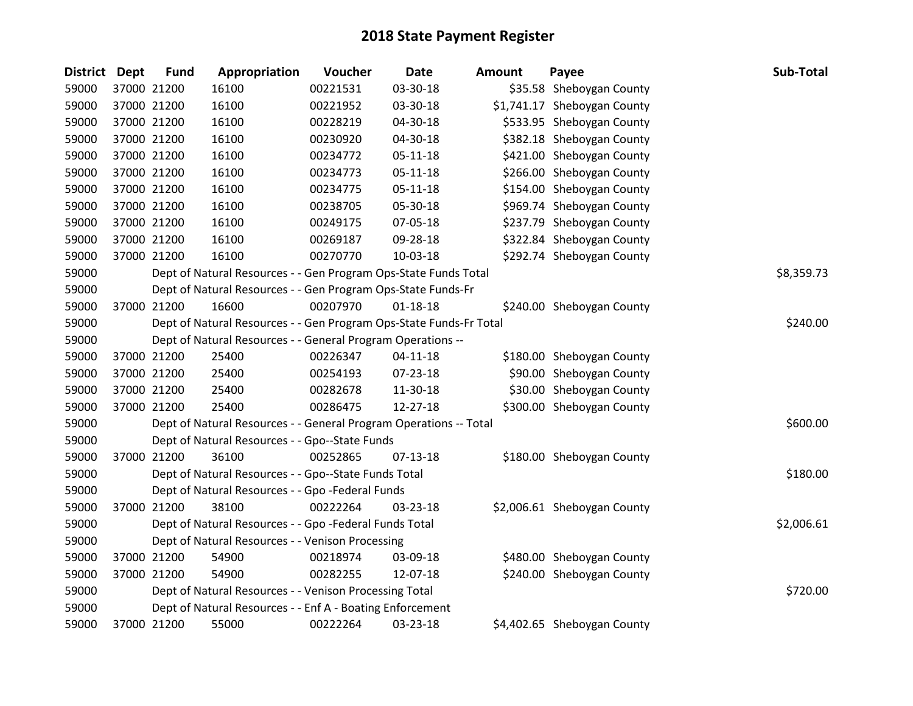# 2018 State Payment Register

| District | Dept | Fund | Appropriation | Voucher | Date | Amount | Payee | Sub-Total |
|---|---|---|---|---|---|---|---|---|
| 59000 | 37000 | 21200 | 16100 | 00221531 | 03-30-18 | $35.58 | Sheboygan County | |
| 59000 | 37000 | 21200 | 16100 | 00221952 | 03-30-18 | $1,741.17 | Sheboygan County | |
| 59000 | 37000 | 21200 | 16100 | 00228219 | 04-30-18 | $533.95 | Sheboygan County | |
| 59000 | 37000 | 21200 | 16100 | 00230920 | 04-30-18 | $382.18 | Sheboygan County | |
| 59000 | 37000 | 21200 | 16100 | 00234772 | 05-11-18 | $421.00 | Sheboygan County | |
| 59000 | 37000 | 21200 | 16100 | 00234773 | 05-11-18 | $266.00 | Sheboygan County | |
| 59000 | 37000 | 21200 | 16100 | 00234775 | 05-11-18 | $154.00 | Sheboygan County | |
| 59000 | 37000 | 21200 | 16100 | 00238705 | 05-30-18 | $969.74 | Sheboygan County | |
| 59000 | 37000 | 21200 | 16100 | 00249175 | 07-05-18 | $237.79 | Sheboygan County | |
| 59000 | 37000 | 21200 | 16100 | 00269187 | 09-28-18 | $322.84 | Sheboygan County | |
| 59000 | 37000 | 21200 | 16100 | 00270770 | 10-03-18 | $292.74 | Sheboygan County | |
| 59000 | | Dept of Natural Resources - - Gen Program Ops-State Funds Total | | | | | | $8,359.73 |
| 59000 | | Dept of Natural Resources - - Gen Program Ops-State Funds-Fr | | | | | | |
| 59000 | 37000 | 21200 | 16600 | 00207970 | 01-18-18 | $240.00 | Sheboygan County | |
| 59000 | | Dept of Natural Resources - - Gen Program Ops-State Funds-Fr Total | | | | | | $240.00 |
| 59000 | | Dept of Natural Resources - - General Program Operations -- | | | | | | |
| 59000 | 37000 | 21200 | 25400 | 00226347 | 04-11-18 | $180.00 | Sheboygan County | |
| 59000 | 37000 | 21200 | 25400 | 00254193 | 07-23-18 | $90.00 | Sheboygan County | |
| 59000 | 37000 | 21200 | 25400 | 00282678 | 11-30-18 | $30.00 | Sheboygan County | |
| 59000 | 37000 | 21200 | 25400 | 00286475 | 12-27-18 | $300.00 | Sheboygan County | |
| 59000 | | Dept of Natural Resources - - General Program Operations -- Total | | | | | | $600.00 |
| 59000 | | Dept of Natural Resources - - Gpo--State Funds | | | | | | |
| 59000 | 37000 | 21200 | 36100 | 00252865 | 07-13-18 | $180.00 | Sheboygan County | |
| 59000 | | Dept of Natural Resources - - Gpo--State Funds Total | | | | | | $180.00 |
| 59000 | | Dept of Natural Resources - - Gpo -Federal Funds | | | | | | |
| 59000 | 37000 | 21200 | 38100 | 00222264 | 03-23-18 | $2,006.61 | Sheboygan County | |
| 59000 | | Dept of Natural Resources - - Gpo -Federal Funds Total | | | | | | $2,006.61 |
| 59000 | | Dept of Natural Resources - - Venison Processing | | | | | | |
| 59000 | 37000 | 21200 | 54900 | 00218974 | 03-09-18 | $480.00 | Sheboygan County | |
| 59000 | 37000 | 21200 | 54900 | 00282255 | 12-07-18 | $240.00 | Sheboygan County | |
| 59000 | | Dept of Natural Resources - - Venison Processing Total | | | | | | $720.00 |
| 59000 | | Dept of Natural Resources - - Enf A - Boating Enforcement | | | | | | |
| 59000 | 37000 | 21200 | 55000 | 00222264 | 03-23-18 | $4,402.65 | Sheboygan County | |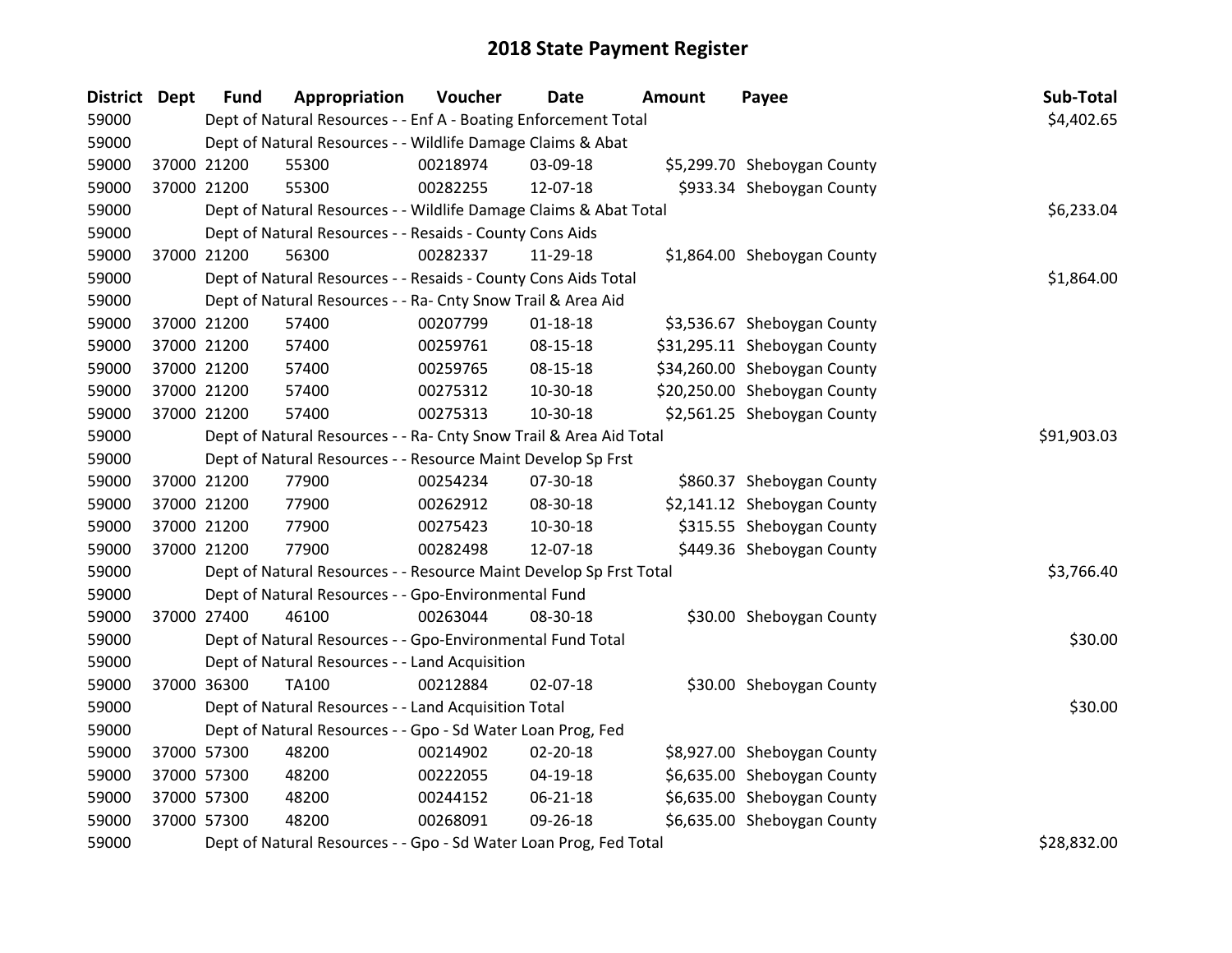# 2018 State Payment Register

| District | Dept | Fund | Appropriation | Voucher | Date | Amount | Payee | Sub-Total |
|---|---|---|---|---|---|---|---|---|
| 59000 | | Dept of Natural Resources - - Enf A - Boating Enforcement Total | | | | | | $4,402.65 |
| 59000 | | Dept of Natural Resources - - Wildlife Damage Claims & Abat | | | | | | |
| 59000 | 37000 | 21200 | 55300 | 00218974 | 03-09-18 | $5,299.70 | Sheboygan County | |
| 59000 | 37000 | 21200 | 55300 | 00282255 | 12-07-18 | $933.34 | Sheboygan County | |
| 59000 | | Dept of Natural Resources - - Wildlife Damage Claims & Abat Total | | | | | | $6,233.04 |
| 59000 | | Dept of Natural Resources - - Resaids - County Cons Aids | | | | | | |
| 59000 | 37000 | 21200 | 56300 | 00282337 | 11-29-18 | $1,864.00 | Sheboygan County | |
| 59000 | | Dept of Natural Resources - - Resaids - County Cons Aids Total | | | | | | $1,864.00 |
| 59000 | | Dept of Natural Resources - - Ra- Cnty Snow Trail & Area Aid | | | | | | |
| 59000 | 37000 | 21200 | 57400 | 00207799 | 01-18-18 | $3,536.67 | Sheboygan County | |
| 59000 | 37000 | 21200 | 57400 | 00259761 | 08-15-18 | $31,295.11 | Sheboygan County | |
| 59000 | 37000 | 21200 | 57400 | 00259765 | 08-15-18 | $34,260.00 | Sheboygan County | |
| 59000 | 37000 | 21200 | 57400 | 00275312 | 10-30-18 | $20,250.00 | Sheboygan County | |
| 59000 | 37000 | 21200 | 57400 | 00275313 | 10-30-18 | $2,561.25 | Sheboygan County | |
| 59000 | | Dept of Natural Resources - - Ra- Cnty Snow Trail & Area Aid Total | | | | | | $91,903.03 |
| 59000 | | Dept of Natural Resources - - Resource Maint Develop Sp Frst | | | | | | |
| 59000 | 37000 | 21200 | 77900 | 00254234 | 07-30-18 | $860.37 | Sheboygan County | |
| 59000 | 37000 | 21200 | 77900 | 00262912 | 08-30-18 | $2,141.12 | Sheboygan County | |
| 59000 | 37000 | 21200 | 77900 | 00275423 | 10-30-18 | $315.55 | Sheboygan County | |
| 59000 | 37000 | 21200 | 77900 | 00282498 | 12-07-18 | $449.36 | Sheboygan County | |
| 59000 | | Dept of Natural Resources - - Resource Maint Develop Sp Frst Total | | | | | | $3,766.40 |
| 59000 | | Dept of Natural Resources - - Gpo-Environmental Fund | | | | | | |
| 59000 | 37000 | 27400 | 46100 | 00263044 | 08-30-18 | $30.00 | Sheboygan County | |
| 59000 | | Dept of Natural Resources - - Gpo-Environmental Fund Total | | | | | | $30.00 |
| 59000 | | Dept of Natural Resources - - Land Acquisition | | | | | | |
| 59000 | 37000 | 36300 | TA100 | 00212884 | 02-07-18 | $30.00 | Sheboygan County | |
| 59000 | | Dept of Natural Resources - - Land Acquisition Total | | | | | | $30.00 |
| 59000 | | Dept of Natural Resources - - Gpo - Sd Water Loan Prog, Fed | | | | | | |
| 59000 | 37000 | 57300 | 48200 | 00214902 | 02-20-18 | $8,927.00 | Sheboygan County | |
| 59000 | 37000 | 57300 | 48200 | 00222055 | 04-19-18 | $6,635.00 | Sheboygan County | |
| 59000 | 37000 | 57300 | 48200 | 00244152 | 06-21-18 | $6,635.00 | Sheboygan County | |
| 59000 | 37000 | 57300 | 48200 | 00268091 | 09-26-18 | $6,635.00 | Sheboygan County | |
| 59000 | | Dept of Natural Resources - - Gpo - Sd Water Loan Prog, Fed Total | | | | | | $28,832.00 |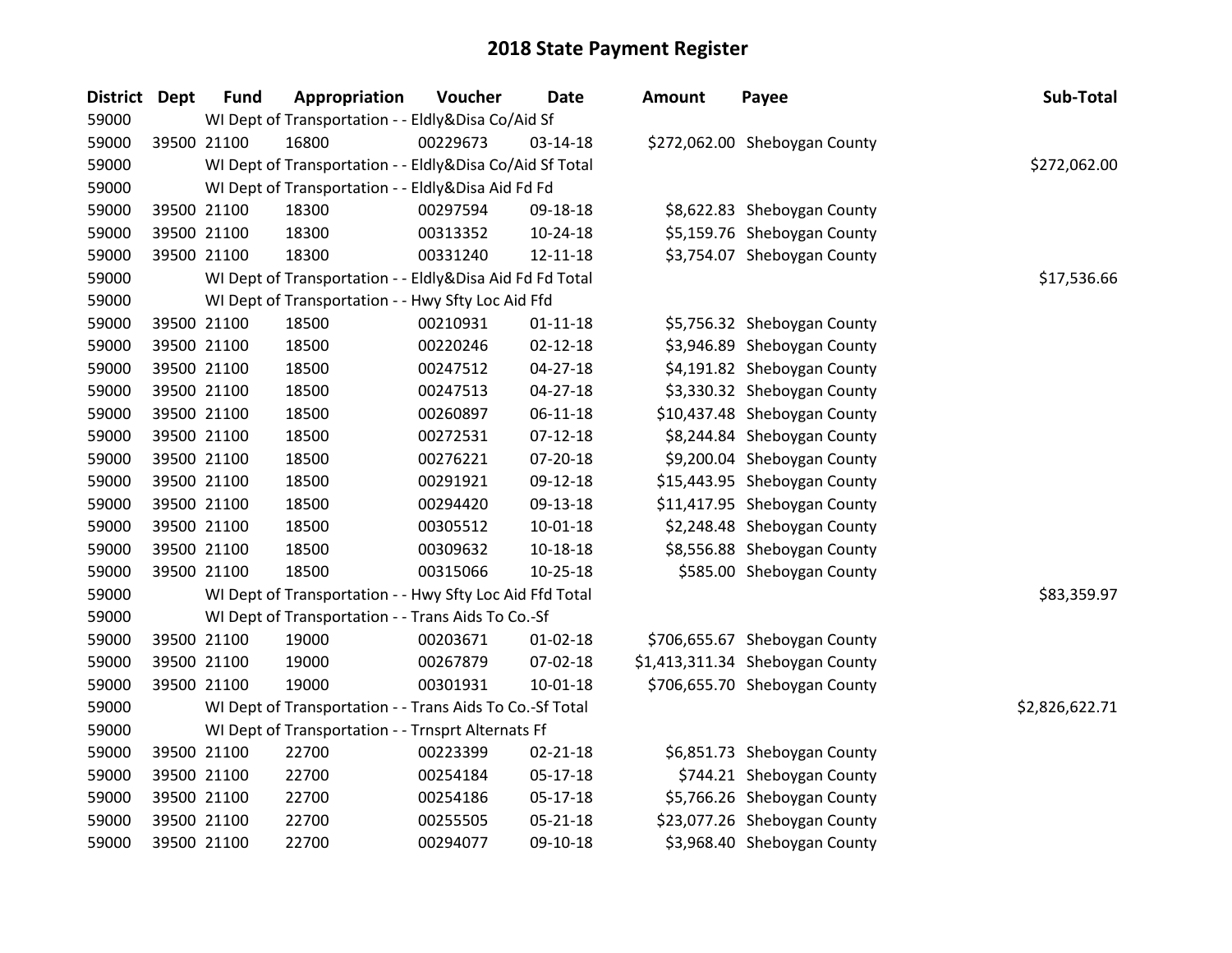# 2018 State Payment Register

| District | Dept | Fund | Appropriation | Voucher | Date | Amount | Payee | Sub-Total |
|---|---|---|---|---|---|---|---|---|
| 59000 | | WI Dept of Transportation - - Eldly&Disa Co/Aid Sf | | | | | | |
| 59000 | 39500 | 21100 | 16800 | 00229673 | 03-14-18 | $272,062.00 | Sheboygan County | |
| 59000 | | WI Dept of Transportation - - Eldly&Disa Co/Aid Sf Total | | | | | | $272,062.00 |
| 59000 | | WI Dept of Transportation - - Eldly&Disa Aid Fd Fd | | | | | | |
| 59000 | 39500 | 21100 | 18300 | 00297594 | 09-18-18 | $8,622.83 | Sheboygan County | |
| 59000 | 39500 | 21100 | 18300 | 00313352 | 10-24-18 | $5,159.76 | Sheboygan County | |
| 59000 | 39500 | 21100 | 18300 | 00331240 | 12-11-18 | $3,754.07 | Sheboygan County | |
| 59000 | | WI Dept of Transportation - - Eldly&Disa Aid Fd Fd Total | | | | | | $17,536.66 |
| 59000 | | WI Dept of Transportation - - Hwy Sfty Loc Aid Ffd | | | | | | |
| 59000 | 39500 | 21100 | 18500 | 00210931 | 01-11-18 | $5,756.32 | Sheboygan County | |
| 59000 | 39500 | 21100 | 18500 | 00220246 | 02-12-18 | $3,946.89 | Sheboygan County | |
| 59000 | 39500 | 21100 | 18500 | 00247512 | 04-27-18 | $4,191.82 | Sheboygan County | |
| 59000 | 39500 | 21100 | 18500 | 00247513 | 04-27-18 | $3,330.32 | Sheboygan County | |
| 59000 | 39500 | 21100 | 18500 | 00260897 | 06-11-18 | $10,437.48 | Sheboygan County | |
| 59000 | 39500 | 21100 | 18500 | 00272531 | 07-12-18 | $8,244.84 | Sheboygan County | |
| 59000 | 39500 | 21100 | 18500 | 00276221 | 07-20-18 | $9,200.04 | Sheboygan County | |
| 59000 | 39500 | 21100 | 18500 | 00291921 | 09-12-18 | $15,443.95 | Sheboygan County | |
| 59000 | 39500 | 21100 | 18500 | 00294420 | 09-13-18 | $11,417.95 | Sheboygan County | |
| 59000 | 39500 | 21100 | 18500 | 00305512 | 10-01-18 | $2,248.48 | Sheboygan County | |
| 59000 | 39500 | 21100 | 18500 | 00309632 | 10-18-18 | $8,556.88 | Sheboygan County | |
| 59000 | 39500 | 21100 | 18500 | 00315066 | 10-25-18 | $585.00 | Sheboygan County | |
| 59000 | | WI Dept of Transportation - - Hwy Sfty Loc Aid Ffd Total | | | | | | $83,359.97 |
| 59000 | | WI Dept of Transportation - - Trans Aids To Co.-Sf | | | | | | |
| 59000 | 39500 | 21100 | 19000 | 00203671 | 01-02-18 | $706,655.67 | Sheboygan County | |
| 59000 | 39500 | 21100 | 19000 | 00267879 | 07-02-18 | $1,413,311.34 | Sheboygan County | |
| 59000 | 39500 | 21100 | 19000 | 00301931 | 10-01-18 | $706,655.70 | Sheboygan County | |
| 59000 | | WI Dept of Transportation - - Trans Aids To Co.-Sf Total | | | | | | $2,826,622.71 |
| 59000 | | WI Dept of Transportation - - Trnsprt Alternats Ff | | | | | | |
| 59000 | 39500 | 21100 | 22700 | 00223399 | 02-21-18 | $6,851.73 | Sheboygan County | |
| 59000 | 39500 | 21100 | 22700 | 00254184 | 05-17-18 | $744.21 | Sheboygan County | |
| 59000 | 39500 | 21100 | 22700 | 00254186 | 05-17-18 | $5,766.26 | Sheboygan County | |
| 59000 | 39500 | 21100 | 22700 | 00255505 | 05-21-18 | $23,077.26 | Sheboygan County | |
| 59000 | 39500 | 21100 | 22700 | 00294077 | 09-10-18 | $3,968.40 | Sheboygan County | |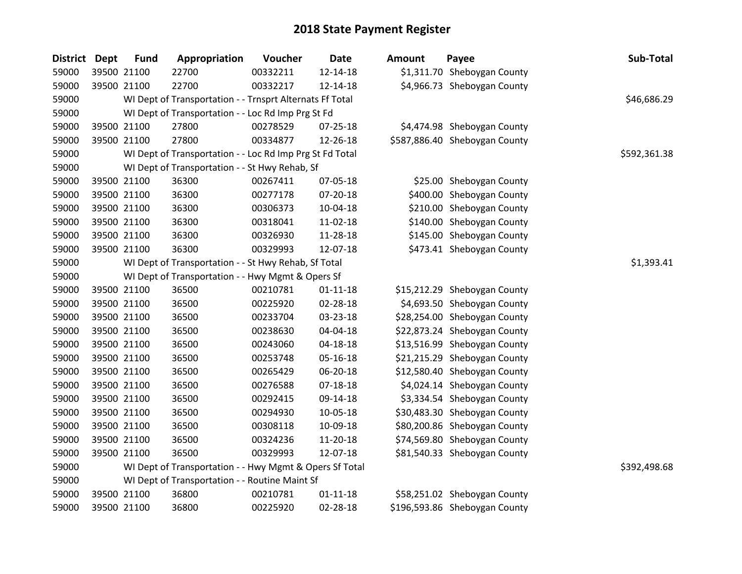# 2018 State Payment Register

| District | Dept | Fund | Appropriation | Voucher | Date | Amount | Payee | Sub-Total |
|---|---|---|---|---|---|---|---|---|
| 59000 | 39500 | 21100 | 22700 | 00332211 | 12-14-18 | $1,311.70 | Sheboygan County | |
| 59000 | 39500 | 21100 | 22700 | 00332217 | 12-14-18 | $4,966.73 | Sheboygan County | |
| 59000 | | WI Dept of Transportation - - Trnsprt Alternats Ff Total | | | | | | $46,686.29 |
| 59000 | | WI Dept of Transportation - - Loc Rd Imp Prg St Fd | | | | | | |
| 59000 | 39500 | 21100 | 27800 | 00278529 | 07-25-18 | $4,474.98 | Sheboygan County | |
| 59000 | 39500 | 21100 | 27800 | 00334877 | 12-26-18 | $587,886.40 | Sheboygan County | |
| 59000 | | WI Dept of Transportation - - Loc Rd Imp Prg St Fd Total | | | | | | $592,361.38 |
| 59000 | | WI Dept of Transportation - - St Hwy Rehab, Sf | | | | | | |
| 59000 | 39500 | 21100 | 36300 | 00267411 | 07-05-18 | $25.00 | Sheboygan County | |
| 59000 | 39500 | 21100 | 36300 | 00277178 | 07-20-18 | $400.00 | Sheboygan County | |
| 59000 | 39500 | 21100 | 36300 | 00306373 | 10-04-18 | $210.00 | Sheboygan County | |
| 59000 | 39500 | 21100 | 36300 | 00318041 | 11-02-18 | $140.00 | Sheboygan County | |
| 59000 | 39500 | 21100 | 36300 | 00326930 | 11-28-18 | $145.00 | Sheboygan County | |
| 59000 | 39500 | 21100 | 36300 | 00329993 | 12-07-18 | $473.41 | Sheboygan County | |
| 59000 | | WI Dept of Transportation - - St Hwy Rehab, Sf Total | | | | | | $1,393.41 |
| 59000 | | WI Dept of Transportation - - Hwy Mgmt & Opers Sf | | | | | | |
| 59000 | 39500 | 21100 | 36500 | 00210781 | 01-11-18 | $15,212.29 | Sheboygan County | |
| 59000 | 39500 | 21100 | 36500 | 00225920 | 02-28-18 | $4,693.50 | Sheboygan County | |
| 59000 | 39500 | 21100 | 36500 | 00233704 | 03-23-18 | $28,254.00 | Sheboygan County | |
| 59000 | 39500 | 21100 | 36500 | 00238630 | 04-04-18 | $22,873.24 | Sheboygan County | |
| 59000 | 39500 | 21100 | 36500 | 00243060 | 04-18-18 | $13,516.99 | Sheboygan County | |
| 59000 | 39500 | 21100 | 36500 | 00253748 | 05-16-18 | $21,215.29 | Sheboygan County | |
| 59000 | 39500 | 21100 | 36500 | 00265429 | 06-20-18 | $12,580.40 | Sheboygan County | |
| 59000 | 39500 | 21100 | 36500 | 00276588 | 07-18-18 | $4,024.14 | Sheboygan County | |
| 59000 | 39500 | 21100 | 36500 | 00292415 | 09-14-18 | $3,334.54 | Sheboygan County | |
| 59000 | 39500 | 21100 | 36500 | 00294930 | 10-05-18 | $30,483.30 | Sheboygan County | |
| 59000 | 39500 | 21100 | 36500 | 00308118 | 10-09-18 | $80,200.86 | Sheboygan County | |
| 59000 | 39500 | 21100 | 36500 | 00324236 | 11-20-18 | $74,569.80 | Sheboygan County | |
| 59000 | 39500 | 21100 | 36500 | 00329993 | 12-07-18 | $81,540.33 | Sheboygan County | |
| 59000 | | WI Dept of Transportation - - Hwy Mgmt & Opers Sf Total | | | | | | $392,498.68 |
| 59000 | | WI Dept of Transportation - - Routine Maint Sf | | | | | | |
| 59000 | 39500 | 21100 | 36800 | 00210781 | 01-11-18 | $58,251.02 | Sheboygan County | |
| 59000 | 39500 | 21100 | 36800 | 00225920 | 02-28-18 | $196,593.86 | Sheboygan County | |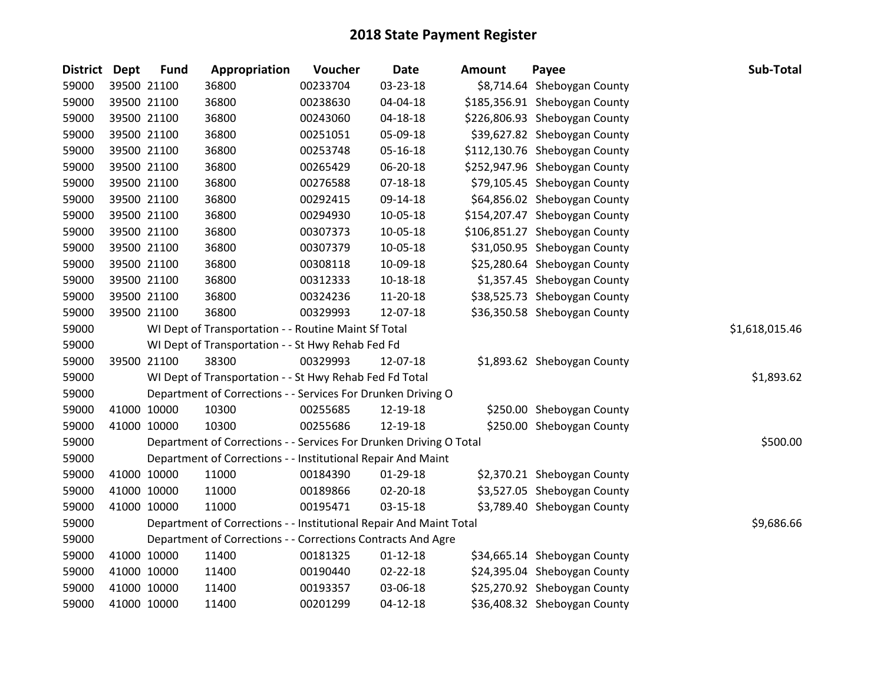# 2018 State Payment Register

| District | Dept | Fund | Appropriation | Voucher | Date | Amount | Payee | Sub-Total |
|---|---|---|---|---|---|---|---|---|
| 59000 | 39500 | 21100 | 36800 | 00233704 | 03-23-18 | $8,714.64 | Sheboygan County | |
| 59000 | 39500 | 21100 | 36800 | 00238630 | 04-04-18 | $185,356.91 | Sheboygan County | |
| 59000 | 39500 | 21100 | 36800 | 00243060 | 04-18-18 | $226,806.93 | Sheboygan County | |
| 59000 | 39500 | 21100 | 36800 | 00251051 | 05-09-18 | $39,627.82 | Sheboygan County | |
| 59000 | 39500 | 21100 | 36800 | 00253748 | 05-16-18 | $112,130.76 | Sheboygan County | |
| 59000 | 39500 | 21100 | 36800 | 00265429 | 06-20-18 | $252,947.96 | Sheboygan County | |
| 59000 | 39500 | 21100 | 36800 | 00276588 | 07-18-18 | $79,105.45 | Sheboygan County | |
| 59000 | 39500 | 21100 | 36800 | 00292415 | 09-14-18 | $64,856.02 | Sheboygan County | |
| 59000 | 39500 | 21100 | 36800 | 00294930 | 10-05-18 | $154,207.47 | Sheboygan County | |
| 59000 | 39500 | 21100 | 36800 | 00307373 | 10-05-18 | $106,851.27 | Sheboygan County | |
| 59000 | 39500 | 21100 | 36800 | 00307379 | 10-05-18 | $31,050.95 | Sheboygan County | |
| 59000 | 39500 | 21100 | 36800 | 00308118 | 10-09-18 | $25,280.64 | Sheboygan County | |
| 59000 | 39500 | 21100 | 36800 | 00312333 | 10-18-18 | $1,357.45 | Sheboygan County | |
| 59000 | 39500 | 21100 | 36800 | 00324236 | 11-20-18 | $38,525.73 | Sheboygan County | |
| 59000 | 39500 | 21100 | 36800 | 00329993 | 12-07-18 | $36,350.58 | Sheboygan County | |
| 59000 | | | WI Dept of Transportation - - Routine Maint Sf Total | | | | | $1,618,015.46 |
| 59000 | | | WI Dept of Transportation - - St Hwy Rehab Fed Fd | | | | | |
| 59000 | 39500 | 21100 | 38300 | 00329993 | 12-07-18 | $1,893.62 | Sheboygan County | |
| 59000 | | | WI Dept of Transportation - - St Hwy Rehab Fed Fd Total | | | | | $1,893.62 |
| 59000 | | | Department of Corrections - - Services For Drunken Driving O | | | | | |
| 59000 | 41000 | 10000 | 10300 | 00255685 | 12-19-18 | $250.00 | Sheboygan County | |
| 59000 | 41000 | 10000 | 10300 | 00255686 | 12-19-18 | $250.00 | Sheboygan County | |
| 59000 | | | Department of Corrections - - Services For Drunken Driving O Total | | | | | $500.00 |
| 59000 | | | Department of Corrections - - Institutional Repair And Maint | | | | | |
| 59000 | 41000 | 10000 | 11000 | 00184390 | 01-29-18 | $2,370.21 | Sheboygan County | |
| 59000 | 41000 | 10000 | 11000 | 00189866 | 02-20-18 | $3,527.05 | Sheboygan County | |
| 59000 | 41000 | 10000 | 11000 | 00195471 | 03-15-18 | $3,789.40 | Sheboygan County | |
| 59000 | | | Department of Corrections - - Institutional Repair And Maint Total | | | | | $9,686.66 |
| 59000 | | | Department of Corrections - - Corrections Contracts And Agre | | | | | |
| 59000 | 41000 | 10000 | 11400 | 00181325 | 01-12-18 | $34,665.14 | Sheboygan County | |
| 59000 | 41000 | 10000 | 11400 | 00190440 | 02-22-18 | $24,395.04 | Sheboygan County | |
| 59000 | 41000 | 10000 | 11400 | 00193357 | 03-06-18 | $25,270.92 | Sheboygan County | |
| 59000 | 41000 | 10000 | 11400 | 00201299 | 04-12-18 | $36,408.32 | Sheboygan County | |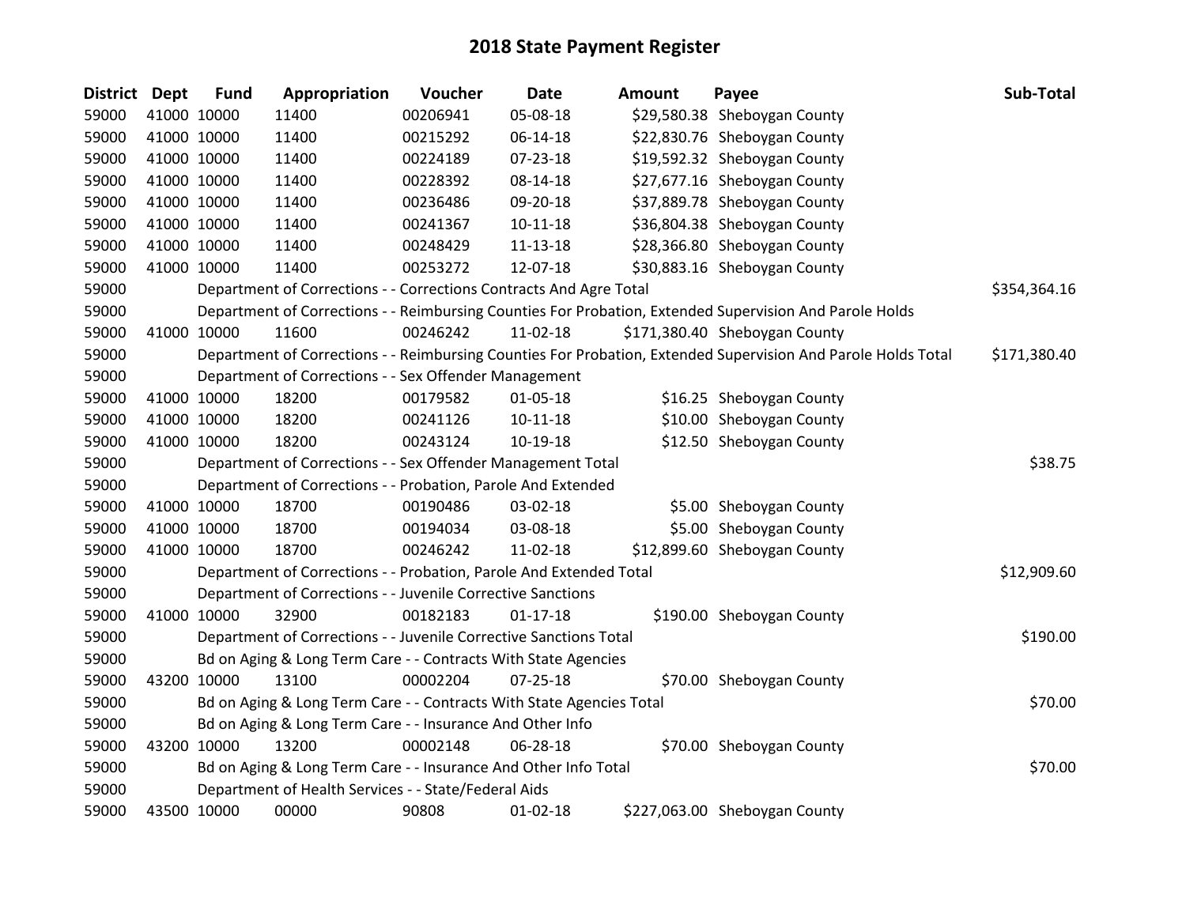# 2018 State Payment Register

| District | Dept | Fund | Appropriation | Voucher | Date | Amount | Payee | Sub-Total |
|---|---|---|---|---|---|---|---|---|
| 59000 | 41000 | 10000 | 11400 | 00206941 | 05-08-18 | $29,580.38 | Sheboygan County | |
| 59000 | 41000 | 10000 | 11400 | 00215292 | 06-14-18 | $22,830.76 | Sheboygan County | |
| 59000 | 41000 | 10000 | 11400 | 00224189 | 07-23-18 | $19,592.32 | Sheboygan County | |
| 59000 | 41000 | 10000 | 11400 | 00228392 | 08-14-18 | $27,677.16 | Sheboygan County | |
| 59000 | 41000 | 10000 | 11400 | 00236486 | 09-20-18 | $37,889.78 | Sheboygan County | |
| 59000 | 41000 | 10000 | 11400 | 00241367 | 10-11-18 | $36,804.38 | Sheboygan County | |
| 59000 | 41000 | 10000 | 11400 | 00248429 | 11-13-18 | $28,366.80 | Sheboygan County | |
| 59000 | 41000 | 10000 | 11400 | 00253272 | 12-07-18 | $30,883.16 | Sheboygan County | |
| 59000 | | Department of Corrections - - Corrections Contracts And Agre Total | | | | | | $354,364.16 |
| 59000 | | Department of Corrections - - Reimbursing Counties For Probation, Extended Supervision And Parole Holds | | | | | | |
| 59000 | 41000 | 10000 | 11600 | 00246242 | 11-02-18 | $171,380.40 | Sheboygan County | |
| 59000 | | Department of Corrections - - Reimbursing Counties For Probation, Extended Supervision And Parole Holds Total | | | | | | $171,380.40 |
| 59000 | | Department of Corrections - - Sex Offender Management | | | | | | |
| 59000 | 41000 | 10000 | 18200 | 00179582 | 01-05-18 | $16.25 | Sheboygan County | |
| 59000 | 41000 | 10000 | 18200 | 00241126 | 10-11-18 | $10.00 | Sheboygan County | |
| 59000 | 41000 | 10000 | 18200 | 00243124 | 10-19-18 | $12.50 | Sheboygan County | |
| 59000 | | Department of Corrections - - Sex Offender Management Total | | | | | | $38.75 |
| 59000 | | Department of Corrections - - Probation, Parole And Extended | | | | | | |
| 59000 | 41000 | 10000 | 18700 | 00190486 | 03-02-18 | $5.00 | Sheboygan County | |
| 59000 | 41000 | 10000 | 18700 | 00194034 | 03-08-18 | $5.00 | Sheboygan County | |
| 59000 | 41000 | 10000 | 18700 | 00246242 | 11-02-18 | $12,899.60 | Sheboygan County | |
| 59000 | | Department of Corrections - - Probation, Parole And Extended Total | | | | | | $12,909.60 |
| 59000 | | Department of Corrections - - Juvenile Corrective Sanctions | | | | | | |
| 59000 | 41000 | 10000 | 32900 | 00182183 | 01-17-18 | $190.00 | Sheboygan County | |
| 59000 | | Department of Corrections - - Juvenile Corrective Sanctions Total | | | | | | $190.00 |
| 59000 | | Bd on Aging & Long Term Care - - Contracts With State Agencies | | | | | | |
| 59000 | 43200 | 10000 | 13100 | 00002204 | 07-25-18 | $70.00 | Sheboygan County | |
| 59000 | | Bd on Aging & Long Term Care - - Contracts With State Agencies Total | | | | | | $70.00 |
| 59000 | | Bd on Aging & Long Term Care - - Insurance And Other Info | | | | | | |
| 59000 | 43200 | 10000 | 13200 | 00002148 | 06-28-18 | $70.00 | Sheboygan County | |
| 59000 | | Bd on Aging & Long Term Care - - Insurance And Other Info Total | | | | | | $70.00 |
| 59000 | | Department of Health Services - - State/Federal Aids | | | | | | |
| 59000 | 43500 | 10000 | 00000 | 90808 | 01-02-18 | $227,063.00 | Sheboygan County | |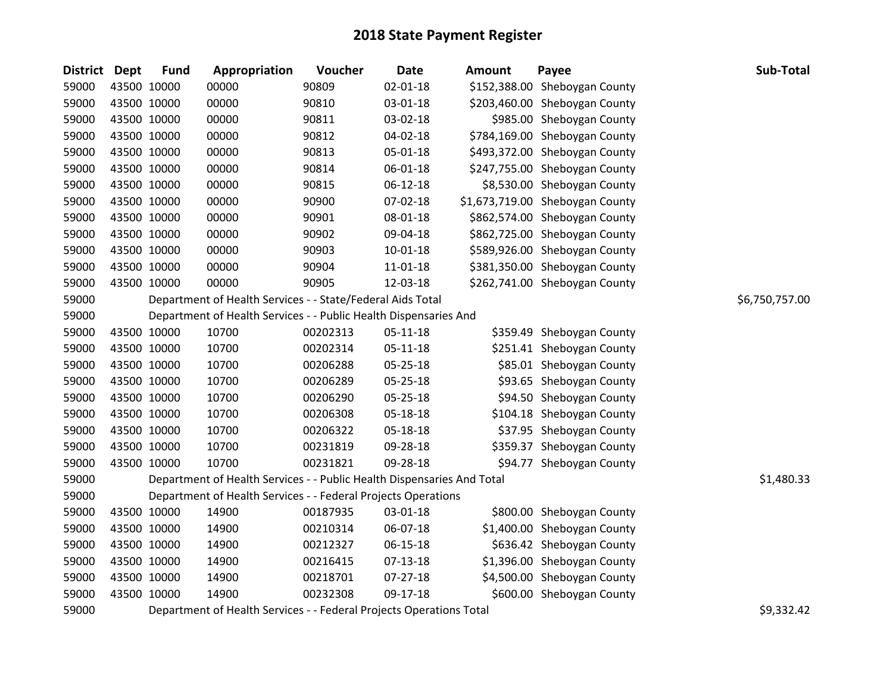# 2018 State Payment Register

| District | Dept | Fund | Appropriation | Voucher | Date | Amount | Payee | Sub-Total |
|---|---|---|---|---|---|---|---|---|
| 59000 | 43500 | 10000 | 00000 | 90809 | 02-01-18 | $152,388.00 | Sheboygan County | |
| 59000 | 43500 | 10000 | 00000 | 90810 | 03-01-18 | $203,460.00 | Sheboygan County | |
| 59000 | 43500 | 10000 | 00000 | 90811 | 03-02-18 | $985.00 | Sheboygan County | |
| 59000 | 43500 | 10000 | 00000 | 90812 | 04-02-18 | $784,169.00 | Sheboygan County | |
| 59000 | 43500 | 10000 | 00000 | 90813 | 05-01-18 | $493,372.00 | Sheboygan County | |
| 59000 | 43500 | 10000 | 00000 | 90814 | 06-01-18 | $247,755.00 | Sheboygan County | |
| 59000 | 43500 | 10000 | 00000 | 90815 | 06-12-18 | $8,530.00 | Sheboygan County | |
| 59000 | 43500 | 10000 | 00000 | 90900 | 07-02-18 | $1,673,719.00 | Sheboygan County | |
| 59000 | 43500 | 10000 | 00000 | 90901 | 08-01-18 | $862,574.00 | Sheboygan County | |
| 59000 | 43500 | 10000 | 00000 | 90902 | 09-04-18 | $862,725.00 | Sheboygan County | |
| 59000 | 43500 | 10000 | 00000 | 90903 | 10-01-18 | $589,926.00 | Sheboygan County | |
| 59000 | 43500 | 10000 | 00000 | 90904 | 11-01-18 | $381,350.00 | Sheboygan County | |
| 59000 | 43500 | 10000 | 00000 | 90905 | 12-03-18 | $262,741.00 | Sheboygan County | |
| 59000 | | Department of Health Services - - State/Federal Aids Total | | | | | | $6,750,757.00 |
| 59000 | | Department of Health Services - - Public Health Dispensaries And | | | | | | |
| 59000 | 43500 | 10000 | 10700 | 00202313 | 05-11-18 | $359.49 | Sheboygan County | |
| 59000 | 43500 | 10000 | 10700 | 00202314 | 05-11-18 | $251.41 | Sheboygan County | |
| 59000 | 43500 | 10000 | 10700 | 00206288 | 05-25-18 | $85.01 | Sheboygan County | |
| 59000 | 43500 | 10000 | 10700 | 00206289 | 05-25-18 | $93.65 | Sheboygan County | |
| 59000 | 43500 | 10000 | 10700 | 00206290 | 05-25-18 | $94.50 | Sheboygan County | |
| 59000 | 43500 | 10000 | 10700 | 00206308 | 05-18-18 | $104.18 | Sheboygan County | |
| 59000 | 43500 | 10000 | 10700 | 00206322 | 05-18-18 | $37.95 | Sheboygan County | |
| 59000 | 43500 | 10000 | 10700 | 00231819 | 09-28-18 | $359.37 | Sheboygan County | |
| 59000 | 43500 | 10000 | 10700 | 00231821 | 09-28-18 | $94.77 | Sheboygan County | |
| 59000 | | Department of Health Services - - Public Health Dispensaries And Total | | | | | | $1,480.33 |
| 59000 | | Department of Health Services - - Federal Projects Operations | | | | | | |
| 59000 | 43500 | 10000 | 14900 | 00187935 | 03-01-18 | $800.00 | Sheboygan County | |
| 59000 | 43500 | 10000 | 14900 | 00210314 | 06-07-18 | $1,400.00 | Sheboygan County | |
| 59000 | 43500 | 10000 | 14900 | 00212327 | 06-15-18 | $636.42 | Sheboygan County | |
| 59000 | 43500 | 10000 | 14900 | 00216415 | 07-13-18 | $1,396.00 | Sheboygan County | |
| 59000 | 43500 | 10000 | 14900 | 00218701 | 07-27-18 | $4,500.00 | Sheboygan County | |
| 59000 | 43500 | 10000 | 14900 | 00232308 | 09-17-18 | $600.00 | Sheboygan County | |
| 59000 | | Department of Health Services - - Federal Projects Operations Total | | | | | | $9,332.42 |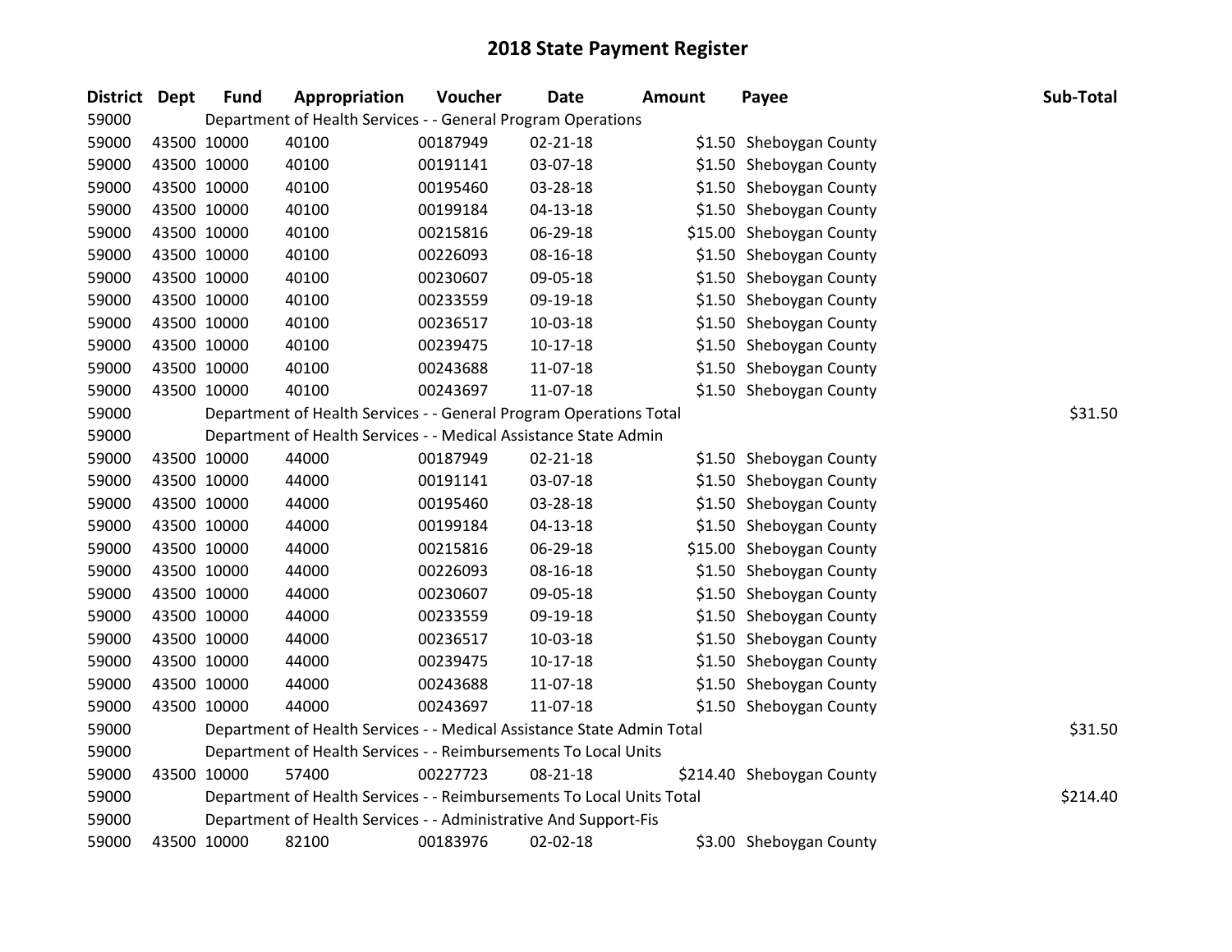# 2018 State Payment Register

| District | Dept | Fund | Appropriation | Voucher | Date | Amount | Payee | Sub-Total |
|---|---|---|---|---|---|---|---|---|
| 59000 | | | Department of Health Services - - General Program Operations | | | | | |
| 59000 | 43500 | 10000 | 40100 | 00187949 | 02-21-18 | $1.50 | Sheboygan County | |
| 59000 | 43500 | 10000 | 40100 | 00191141 | 03-07-18 | $1.50 | Sheboygan County | |
| 59000 | 43500 | 10000 | 40100 | 00195460 | 03-28-18 | $1.50 | Sheboygan County | |
| 59000 | 43500 | 10000 | 40100 | 00199184 | 04-13-18 | $1.50 | Sheboygan County | |
| 59000 | 43500 | 10000 | 40100 | 00215816 | 06-29-18 | $15.00 | Sheboygan County | |
| 59000 | 43500 | 10000 | 40100 | 00226093 | 08-16-18 | $1.50 | Sheboygan County | |
| 59000 | 43500 | 10000 | 40100 | 00230607 | 09-05-18 | $1.50 | Sheboygan County | |
| 59000 | 43500 | 10000 | 40100 | 00233559 | 09-19-18 | $1.50 | Sheboygan County | |
| 59000 | 43500 | 10000 | 40100 | 00236517 | 10-03-18 | $1.50 | Sheboygan County | |
| 59000 | 43500 | 10000 | 40100 | 00239475 | 10-17-18 | $1.50 | Sheboygan County | |
| 59000 | 43500 | 10000 | 40100 | 00243688 | 11-07-18 | $1.50 | Sheboygan County | |
| 59000 | 43500 | 10000 | 40100 | 00243697 | 11-07-18 | $1.50 | Sheboygan County | |
| 59000 | | | Department of Health Services - - General Program Operations Total | | | | | $31.50 |
| 59000 | | | Department of Health Services - - Medical Assistance State Admin | | | | | |
| 59000 | 43500 | 10000 | 44000 | 00187949 | 02-21-18 | $1.50 | Sheboygan County | |
| 59000 | 43500 | 10000 | 44000 | 00191141 | 03-07-18 | $1.50 | Sheboygan County | |
| 59000 | 43500 | 10000 | 44000 | 00195460 | 03-28-18 | $1.50 | Sheboygan County | |
| 59000 | 43500 | 10000 | 44000 | 00199184 | 04-13-18 | $1.50 | Sheboygan County | |
| 59000 | 43500 | 10000 | 44000 | 00215816 | 06-29-18 | $15.00 | Sheboygan County | |
| 59000 | 43500 | 10000 | 44000 | 00226093 | 08-16-18 | $1.50 | Sheboygan County | |
| 59000 | 43500 | 10000 | 44000 | 00230607 | 09-05-18 | $1.50 | Sheboygan County | |
| 59000 | 43500 | 10000 | 44000 | 00233559 | 09-19-18 | $1.50 | Sheboygan County | |
| 59000 | 43500 | 10000 | 44000 | 00236517 | 10-03-18 | $1.50 | Sheboygan County | |
| 59000 | 43500 | 10000 | 44000 | 00239475 | 10-17-18 | $1.50 | Sheboygan County | |
| 59000 | 43500 | 10000 | 44000 | 00243688 | 11-07-18 | $1.50 | Sheboygan County | |
| 59000 | 43500 | 10000 | 44000 | 00243697 | 11-07-18 | $1.50 | Sheboygan County | |
| 59000 | | | Department of Health Services - - Medical Assistance State Admin Total | | | | | $31.50 |
| 59000 | | | Department of Health Services - - Reimbursements To Local Units | | | | | |
| 59000 | 43500 | 10000 | 57400 | 00227723 | 08-21-18 | $214.40 | Sheboygan County | |
| 59000 | | | Department of Health Services - - Reimbursements To Local Units Total | | | | | $214.40 |
| 59000 | | | Department of Health Services - - Administrative And Support-Fis | | | | | |
| 59000 | 43500 | 10000 | 82100 | 00183976 | 02-02-18 | $3.00 | Sheboygan County | |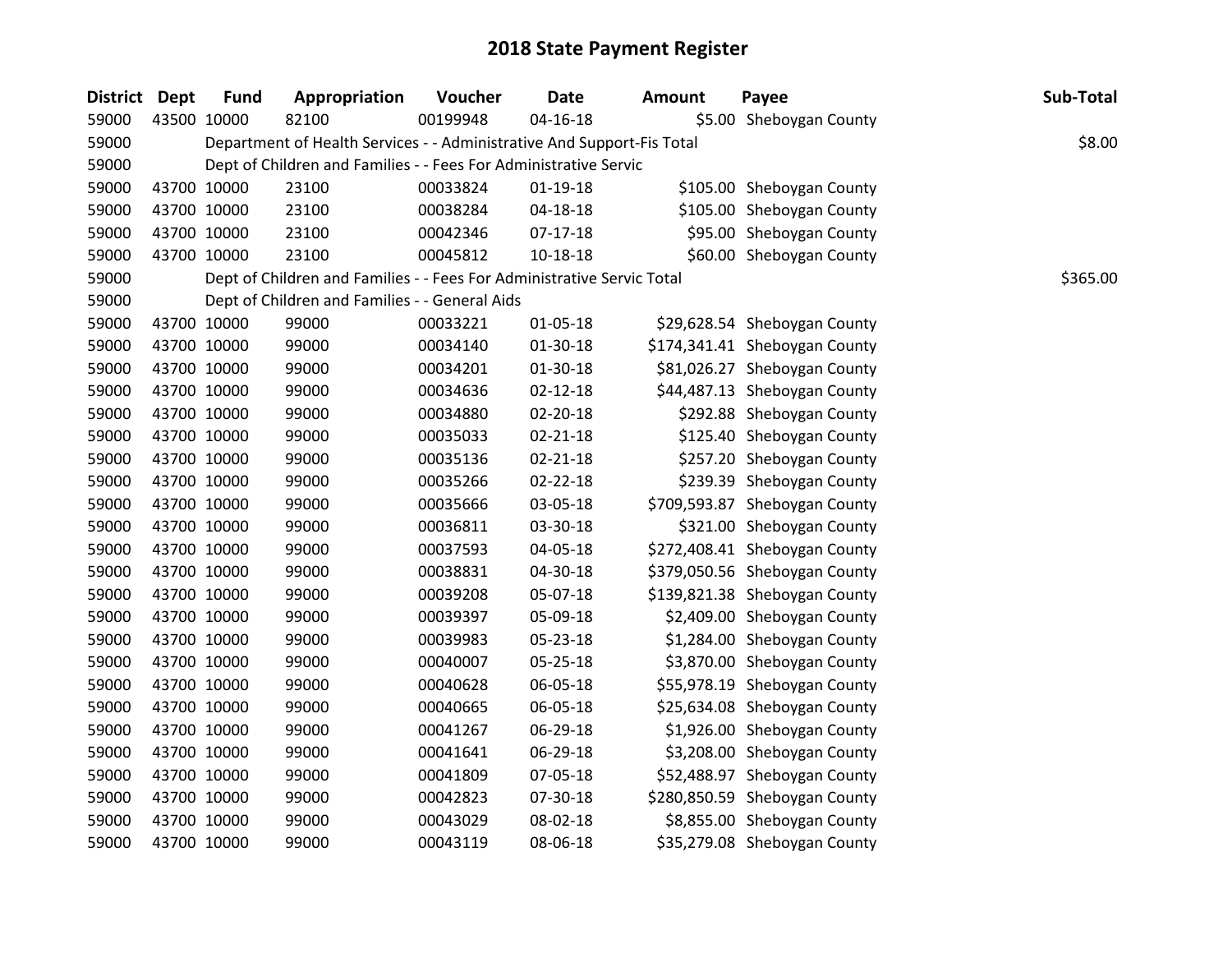# 2018 State Payment Register

| District | Dept | Fund | Appropriation | Voucher | Date | Amount | Payee | Sub-Total |
|---|---|---|---|---|---|---|---|---|
| 59000 | 43500 | 10000 | 82100 | 00199948 | 04-16-18 | $5.00 | Sheboygan County | |
| 59000 | | Department of Health Services - - Administrative And Support-Fis Total | | | | | | $8.00 |
| 59000 | | Dept of Children and Families - - Fees For Administrative Servic | | | | | | |
| 59000 | 43700 | 10000 | 23100 | 00033824 | 01-19-18 | $105.00 | Sheboygan County | |
| 59000 | 43700 | 10000 | 23100 | 00038284 | 04-18-18 | $105.00 | Sheboygan County | |
| 59000 | 43700 | 10000 | 23100 | 00042346 | 07-17-18 | $95.00 | Sheboygan County | |
| 59000 | 43700 | 10000 | 23100 | 00045812 | 10-18-18 | $60.00 | Sheboygan County | |
| 59000 | | Dept of Children and Families - - Fees For Administrative Servic Total | | | | | | $365.00 |
| 59000 | | Dept of Children and Families - - General Aids | | | | | | |
| 59000 | 43700 | 10000 | 99000 | 00033221 | 01-05-18 | $29,628.54 | Sheboygan County | |
| 59000 | 43700 | 10000 | 99000 | 00034140 | 01-30-18 | $174,341.41 | Sheboygan County | |
| 59000 | 43700 | 10000 | 99000 | 00034201 | 01-30-18 | $81,026.27 | Sheboygan County | |
| 59000 | 43700 | 10000 | 99000 | 00034636 | 02-12-18 | $44,487.13 | Sheboygan County | |
| 59000 | 43700 | 10000 | 99000 | 00034880 | 02-20-18 | $292.88 | Sheboygan County | |
| 59000 | 43700 | 10000 | 99000 | 00035033 | 02-21-18 | $125.40 | Sheboygan County | |
| 59000 | 43700 | 10000 | 99000 | 00035136 | 02-21-18 | $257.20 | Sheboygan County | |
| 59000 | 43700 | 10000 | 99000 | 00035266 | 02-22-18 | $239.39 | Sheboygan County | |
| 59000 | 43700 | 10000 | 99000 | 00035666 | 03-05-18 | $709,593.87 | Sheboygan County | |
| 59000 | 43700 | 10000 | 99000 | 00036811 | 03-30-18 | $321.00 | Sheboygan County | |
| 59000 | 43700 | 10000 | 99000 | 00037593 | 04-05-18 | $272,408.41 | Sheboygan County | |
| 59000 | 43700 | 10000 | 99000 | 00038831 | 04-30-18 | $379,050.56 | Sheboygan County | |
| 59000 | 43700 | 10000 | 99000 | 00039208 | 05-07-18 | $139,821.38 | Sheboygan County | |
| 59000 | 43700 | 10000 | 99000 | 00039397 | 05-09-18 | $2,409.00 | Sheboygan County | |
| 59000 | 43700 | 10000 | 99000 | 00039983 | 05-23-18 | $1,284.00 | Sheboygan County | |
| 59000 | 43700 | 10000 | 99000 | 00040007 | 05-25-18 | $3,870.00 | Sheboygan County | |
| 59000 | 43700 | 10000 | 99000 | 00040628 | 06-05-18 | $55,978.19 | Sheboygan County | |
| 59000 | 43700 | 10000 | 99000 | 00040665 | 06-05-18 | $25,634.08 | Sheboygan County | |
| 59000 | 43700 | 10000 | 99000 | 00041267 | 06-29-18 | $1,926.00 | Sheboygan County | |
| 59000 | 43700 | 10000 | 99000 | 00041641 | 06-29-18 | $3,208.00 | Sheboygan County | |
| 59000 | 43700 | 10000 | 99000 | 00041809 | 07-05-18 | $52,488.97 | Sheboygan County | |
| 59000 | 43700 | 10000 | 99000 | 00042823 | 07-30-18 | $280,850.59 | Sheboygan County | |
| 59000 | 43700 | 10000 | 99000 | 00043029 | 08-02-18 | $8,855.00 | Sheboygan County | |
| 59000 | 43700 | 10000 | 99000 | 00043119 | 08-06-18 | $35,279.08 | Sheboygan County | |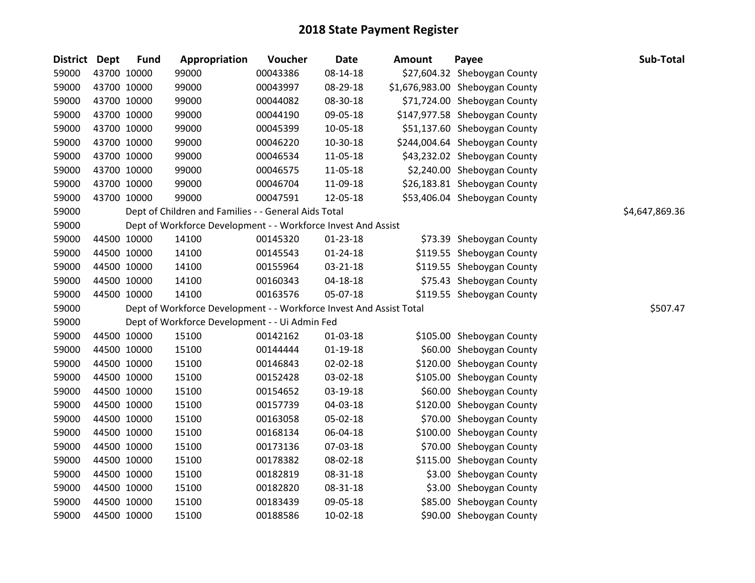# 2018 State Payment Register

| District | Dept | Fund | Appropriation | Voucher | Date | Amount | Payee | Sub-Total |
|---|---|---|---|---|---|---|---|---|
| 59000 | 43700 | 10000 | 99000 | 00043386 | 08-14-18 | $27,604.32 | Sheboygan County | |
| 59000 | 43700 | 10000 | 99000 | 00043997 | 08-29-18 | $1,676,983.00 | Sheboygan County | |
| 59000 | 43700 | 10000 | 99000 | 00044082 | 08-30-18 | $71,724.00 | Sheboygan County | |
| 59000 | 43700 | 10000 | 99000 | 00044190 | 09-05-18 | $147,977.58 | Sheboygan County | |
| 59000 | 43700 | 10000 | 99000 | 00045399 | 10-05-18 | $51,137.60 | Sheboygan County | |
| 59000 | 43700 | 10000 | 99000 | 00046220 | 10-30-18 | $244,004.64 | Sheboygan County | |
| 59000 | 43700 | 10000 | 99000 | 00046534 | 11-05-18 | $43,232.02 | Sheboygan County | |
| 59000 | 43700 | 10000 | 99000 | 00046575 | 11-05-18 | $2,240.00 | Sheboygan County | |
| 59000 | 43700 | 10000 | 99000 | 00046704 | 11-09-18 | $26,183.81 | Sheboygan County | |
| 59000 | 43700 | 10000 | 99000 | 00047591 | 12-05-18 | $53,406.04 | Sheboygan County | |
| 59000 | | Dept of Children and Families - - General Aids Total | | | | | | $4,647,869.36 |
| 59000 | | Dept of Workforce Development - - Workforce Invest And Assist | | | | | | |
| 59000 | 44500 | 10000 | 14100 | 00145320 | 01-23-18 | $73.39 | Sheboygan County | |
| 59000 | 44500 | 10000 | 14100 | 00145543 | 01-24-18 | $119.55 | Sheboygan County | |
| 59000 | 44500 | 10000 | 14100 | 00155964 | 03-21-18 | $119.55 | Sheboygan County | |
| 59000 | 44500 | 10000 | 14100 | 00160343 | 04-18-18 | $75.43 | Sheboygan County | |
| 59000 | 44500 | 10000 | 14100 | 00163576 | 05-07-18 | $119.55 | Sheboygan County | |
| 59000 | | Dept of Workforce Development - - Workforce Invest And Assist Total | | | | | | $507.47 |
| 59000 | | Dept of Workforce Development - - Ui Admin Fed | | | | | | |
| 59000 | 44500 | 10000 | 15100 | 00142162 | 01-03-18 | $105.00 | Sheboygan County | |
| 59000 | 44500 | 10000 | 15100 | 00144444 | 01-19-18 | $60.00 | Sheboygan County | |
| 59000 | 44500 | 10000 | 15100 | 00146843 | 02-02-18 | $120.00 | Sheboygan County | |
| 59000 | 44500 | 10000 | 15100 | 00152428 | 03-02-18 | $105.00 | Sheboygan County | |
| 59000 | 44500 | 10000 | 15100 | 00154652 | 03-19-18 | $60.00 | Sheboygan County | |
| 59000 | 44500 | 10000 | 15100 | 00157739 | 04-03-18 | $120.00 | Sheboygan County | |
| 59000 | 44500 | 10000 | 15100 | 00163058 | 05-02-18 | $70.00 | Sheboygan County | |
| 59000 | 44500 | 10000 | 15100 | 00168134 | 06-04-18 | $100.00 | Sheboygan County | |
| 59000 | 44500 | 10000 | 15100 | 00173136 | 07-03-18 | $70.00 | Sheboygan County | |
| 59000 | 44500 | 10000 | 15100 | 00178382 | 08-02-18 | $115.00 | Sheboygan County | |
| 59000 | 44500 | 10000 | 15100 | 00182819 | 08-31-18 | $3.00 | Sheboygan County | |
| 59000 | 44500 | 10000 | 15100 | 00182820 | 08-31-18 | $3.00 | Sheboygan County | |
| 59000 | 44500 | 10000 | 15100 | 00183439 | 09-05-18 | $85.00 | Sheboygan County | |
| 59000 | 44500 | 10000 | 15100 | 00188586 | 10-02-18 | $90.00 | Sheboygan County | |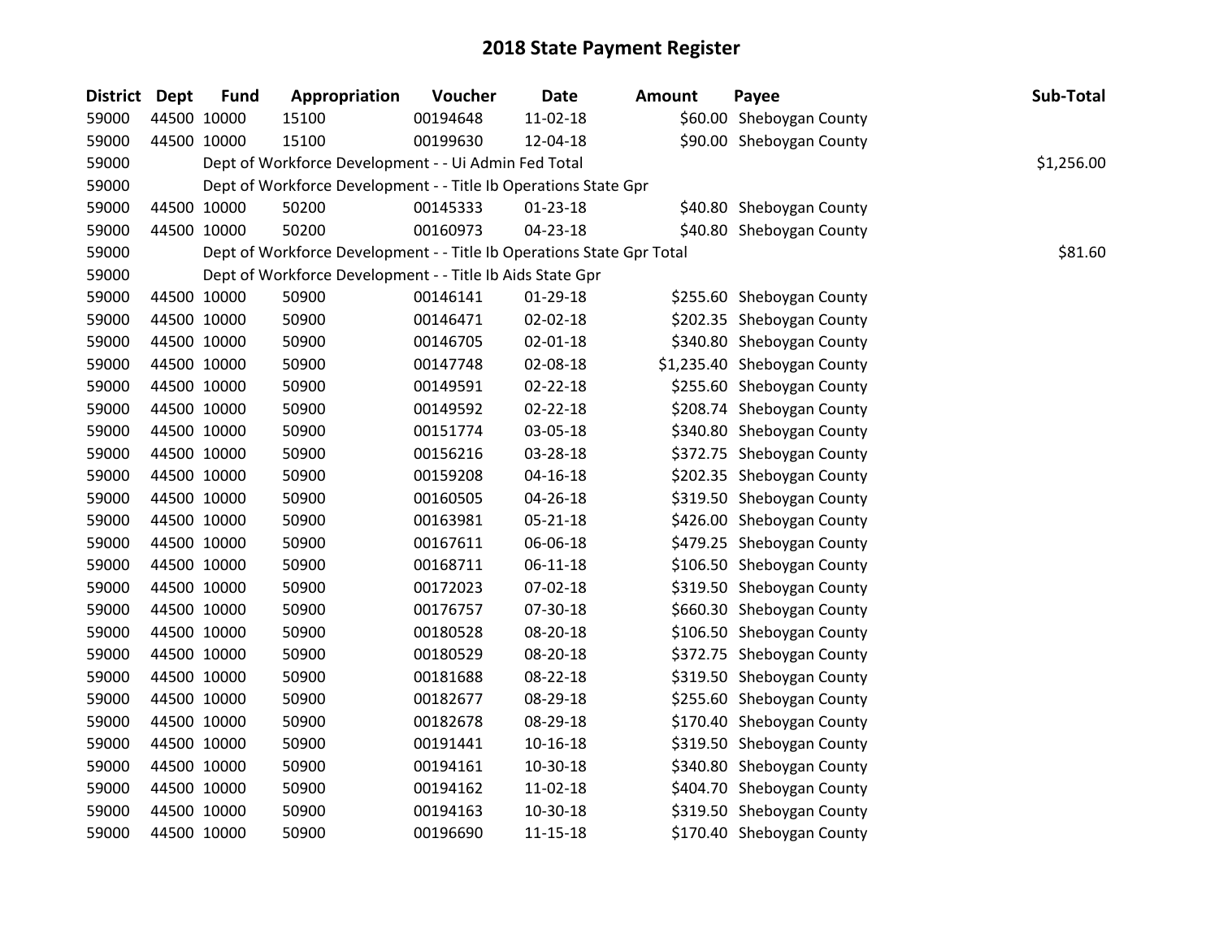# 2018 State Payment Register

| District | Dept | Fund | Appropriation | Voucher | Date | Amount | Payee | Sub-Total |
|---|---|---|---|---|---|---|---|---|
| 59000 | 44500 | 10000 | 15100 | 00194648 | 11-02-18 | $60.00 | Sheboygan County | |
| 59000 | 44500 | 10000 | 15100 | 00199630 | 12-04-18 | $90.00 | Sheboygan County | |
| 59000 | | Dept of Workforce Development - - Ui Admin Fed Total | | | | | | $1,256.00 |
| 59000 | | Dept of Workforce Development - - Title Ib Operations State Gpr | | | | | | |
| 59000 | 44500 | 10000 | 50200 | 00145333 | 01-23-18 | $40.80 | Sheboygan County | |
| 59000 | 44500 | 10000 | 50200 | 00160973 | 04-23-18 | $40.80 | Sheboygan County | |
| 59000 | | Dept of Workforce Development - - Title Ib Operations State Gpr Total | | | | | | $81.60 |
| 59000 | | Dept of Workforce Development - - Title Ib Aids State Gpr | | | | | | |
| 59000 | 44500 | 10000 | 50900 | 00146141 | 01-29-18 | $255.60 | Sheboygan County | |
| 59000 | 44500 | 10000 | 50900 | 00146471 | 02-02-18 | $202.35 | Sheboygan County | |
| 59000 | 44500 | 10000 | 50900 | 00146705 | 02-01-18 | $340.80 | Sheboygan County | |
| 59000 | 44500 | 10000 | 50900 | 00147748 | 02-08-18 | $1,235.40 | Sheboygan County | |
| 59000 | 44500 | 10000 | 50900 | 00149591 | 02-22-18 | $255.60 | Sheboygan County | |
| 59000 | 44500 | 10000 | 50900 | 00149592 | 02-22-18 | $208.74 | Sheboygan County | |
| 59000 | 44500 | 10000 | 50900 | 00151774 | 03-05-18 | $340.80 | Sheboygan County | |
| 59000 | 44500 | 10000 | 50900 | 00156216 | 03-28-18 | $372.75 | Sheboygan County | |
| 59000 | 44500 | 10000 | 50900 | 00159208 | 04-16-18 | $202.35 | Sheboygan County | |
| 59000 | 44500 | 10000 | 50900 | 00160505 | 04-26-18 | $319.50 | Sheboygan County | |
| 59000 | 44500 | 10000 | 50900 | 00163981 | 05-21-18 | $426.00 | Sheboygan County | |
| 59000 | 44500 | 10000 | 50900 | 00167611 | 06-06-18 | $479.25 | Sheboygan County | |
| 59000 | 44500 | 10000 | 50900 | 00168711 | 06-11-18 | $106.50 | Sheboygan County | |
| 59000 | 44500 | 10000 | 50900 | 00172023 | 07-02-18 | $319.50 | Sheboygan County | |
| 59000 | 44500 | 10000 | 50900 | 00176757 | 07-30-18 | $660.30 | Sheboygan County | |
| 59000 | 44500 | 10000 | 50900 | 00180528 | 08-20-18 | $106.50 | Sheboygan County | |
| 59000 | 44500 | 10000 | 50900 | 00180529 | 08-20-18 | $372.75 | Sheboygan County | |
| 59000 | 44500 | 10000 | 50900 | 00181688 | 08-22-18 | $319.50 | Sheboygan County | |
| 59000 | 44500 | 10000 | 50900 | 00182677 | 08-29-18 | $255.60 | Sheboygan County | |
| 59000 | 44500 | 10000 | 50900 | 00182678 | 08-29-18 | $170.40 | Sheboygan County | |
| 59000 | 44500 | 10000 | 50900 | 00191441 | 10-16-18 | $319.50 | Sheboygan County | |
| 59000 | 44500 | 10000 | 50900 | 00194161 | 10-30-18 | $340.80 | Sheboygan County | |
| 59000 | 44500 | 10000 | 50900 | 00194162 | 11-02-18 | $404.70 | Sheboygan County | |
| 59000 | 44500 | 10000 | 50900 | 00194163 | 10-30-18 | $319.50 | Sheboygan County | |
| 59000 | 44500 | 10000 | 50900 | 00196690 | 11-15-18 | $170.40 | Sheboygan County | |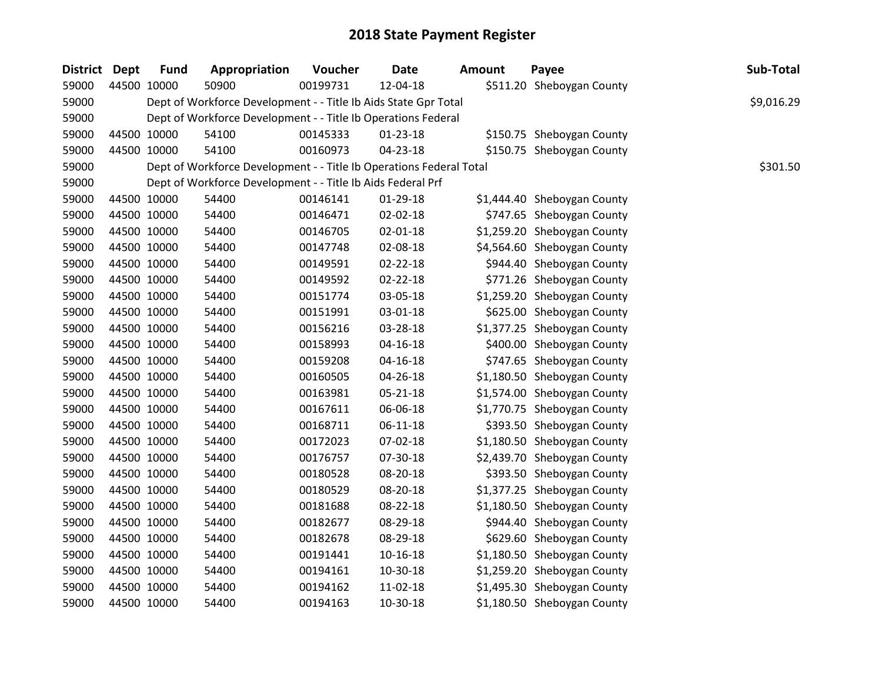# 2018 State Payment Register

| District | Dept | Fund | Appropriation | Voucher | Date | Amount | Payee | Sub-Total |
|---|---|---|---|---|---|---|---|---|
| 59000 | 44500 | 10000 | 50900 | 00199731 | 12-04-18 | $511.20 | Sheboygan County | |
| 59000 | | Dept of Workforce Development - - Title Ib Aids State Gpr Total | | | | | | $9,016.29 |
| 59000 | | Dept of Workforce Development - - Title Ib Operations Federal | | | | | | |
| 59000 | 44500 | 10000 | 54100 | 00145333 | 01-23-18 | $150.75 | Sheboygan County | |
| 59000 | 44500 | 10000 | 54100 | 00160973 | 04-23-18 | $150.75 | Sheboygan County | |
| 59000 | | Dept of Workforce Development - - Title Ib Operations Federal Total | | | | | | $301.50 |
| 59000 | | Dept of Workforce Development - - Title Ib Aids Federal Prf | | | | | | |
| 59000 | 44500 | 10000 | 54400 | 00146141 | 01-29-18 | $1,444.40 | Sheboygan County | |
| 59000 | 44500 | 10000 | 54400 | 00146471 | 02-02-18 | $747.65 | Sheboygan County | |
| 59000 | 44500 | 10000 | 54400 | 00146705 | 02-01-18 | $1,259.20 | Sheboygan County | |
| 59000 | 44500 | 10000 | 54400 | 00147748 | 02-08-18 | $4,564.60 | Sheboygan County | |
| 59000 | 44500 | 10000 | 54400 | 00149591 | 02-22-18 | $944.40 | Sheboygan County | |
| 59000 | 44500 | 10000 | 54400 | 00149592 | 02-22-18 | $771.26 | Sheboygan County | |
| 59000 | 44500 | 10000 | 54400 | 00151774 | 03-05-18 | $1,259.20 | Sheboygan County | |
| 59000 | 44500 | 10000 | 54400 | 00151991 | 03-01-18 | $625.00 | Sheboygan County | |
| 59000 | 44500 | 10000 | 54400 | 00156216 | 03-28-18 | $1,377.25 | Sheboygan County | |
| 59000 | 44500 | 10000 | 54400 | 00158993 | 04-16-18 | $400.00 | Sheboygan County | |
| 59000 | 44500 | 10000 | 54400 | 00159208 | 04-16-18 | $747.65 | Sheboygan County | |
| 59000 | 44500 | 10000 | 54400 | 00160505 | 04-26-18 | $1,180.50 | Sheboygan County | |
| 59000 | 44500 | 10000 | 54400 | 00163981 | 05-21-18 | $1,574.00 | Sheboygan County | |
| 59000 | 44500 | 10000 | 54400 | 00167611 | 06-06-18 | $1,770.75 | Sheboygan County | |
| 59000 | 44500 | 10000 | 54400 | 00168711 | 06-11-18 | $393.50 | Sheboygan County | |
| 59000 | 44500 | 10000 | 54400 | 00172023 | 07-02-18 | $1,180.50 | Sheboygan County | |
| 59000 | 44500 | 10000 | 54400 | 00176757 | 07-30-18 | $2,439.70 | Sheboygan County | |
| 59000 | 44500 | 10000 | 54400 | 00180528 | 08-20-18 | $393.50 | Sheboygan County | |
| 59000 | 44500 | 10000 | 54400 | 00180529 | 08-20-18 | $1,377.25 | Sheboygan County | |
| 59000 | 44500 | 10000 | 54400 | 00181688 | 08-22-18 | $1,180.50 | Sheboygan County | |
| 59000 | 44500 | 10000 | 54400 | 00182677 | 08-29-18 | $944.40 | Sheboygan County | |
| 59000 | 44500 | 10000 | 54400 | 00182678 | 08-29-18 | $629.60 | Sheboygan County | |
| 59000 | 44500 | 10000 | 54400 | 00191441 | 10-16-18 | $1,180.50 | Sheboygan County | |
| 59000 | 44500 | 10000 | 54400 | 00194161 | 10-30-18 | $1,259.20 | Sheboygan County | |
| 59000 | 44500 | 10000 | 54400 | 00194162 | 11-02-18 | $1,495.30 | Sheboygan County | |
| 59000 | 44500 | 10000 | 54400 | 00194163 | 10-30-18 | $1,180.50 | Sheboygan County | |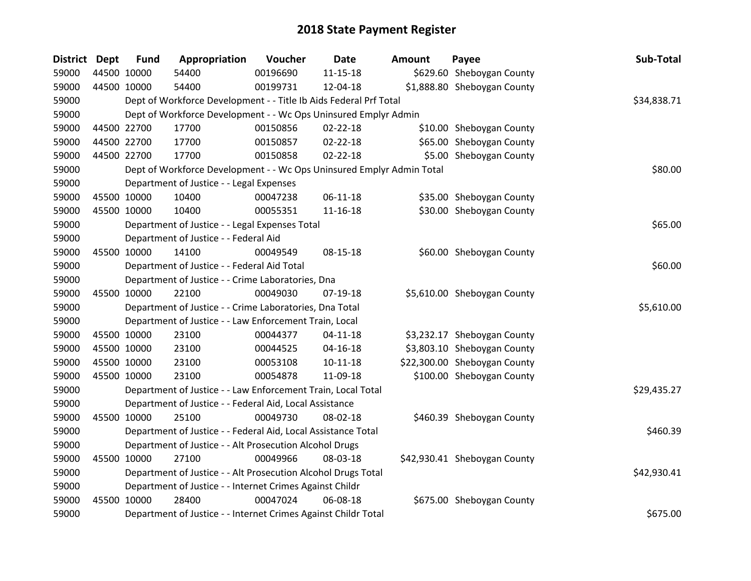# 2018 State Payment Register

| District | Dept | Fund | Appropriation | Voucher | Date | Amount | Payee | Sub-Total |
|---|---|---|---|---|---|---|---|---|
| 59000 | 44500 | 10000 | 54400 | 00196690 | 11-15-18 | $629.60 | Sheboygan County | |
| 59000 | 44500 | 10000 | 54400 | 00199731 | 12-04-18 | $1,888.80 | Sheboygan County | |
| 59000 | | Dept of Workforce Development - - Title Ib Aids Federal Prf Total | | | | | | $34,838.71 |
| 59000 | | Dept of Workforce Development - - Wc Ops Uninsured Emplyr Admin | | | | | | |
| 59000 | 44500 | 22700 | 17700 | 00150856 | 02-22-18 | $10.00 | Sheboygan County | |
| 59000 | 44500 | 22700 | 17700 | 00150857 | 02-22-18 | $65.00 | Sheboygan County | |
| 59000 | 44500 | 22700 | 17700 | 00150858 | 02-22-18 | $5.00 | Sheboygan County | |
| 59000 | | Dept of Workforce Development - - Wc Ops Uninsured Emplyr Admin Total | | | | | | $80.00 |
| 59000 | | Department of Justice - - Legal Expenses | | | | | | |
| 59000 | 45500 | 10000 | 10400 | 00047238 | 06-11-18 | $35.00 | Sheboygan County | |
| 59000 | 45500 | 10000 | 10400 | 00055351 | 11-16-18 | $30.00 | Sheboygan County | |
| 59000 | | Department of Justice - - Legal Expenses Total | | | | | | $65.00 |
| 59000 | | Department of Justice - - Federal Aid | | | | | | |
| 59000 | 45500 | 10000 | 14100 | 00049549 | 08-15-18 | $60.00 | Sheboygan County | |
| 59000 | | Department of Justice - - Federal Aid Total | | | | | | $60.00 |
| 59000 | | Department of Justice - - Crime Laboratories, Dna | | | | | | |
| 59000 | 45500 | 10000 | 22100 | 00049030 | 07-19-18 | $5,610.00 | Sheboygan County | |
| 59000 | | Department of Justice - - Crime Laboratories, Dna Total | | | | | | $5,610.00 |
| 59000 | | Department of Justice - - Law Enforcement Train, Local | | | | | | |
| 59000 | 45500 | 10000 | 23100 | 00044377 | 04-11-18 | $3,232.17 | Sheboygan County | |
| 59000 | 45500 | 10000 | 23100 | 00044525 | 04-16-18 | $3,803.10 | Sheboygan County | |
| 59000 | 45500 | 10000 | 23100 | 00053108 | 10-11-18 | $22,300.00 | Sheboygan County | |
| 59000 | 45500 | 10000 | 23100 | 00054878 | 11-09-18 | $100.00 | Sheboygan County | |
| 59000 | | Department of Justice - - Law Enforcement Train, Local Total | | | | | | $29,435.27 |
| 59000 | | Department of Justice - - Federal Aid, Local Assistance | | | | | | |
| 59000 | 45500 | 10000 | 25100 | 00049730 | 08-02-18 | $460.39 | Sheboygan County | |
| 59000 | | Department of Justice - - Federal Aid, Local Assistance Total | | | | | | $460.39 |
| 59000 | | Department of Justice - - Alt Prosecution Alcohol Drugs | | | | | | |
| 59000 | 45500 | 10000 | 27100 | 00049966 | 08-03-18 | $42,930.41 | Sheboygan County | |
| 59000 | | Department of Justice - - Alt Prosecution Alcohol Drugs Total | | | | | | $42,930.41 |
| 59000 | | Department of Justice - - Internet Crimes Against Childr | | | | | | |
| 59000 | 45500 | 10000 | 28400 | 00047024 | 06-08-18 | $675.00 | Sheboygan County | |
| 59000 | | Department of Justice - - Internet Crimes Against Childr Total | | | | | | $675.00 |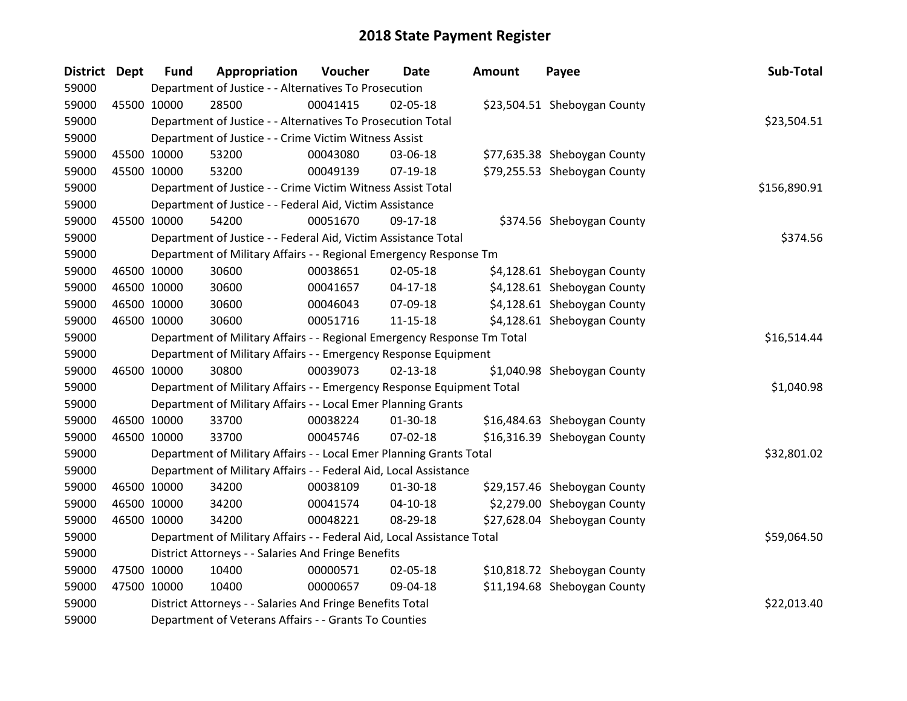# 2018 State Payment Register

| District | Dept | Fund | Appropriation | Voucher | Date | Amount | Payee | Sub-Total |
|---|---|---|---|---|---|---|---|---|
| 59000 | | Department of Justice - - Alternatives To Prosecution | | | | | | |
| 59000 | 45500 | 10000 | 28500 | 00041415 | 02-05-18 | $23,504.51 | Sheboygan County | |
| 59000 | | Department of Justice - - Alternatives To Prosecution Total | | | | | | $23,504.51 |
| 59000 | | Department of Justice - - Crime Victim Witness Assist | | | | | | |
| 59000 | 45500 | 10000 | 53200 | 00043080 | 03-06-18 | $77,635.38 | Sheboygan County | |
| 59000 | 45500 | 10000 | 53200 | 00049139 | 07-19-18 | $79,255.53 | Sheboygan County | |
| 59000 | | Department of Justice - - Crime Victim Witness Assist Total | | | | | | $156,890.91 |
| 59000 | | Department of Justice - - Federal Aid, Victim Assistance | | | | | | |
| 59000 | 45500 | 10000 | 54200 | 00051670 | 09-17-18 | $374.56 | Sheboygan County | |
| 59000 | | Department of Justice - - Federal Aid, Victim Assistance Total | | | | | | $374.56 |
| 59000 | | Department of Military Affairs - - Regional Emergency Response Tm | | | | | | |
| 59000 | 46500 | 10000 | 30600 | 00038651 | 02-05-18 | $4,128.61 | Sheboygan County | |
| 59000 | 46500 | 10000 | 30600 | 00041657 | 04-17-18 | $4,128.61 | Sheboygan County | |
| 59000 | 46500 | 10000 | 30600 | 00046043 | 07-09-18 | $4,128.61 | Sheboygan County | |
| 59000 | 46500 | 10000 | 30600 | 00051716 | 11-15-18 | $4,128.61 | Sheboygan County | |
| 59000 | | Department of Military Affairs - - Regional Emergency Response Tm Total | | | | | | $16,514.44 |
| 59000 | | Department of Military Affairs - - Emergency Response Equipment | | | | | | |
| 59000 | 46500 | 10000 | 30800 | 00039073 | 02-13-18 | $1,040.98 | Sheboygan County | |
| 59000 | | Department of Military Affairs - - Emergency Response Equipment Total | | | | | | $1,040.98 |
| 59000 | | Department of Military Affairs - - Local Emer Planning Grants | | | | | | |
| 59000 | 46500 | 10000 | 33700 | 00038224 | 01-30-18 | $16,484.63 | Sheboygan County | |
| 59000 | 46500 | 10000 | 33700 | 00045746 | 07-02-18 | $16,316.39 | Sheboygan County | |
| 59000 | | Department of Military Affairs - - Local Emer Planning Grants Total | | | | | | $32,801.02 |
| 59000 | | Department of Military Affairs - - Federal Aid, Local Assistance | | | | | | |
| 59000 | 46500 | 10000 | 34200 | 00038109 | 01-30-18 | $29,157.46 | Sheboygan County | |
| 59000 | 46500 | 10000 | 34200 | 00041574 | 04-10-18 | $2,279.00 | Sheboygan County | |
| 59000 | 46500 | 10000 | 34200 | 00048221 | 08-29-18 | $27,628.04 | Sheboygan County | |
| 59000 | | Department of Military Affairs - - Federal Aid, Local Assistance Total | | | | | | $59,064.50 |
| 59000 | | District Attorneys - - Salaries And Fringe Benefits | | | | | | |
| 59000 | 47500 | 10000 | 10400 | 00000571 | 02-05-18 | $10,818.72 | Sheboygan County | |
| 59000 | 47500 | 10000 | 10400 | 00000657 | 09-04-18 | $11,194.68 | Sheboygan County | |
| 59000 | | District Attorneys - - Salaries And Fringe Benefits Total | | | | | | $22,013.40 |
| 59000 | | Department of Veterans Affairs - - Grants To Counties | | | | | | |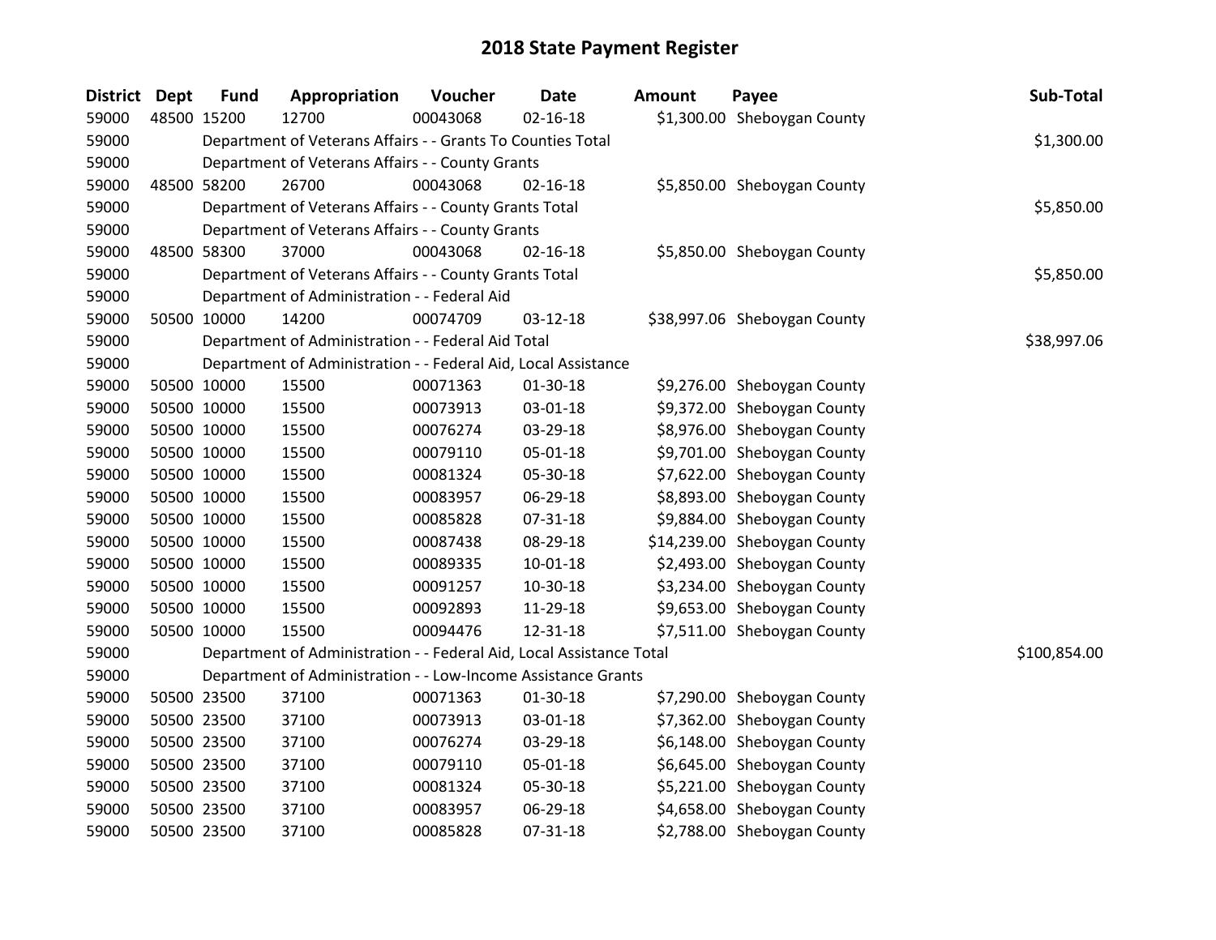# 2018 State Payment Register

| District | Dept | Fund | Appropriation | Voucher | Date | Amount | Payee | Sub-Total |
|---|---|---|---|---|---|---|---|---|
| 59000 | 48500 | 15200 | 12700 | 00043068 | 02-16-18 | $1,300.00 | Sheboygan County | |
| 59000 | | Department of Veterans Affairs - - Grants To Counties Total | | | | | | $1,300.00 |
| 59000 | | Department of Veterans Affairs - - County Grants | | | | | | |
| 59000 | 48500 | 58200 | 26700 | 00043068 | 02-16-18 | $5,850.00 | Sheboygan County | |
| 59000 | | Department of Veterans Affairs - - County Grants Total | | | | | | $5,850.00 |
| 59000 | | Department of Veterans Affairs - - County Grants | | | | | | |
| 59000 | 48500 | 58300 | 37000 | 00043068 | 02-16-18 | $5,850.00 | Sheboygan County | |
| 59000 | | Department of Veterans Affairs - - County Grants Total | | | | | | $5,850.00 |
| 59000 | | Department of Administration - - Federal Aid | | | | | | |
| 59000 | 50500 | 10000 | 14200 | 00074709 | 03-12-18 | $38,997.06 | Sheboygan County | |
| 59000 | | Department of Administration - - Federal Aid Total | | | | | | $38,997.06 |
| 59000 | | Department of Administration - - Federal Aid, Local Assistance | | | | | | |
| 59000 | 50500 | 10000 | 15500 | 00071363 | 01-30-18 | $9,276.00 | Sheboygan County | |
| 59000 | 50500 | 10000 | 15500 | 00073913 | 03-01-18 | $9,372.00 | Sheboygan County | |
| 59000 | 50500 | 10000 | 15500 | 00076274 | 03-29-18 | $8,976.00 | Sheboygan County | |
| 59000 | 50500 | 10000 | 15500 | 00079110 | 05-01-18 | $9,701.00 | Sheboygan County | |
| 59000 | 50500 | 10000 | 15500 | 00081324 | 05-30-18 | $7,622.00 | Sheboygan County | |
| 59000 | 50500 | 10000 | 15500 | 00083957 | 06-29-18 | $8,893.00 | Sheboygan County | |
| 59000 | 50500 | 10000 | 15500 | 00085828 | 07-31-18 | $9,884.00 | Sheboygan County | |
| 59000 | 50500 | 10000 | 15500 | 00087438 | 08-29-18 | $14,239.00 | Sheboygan County | |
| 59000 | 50500 | 10000 | 15500 | 00089335 | 10-01-18 | $2,493.00 | Sheboygan County | |
| 59000 | 50500 | 10000 | 15500 | 00091257 | 10-30-18 | $3,234.00 | Sheboygan County | |
| 59000 | 50500 | 10000 | 15500 | 00092893 | 11-29-18 | $9,653.00 | Sheboygan County | |
| 59000 | 50500 | 10000 | 15500 | 00094476 | 12-31-18 | $7,511.00 | Sheboygan County | |
| 59000 | | Department of Administration - - Federal Aid, Local Assistance Total | | | | | | $100,854.00 |
| 59000 | | Department of Administration - - Low-Income Assistance Grants | | | | | | |
| 59000 | 50500 | 23500 | 37100 | 00071363 | 01-30-18 | $7,290.00 | Sheboygan County | |
| 59000 | 50500 | 23500 | 37100 | 00073913 | 03-01-18 | $7,362.00 | Sheboygan County | |
| 59000 | 50500 | 23500 | 37100 | 00076274 | 03-29-18 | $6,148.00 | Sheboygan County | |
| 59000 | 50500 | 23500 | 37100 | 00079110 | 05-01-18 | $6,645.00 | Sheboygan County | |
| 59000 | 50500 | 23500 | 37100 | 00081324 | 05-30-18 | $5,221.00 | Sheboygan County | |
| 59000 | 50500 | 23500 | 37100 | 00083957 | 06-29-18 | $4,658.00 | Sheboygan County | |
| 59000 | 50500 | 23500 | 37100 | 00085828 | 07-31-18 | $2,788.00 | Sheboygan County | |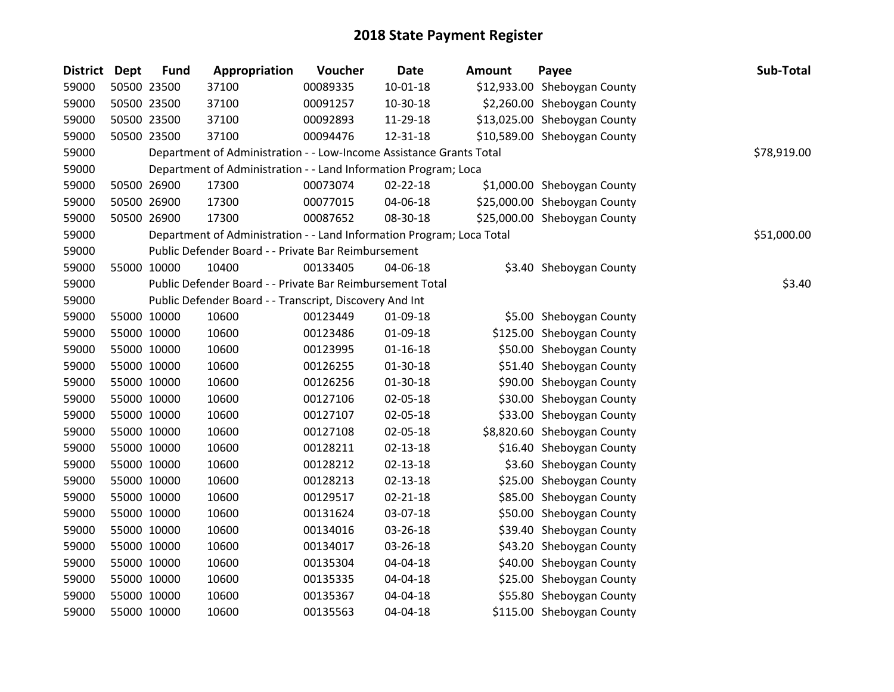# 2018 State Payment Register

| District | Dept | Fund | Appropriation | Voucher | Date | Amount | Payee | Sub-Total |
|---|---|---|---|---|---|---|---|---|
| 59000 | 50500 | 23500 | 37100 | 00089335 | 10-01-18 | $12,933.00 | Sheboygan County | |
| 59000 | 50500 | 23500 | 37100 | 00091257 | 10-30-18 | $2,260.00 | Sheboygan County | |
| 59000 | 50500 | 23500 | 37100 | 00092893 | 11-29-18 | $13,025.00 | Sheboygan County | |
| 59000 | 50500 | 23500 | 37100 | 00094476 | 12-31-18 | $10,589.00 | Sheboygan County | |
| 59000 | | Department of Administration - - Low-Income Assistance Grants Total | | | | | | $78,919.00 |
| 59000 | | Department of Administration - - Land Information Program; Loca | | | | | | |
| 59000 | 50500 | 26900 | 17300 | 00073074 | 02-22-18 | $1,000.00 | Sheboygan County | |
| 59000 | 50500 | 26900 | 17300 | 00077015 | 04-06-18 | $25,000.00 | Sheboygan County | |
| 59000 | 50500 | 26900 | 17300 | 00087652 | 08-30-18 | $25,000.00 | Sheboygan County | |
| 59000 | | Department of Administration - - Land Information Program; Loca Total | | | | | | $51,000.00 |
| 59000 | | Public Defender Board - - Private Bar Reimbursement | | | | | | |
| 59000 | 55000 | 10000 | 10400 | 00133405 | 04-06-18 | $3.40 | Sheboygan County | |
| 59000 | | Public Defender Board - - Private Bar Reimbursement Total | | | | | | $3.40 |
| 59000 | | Public Defender Board - - Transcript, Discovery And Int | | | | | | |
| 59000 | 55000 | 10000 | 10600 | 00123449 | 01-09-18 | $5.00 | Sheboygan County | |
| 59000 | 55000 | 10000 | 10600 | 00123486 | 01-09-18 | $125.00 | Sheboygan County | |
| 59000 | 55000 | 10000 | 10600 | 00123995 | 01-16-18 | $50.00 | Sheboygan County | |
| 59000 | 55000 | 10000 | 10600 | 00126255 | 01-30-18 | $51.40 | Sheboygan County | |
| 59000 | 55000 | 10000 | 10600 | 00126256 | 01-30-18 | $90.00 | Sheboygan County | |
| 59000 | 55000 | 10000 | 10600 | 00127106 | 02-05-18 | $30.00 | Sheboygan County | |
| 59000 | 55000 | 10000 | 10600 | 00127107 | 02-05-18 | $33.00 | Sheboygan County | |
| 59000 | 55000 | 10000 | 10600 | 00127108 | 02-05-18 | $8,820.60 | Sheboygan County | |
| 59000 | 55000 | 10000 | 10600 | 00128211 | 02-13-18 | $16.40 | Sheboygan County | |
| 59000 | 55000 | 10000 | 10600 | 00128212 | 02-13-18 | $3.60 | Sheboygan County | |
| 59000 | 55000 | 10000 | 10600 | 00128213 | 02-13-18 | $25.00 | Sheboygan County | |
| 59000 | 55000 | 10000 | 10600 | 00129517 | 02-21-18 | $85.00 | Sheboygan County | |
| 59000 | 55000 | 10000 | 10600 | 00131624 | 03-07-18 | $50.00 | Sheboygan County | |
| 59000 | 55000 | 10000 | 10600 | 00134016 | 03-26-18 | $39.40 | Sheboygan County | |
| 59000 | 55000 | 10000 | 10600 | 00134017 | 03-26-18 | $43.20 | Sheboygan County | |
| 59000 | 55000 | 10000 | 10600 | 00135304 | 04-04-18 | $40.00 | Sheboygan County | |
| 59000 | 55000 | 10000 | 10600 | 00135335 | 04-04-18 | $25.00 | Sheboygan County | |
| 59000 | 55000 | 10000 | 10600 | 00135367 | 04-04-18 | $55.80 | Sheboygan County | |
| 59000 | 55000 | 10000 | 10600 | 00135563 | 04-04-18 | $115.00 | Sheboygan County | |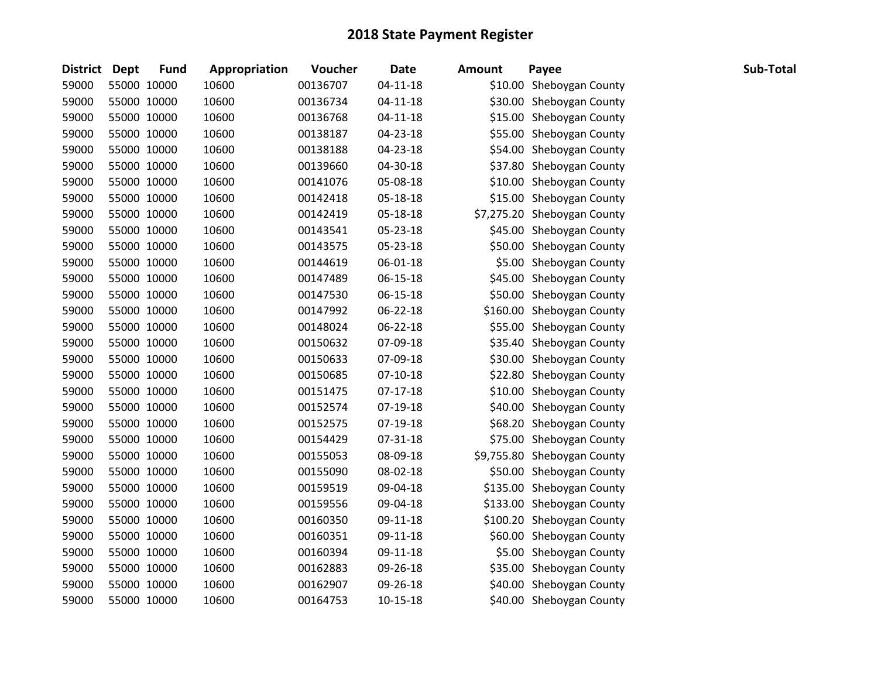# 2018 State Payment Register

| District | Dept | Fund | Appropriation | Voucher | Date | Amount | Payee | Sub-Total |
|---|---|---|---|---|---|---|---|---|
| 59000 | 55000 | 10000 | 10600 | 00136707 | 04-11-18 | $10.00 | Sheboygan County | |
| 59000 | 55000 | 10000 | 10600 | 00136734 | 04-11-18 | $30.00 | Sheboygan County | |
| 59000 | 55000 | 10000 | 10600 | 00136768 | 04-11-18 | $15.00 | Sheboygan County | |
| 59000 | 55000 | 10000 | 10600 | 00138187 | 04-23-18 | $55.00 | Sheboygan County | |
| 59000 | 55000 | 10000 | 10600 | 00138188 | 04-23-18 | $54.00 | Sheboygan County | |
| 59000 | 55000 | 10000 | 10600 | 00139660 | 04-30-18 | $37.80 | Sheboygan County | |
| 59000 | 55000 | 10000 | 10600 | 00141076 | 05-08-18 | $10.00 | Sheboygan County | |
| 59000 | 55000 | 10000 | 10600 | 00142418 | 05-18-18 | $15.00 | Sheboygan County | |
| 59000 | 55000 | 10000 | 10600 | 00142419 | 05-18-18 | $7,275.20 | Sheboygan County | |
| 59000 | 55000 | 10000 | 10600 | 00143541 | 05-23-18 | $45.00 | Sheboygan County | |
| 59000 | 55000 | 10000 | 10600 | 00143575 | 05-23-18 | $50.00 | Sheboygan County | |
| 59000 | 55000 | 10000 | 10600 | 00144619 | 06-01-18 | $5.00 | Sheboygan County | |
| 59000 | 55000 | 10000 | 10600 | 00147489 | 06-15-18 | $45.00 | Sheboygan County | |
| 59000 | 55000 | 10000 | 10600 | 00147530 | 06-15-18 | $50.00 | Sheboygan County | |
| 59000 | 55000 | 10000 | 10600 | 00147992 | 06-22-18 | $160.00 | Sheboygan County | |
| 59000 | 55000 | 10000 | 10600 | 00148024 | 06-22-18 | $55.00 | Sheboygan County | |
| 59000 | 55000 | 10000 | 10600 | 00150632 | 07-09-18 | $35.40 | Sheboygan County | |
| 59000 | 55000 | 10000 | 10600 | 00150633 | 07-09-18 | $30.00 | Sheboygan County | |
| 59000 | 55000 | 10000 | 10600 | 00150685 | 07-10-18 | $22.80 | Sheboygan County | |
| 59000 | 55000 | 10000 | 10600 | 00151475 | 07-17-18 | $10.00 | Sheboygan County | |
| 59000 | 55000 | 10000 | 10600 | 00152574 | 07-19-18 | $40.00 | Sheboygan County | |
| 59000 | 55000 | 10000 | 10600 | 00152575 | 07-19-18 | $68.20 | Sheboygan County | |
| 59000 | 55000 | 10000 | 10600 | 00154429 | 07-31-18 | $75.00 | Sheboygan County | |
| 59000 | 55000 | 10000 | 10600 | 00155053 | 08-09-18 | $9,755.80 | Sheboygan County | |
| 59000 | 55000 | 10000 | 10600 | 00155090 | 08-02-18 | $50.00 | Sheboygan County | |
| 59000 | 55000 | 10000 | 10600 | 00159519 | 09-04-18 | $135.00 | Sheboygan County | |
| 59000 | 55000 | 10000 | 10600 | 00159556 | 09-04-18 | $133.00 | Sheboygan County | |
| 59000 | 55000 | 10000 | 10600 | 00160350 | 09-11-18 | $100.20 | Sheboygan County | |
| 59000 | 55000 | 10000 | 10600 | 00160351 | 09-11-18 | $60.00 | Sheboygan County | |
| 59000 | 55000 | 10000 | 10600 | 00160394 | 09-11-18 | $5.00 | Sheboygan County | |
| 59000 | 55000 | 10000 | 10600 | 00162883 | 09-26-18 | $35.00 | Sheboygan County | |
| 59000 | 55000 | 10000 | 10600 | 00162907 | 09-26-18 | $40.00 | Sheboygan County | |
| 59000 | 55000 | 10000 | 10600 | 00164753 | 10-15-18 | $40.00 | Sheboygan County | |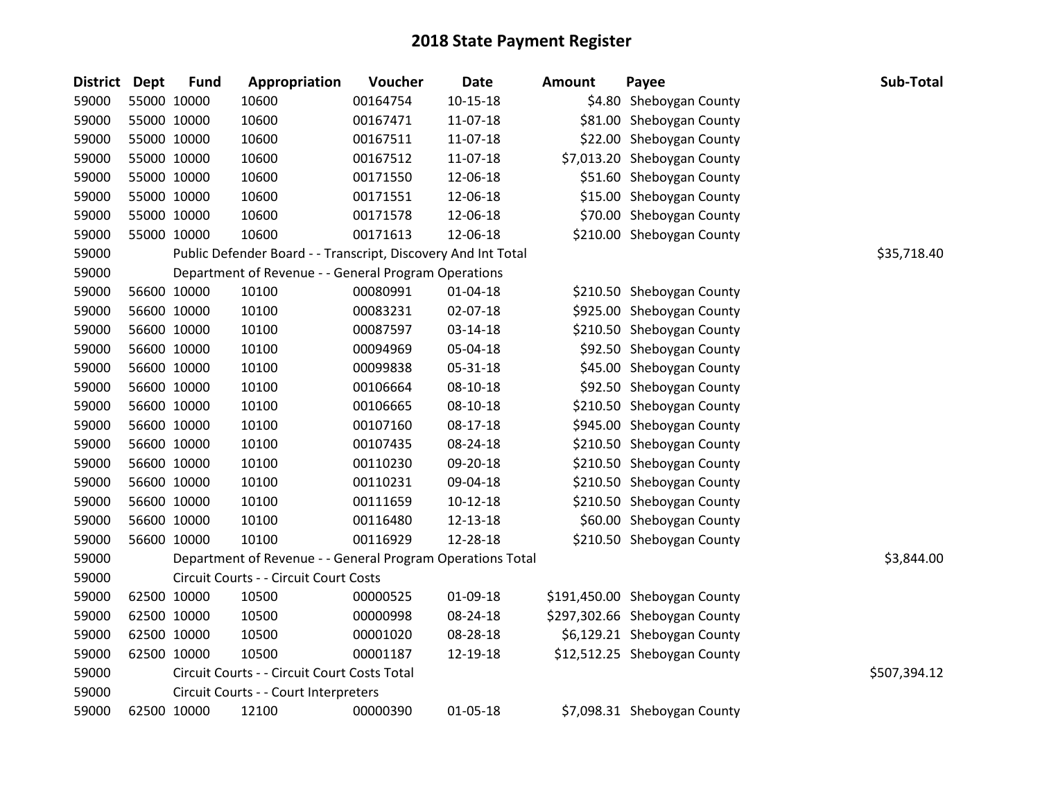# 2018 State Payment Register

| District | Dept | Fund | Appropriation | Voucher | Date | Amount | Payee | Sub-Total |
|---|---|---|---|---|---|---|---|---|
| 59000 | 55000 | 10000 | 10600 | 00164754 | 10-15-18 | $4.80 | Sheboygan County | |
| 59000 | 55000 | 10000 | 10600 | 00167471 | 11-07-18 | $81.00 | Sheboygan County | |
| 59000 | 55000 | 10000 | 10600 | 00167511 | 11-07-18 | $22.00 | Sheboygan County | |
| 59000 | 55000 | 10000 | 10600 | 00167512 | 11-07-18 | $7,013.20 | Sheboygan County | |
| 59000 | 55000 | 10000 | 10600 | 00171550 | 12-06-18 | $51.60 | Sheboygan County | |
| 59000 | 55000 | 10000 | 10600 | 00171551 | 12-06-18 | $15.00 | Sheboygan County | |
| 59000 | 55000 | 10000 | 10600 | 00171578 | 12-06-18 | $70.00 | Sheboygan County | |
| 59000 | 55000 | 10000 | 10600 | 00171613 | 12-06-18 | $210.00 | Sheboygan County | |
| 59000 | | Public Defender Board - - Transcript, Discovery And Int Total | | | | | | $35,718.40 |
| 59000 | | Department of Revenue - - General Program Operations | | | | | | |
| 59000 | 56600 | 10000 | 10100 | 00080991 | 01-04-18 | $210.50 | Sheboygan County | |
| 59000 | 56600 | 10000 | 10100 | 00083231 | 02-07-18 | $925.00 | Sheboygan County | |
| 59000 | 56600 | 10000 | 10100 | 00087597 | 03-14-18 | $210.50 | Sheboygan County | |
| 59000 | 56600 | 10000 | 10100 | 00094969 | 05-04-18 | $92.50 | Sheboygan County | |
| 59000 | 56600 | 10000 | 10100 | 00099838 | 05-31-18 | $45.00 | Sheboygan County | |
| 59000 | 56600 | 10000 | 10100 | 00106664 | 08-10-18 | $92.50 | Sheboygan County | |
| 59000 | 56600 | 10000 | 10100 | 00106665 | 08-10-18 | $210.50 | Sheboygan County | |
| 59000 | 56600 | 10000 | 10100 | 00107160 | 08-17-18 | $945.00 | Sheboygan County | |
| 59000 | 56600 | 10000 | 10100 | 00107435 | 08-24-18 | $210.50 | Sheboygan County | |
| 59000 | 56600 | 10000 | 10100 | 00110230 | 09-20-18 | $210.50 | Sheboygan County | |
| 59000 | 56600 | 10000 | 10100 | 00110231 | 09-04-18 | $210.50 | Sheboygan County | |
| 59000 | 56600 | 10000 | 10100 | 00111659 | 10-12-18 | $210.50 | Sheboygan County | |
| 59000 | 56600 | 10000 | 10100 | 00116480 | 12-13-18 | $60.00 | Sheboygan County | |
| 59000 | 56600 | 10000 | 10100 | 00116929 | 12-28-18 | $210.50 | Sheboygan County | |
| 59000 | | Department of Revenue - - General Program Operations Total | | | | | | $3,844.00 |
| 59000 | | Circuit Courts - - Circuit Court Costs | | | | | | |
| 59000 | 62500 | 10000 | 10500 | 00000525 | 01-09-18 | $191,450.00 | Sheboygan County | |
| 59000 | 62500 | 10000 | 10500 | 00000998 | 08-24-18 | $297,302.66 | Sheboygan County | |
| 59000 | 62500 | 10000 | 10500 | 00001020 | 08-28-18 | $6,129.21 | Sheboygan County | |
| 59000 | 62500 | 10000 | 10500 | 00001187 | 12-19-18 | $12,512.25 | Sheboygan County | |
| 59000 | | Circuit Courts - - Circuit Court Costs Total | | | | | | $507,394.12 |
| 59000 | | Circuit Courts - - Court Interpreters | | | | | | |
| 59000 | 62500 | 10000 | 12100 | 00000390 | 01-05-18 | $7,098.31 | Sheboygan County | |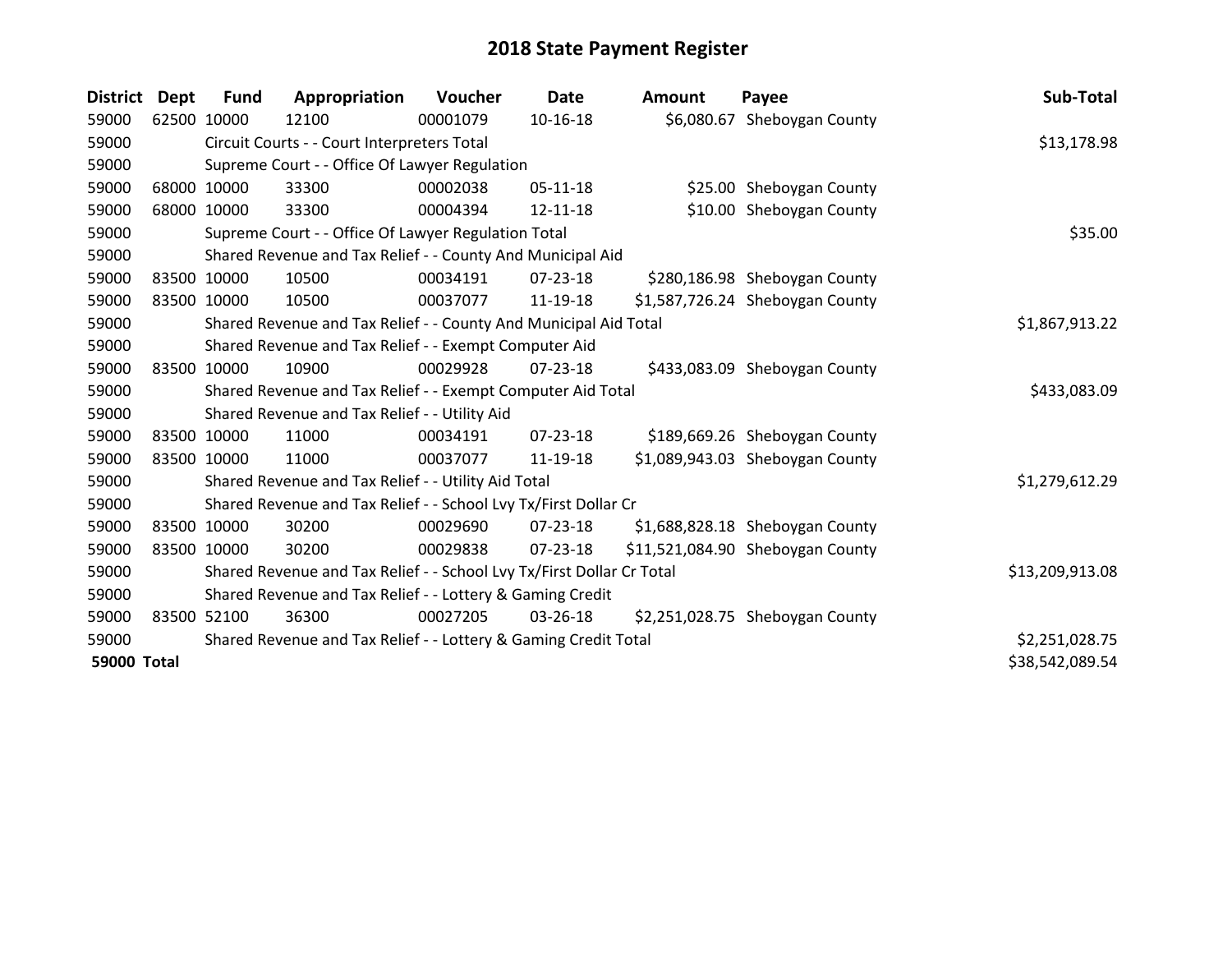# 2018 State Payment Register

| District | Dept | Fund | Appropriation | Voucher | Date | Amount | Payee | Sub-Total |
|---|---|---|---|---|---|---|---|---|
| 59000 | 62500 | 10000 | 12100 | 00001079 | 10-16-18 | $6,080.67 | Sheboygan County | |
| 59000 | | Circuit Courts - - Court Interpreters Total | | | | | | $13,178.98 |
| 59000 | | Supreme Court - - Office Of Lawyer Regulation | | | | | | |
| 59000 | 68000 | 10000 | 33300 | 00002038 | 05-11-18 | $25.00 | Sheboygan County | |
| 59000 | 68000 | 10000 | 33300 | 00004394 | 12-11-18 | $10.00 | Sheboygan County | |
| 59000 | | Supreme Court - - Office Of Lawyer Regulation Total | | | | | | $35.00 |
| 59000 | | Shared Revenue and Tax Relief - - County And Municipal Aid | | | | | | |
| 59000 | 83500 | 10000 | 10500 | 00034191 | 07-23-18 | $280,186.98 | Sheboygan County | |
| 59000 | 83500 | 10000 | 10500 | 00037077 | 11-19-18 | $1,587,726.24 | Sheboygan County | |
| 59000 | | Shared Revenue and Tax Relief - - County And Municipal Aid Total | | | | | | $1,867,913.22 |
| 59000 | | Shared Revenue and Tax Relief - - Exempt Computer Aid | | | | | | |
| 59000 | 83500 | 10000 | 10900 | 00029928 | 07-23-18 | $433,083.09 | Sheboygan County | |
| 59000 | | Shared Revenue and Tax Relief - - Exempt Computer Aid Total | | | | | | $433,083.09 |
| 59000 | | Shared Revenue and Tax Relief - - Utility Aid | | | | | | |
| 59000 | 83500 | 10000 | 11000 | 00034191 | 07-23-18 | $189,669.26 | Sheboygan County | |
| 59000 | 83500 | 10000 | 11000 | 00037077 | 11-19-18 | $1,089,943.03 | Sheboygan County | |
| 59000 | | Shared Revenue and Tax Relief - - Utility Aid Total | | | | | | $1,279,612.29 |
| 59000 | | Shared Revenue and Tax Relief - - School Lvy Tx/First Dollar Cr | | | | | | |
| 59000 | 83500 | 10000 | 30200 | 00029690 | 07-23-18 | $1,688,828.18 | Sheboygan County | |
| 59000 | 83500 | 10000 | 30200 | 00029838 | 07-23-18 | $11,521,084.90 | Sheboygan County | |
| 59000 | | Shared Revenue and Tax Relief - - School Lvy Tx/First Dollar Cr Total | | | | | | $13,209,913.08 |
| 59000 | | Shared Revenue and Tax Relief - - Lottery & Gaming Credit | | | | | | |
| 59000 | 83500 | 52100 | 36300 | 00027205 | 03-26-18 | $2,251,028.75 | Sheboygan County | |
| 59000 | | Shared Revenue and Tax Relief - - Lottery & Gaming Credit Total | | | | | | $2,251,028.75 |
| **59000 Total** | | | | | | | | $38,542,089.54 |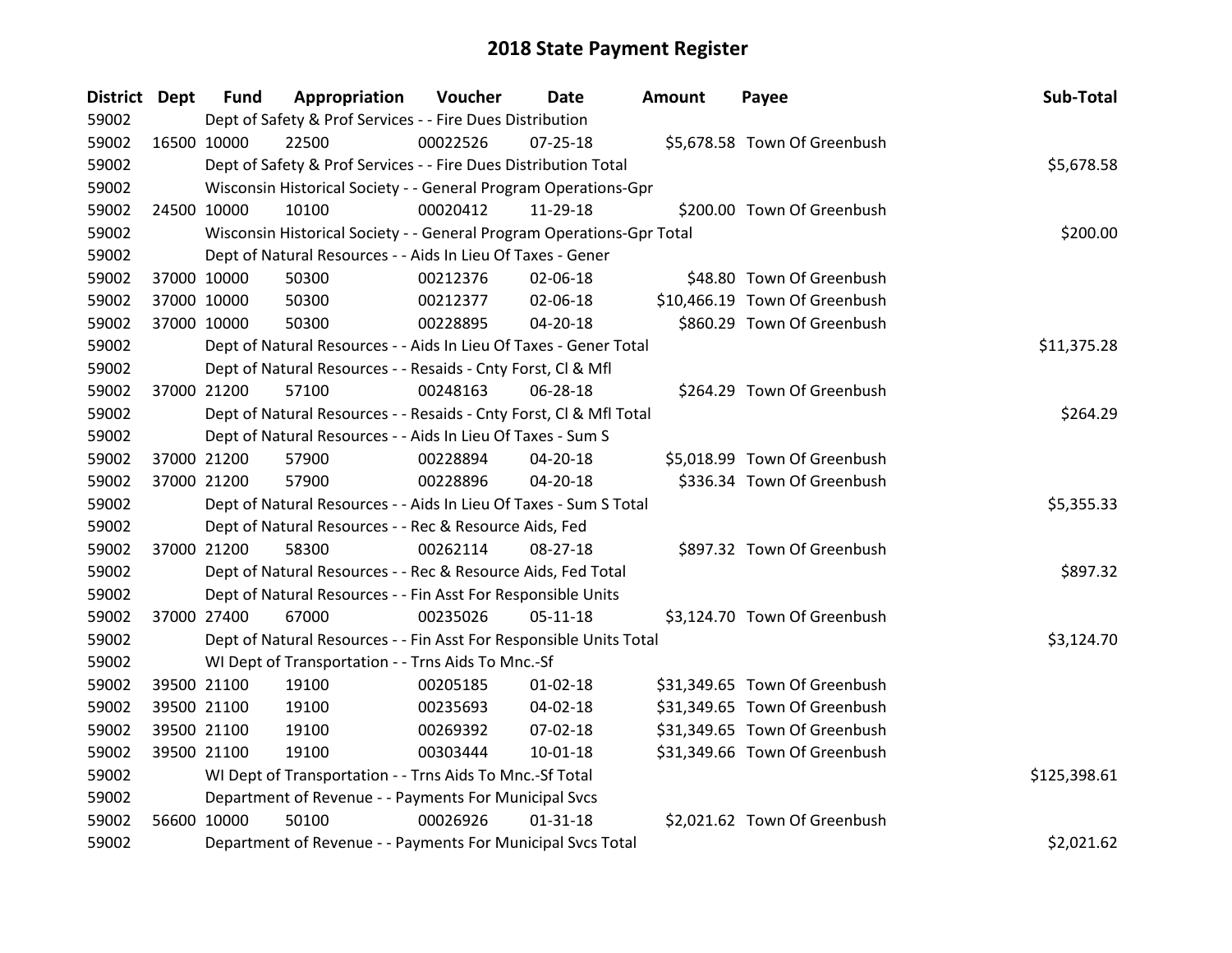# 2018 State Payment Register

| District | Dept | Fund | Appropriation | Voucher | Date | Amount | Payee | Sub-Total |
|---|---|---|---|---|---|---|---|---|
| 59002 | | Dept of Safety & Prof Services - - Fire Dues Distribution | | | | | | |
| 59002 | 16500 | 10000 | 22500 | 00022526 | 07-25-18 | $5,678.58 | Town Of Greenbush | |
| 59002 | | Dept of Safety & Prof Services - - Fire Dues Distribution Total | | | | | | $5,678.58 |
| 59002 | | Wisconsin Historical Society - - General Program Operations-Gpr | | | | | | |
| 59002 | 24500 | 10000 | 10100 | 00020412 | 11-29-18 | $200.00 | Town Of Greenbush | |
| 59002 | | Wisconsin Historical Society - - General Program Operations-Gpr Total | | | | | | $200.00 |
| 59002 | | Dept of Natural Resources - - Aids In Lieu Of Taxes - Gener | | | | | | |
| 59002 | 37000 | 10000 | 50300 | 00212376 | 02-06-18 | $48.80 | Town Of Greenbush | |
| 59002 | 37000 | 10000 | 50300 | 00212377 | 02-06-18 | $10,466.19 | Town Of Greenbush | |
| 59002 | 37000 | 10000 | 50300 | 00228895 | 04-20-18 | $860.29 | Town Of Greenbush | |
| 59002 | | Dept of Natural Resources - - Aids In Lieu Of Taxes - Gener Total | | | | | | $11,375.28 |
| 59002 | | Dept of Natural Resources - - Resaids - Cnty Forst, Cl & Mfl | | | | | | |
| 59002 | 37000 | 21200 | 57100 | 00248163 | 06-28-18 | $264.29 | Town Of Greenbush | |
| 59002 | | Dept of Natural Resources - - Resaids - Cnty Forst, Cl & Mfl Total | | | | | | $264.29 |
| 59002 | | Dept of Natural Resources - - Aids In Lieu Of Taxes - Sum S | | | | | | |
| 59002 | 37000 | 21200 | 57900 | 00228894 | 04-20-18 | $5,018.99 | Town Of Greenbush | |
| 59002 | 37000 | 21200 | 57900 | 00228896 | 04-20-18 | $336.34 | Town Of Greenbush | |
| 59002 | | Dept of Natural Resources - - Aids In Lieu Of Taxes - Sum S Total | | | | | | $5,355.33 |
| 59002 | | Dept of Natural Resources - - Rec & Resource Aids, Fed | | | | | | |
| 59002 | 37000 | 21200 | 58300 | 00262114 | 08-27-18 | $897.32 | Town Of Greenbush | |
| 59002 | | Dept of Natural Resources - - Rec & Resource Aids, Fed Total | | | | | | $897.32 |
| 59002 | | Dept of Natural Resources - - Fin Asst For Responsible Units | | | | | | |
| 59002 | 37000 | 27400 | 67000 | 00235026 | 05-11-18 | $3,124.70 | Town Of Greenbush | |
| 59002 | | Dept of Natural Resources - - Fin Asst For Responsible Units Total | | | | | | $3,124.70 |
| 59002 | | WI Dept of Transportation - - Trns Aids To Mnc.-Sf | | | | | | |
| 59002 | 39500 | 21100 | 19100 | 00205185 | 01-02-18 | $31,349.65 | Town Of Greenbush | |
| 59002 | 39500 | 21100 | 19100 | 00235693 | 04-02-18 | $31,349.65 | Town Of Greenbush | |
| 59002 | 39500 | 21100 | 19100 | 00269392 | 07-02-18 | $31,349.65 | Town Of Greenbush | |
| 59002 | 39500 | 21100 | 19100 | 00303444 | 10-01-18 | $31,349.66 | Town Of Greenbush | |
| 59002 | | WI Dept of Transportation - - Trns Aids To Mnc.-Sf Total | | | | | | $125,398.61 |
| 59002 | | Department of Revenue - - Payments For Municipal Svcs | | | | | | |
| 59002 | 56600 | 10000 | 50100 | 00026926 | 01-31-18 | $2,021.62 | Town Of Greenbush | |
| 59002 | | Department of Revenue - - Payments For Municipal Svcs Total | | | | | | $2,021.62 |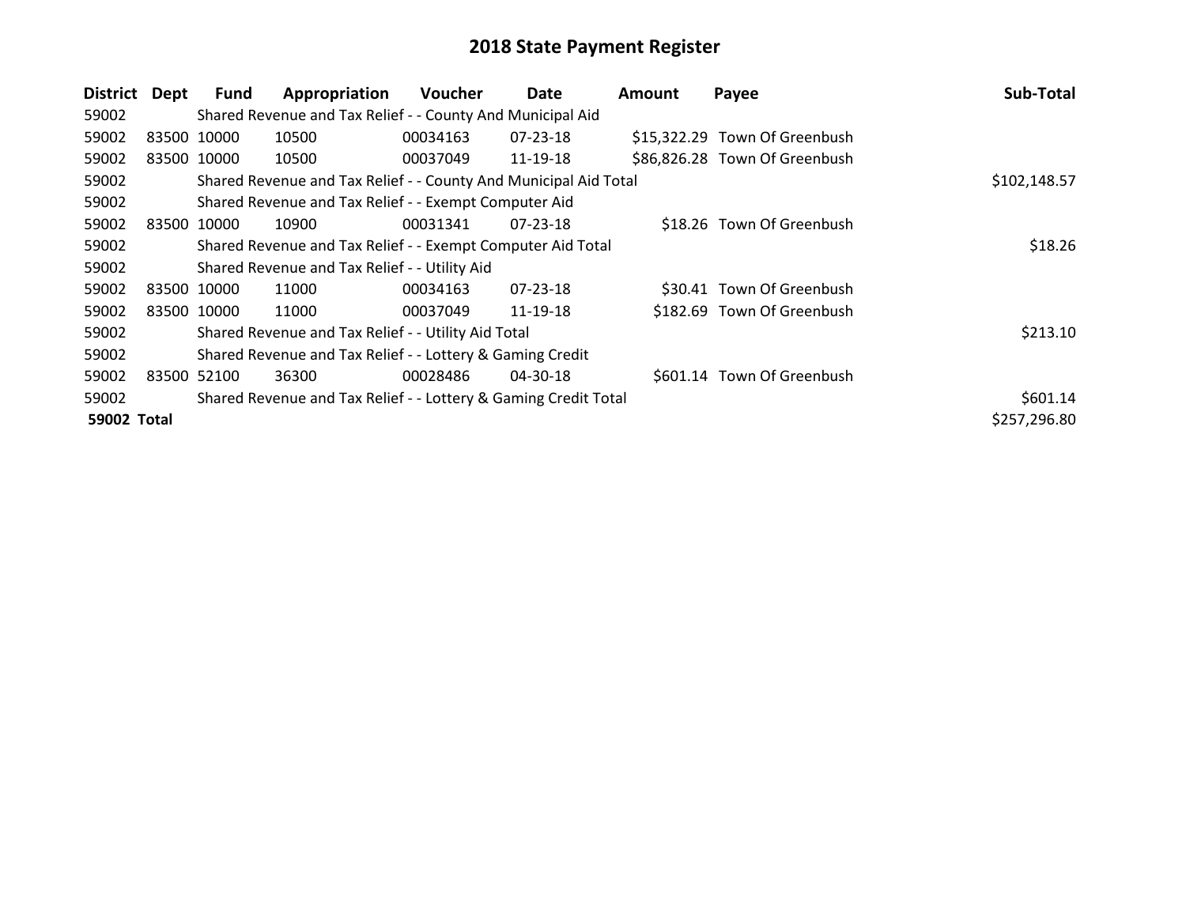# 2018 State Payment Register

| District | Dept | Fund | Appropriation | Voucher | Date | Amount | Payee | Sub-Total |
|---|---|---|---|---|---|---|---|---|
| 59002 | | Shared Revenue and Tax Relief - - County And Municipal Aid | | | | | | |
| 59002 | 83500 | 10000 | 10500 | 00034163 | 07-23-18 | $15,322.29 | Town Of Greenbush | |
| 59002 | 83500 | 10000 | 10500 | 00037049 | 11-19-18 | $86,826.28 | Town Of Greenbush | |
| 59002 | | Shared Revenue and Tax Relief - - County And Municipal Aid Total | | | | | | $102,148.57 |
| 59002 | | Shared Revenue and Tax Relief - - Exempt Computer Aid | | | | | | |
| 59002 | 83500 | 10000 | 10900 | 00031341 | 07-23-18 | $18.26 | Town Of Greenbush | |
| 59002 | | Shared Revenue and Tax Relief - - Exempt Computer Aid Total | | | | | | $18.26 |
| 59002 | | Shared Revenue and Tax Relief - - Utility Aid | | | | | | |
| 59002 | 83500 | 10000 | 11000 | 00034163 | 07-23-18 | $30.41 | Town Of Greenbush | |
| 59002 | 83500 | 10000 | 11000 | 00037049 | 11-19-18 | $182.69 | Town Of Greenbush | |
| 59002 | | Shared Revenue and Tax Relief - - Utility Aid Total | | | | | | $213.10 |
| 59002 | | Shared Revenue and Tax Relief - - Lottery & Gaming Credit | | | | | | |
| 59002 | 83500 | 52100 | 36300 | 00028486 | 04-30-18 | $601.14 | Town Of Greenbush | |
| 59002 | | Shared Revenue and Tax Relief - - Lottery & Gaming Credit Total | | | | | | $601.14 |
| **59002 Total** | | | | | | | | $257,296.80 |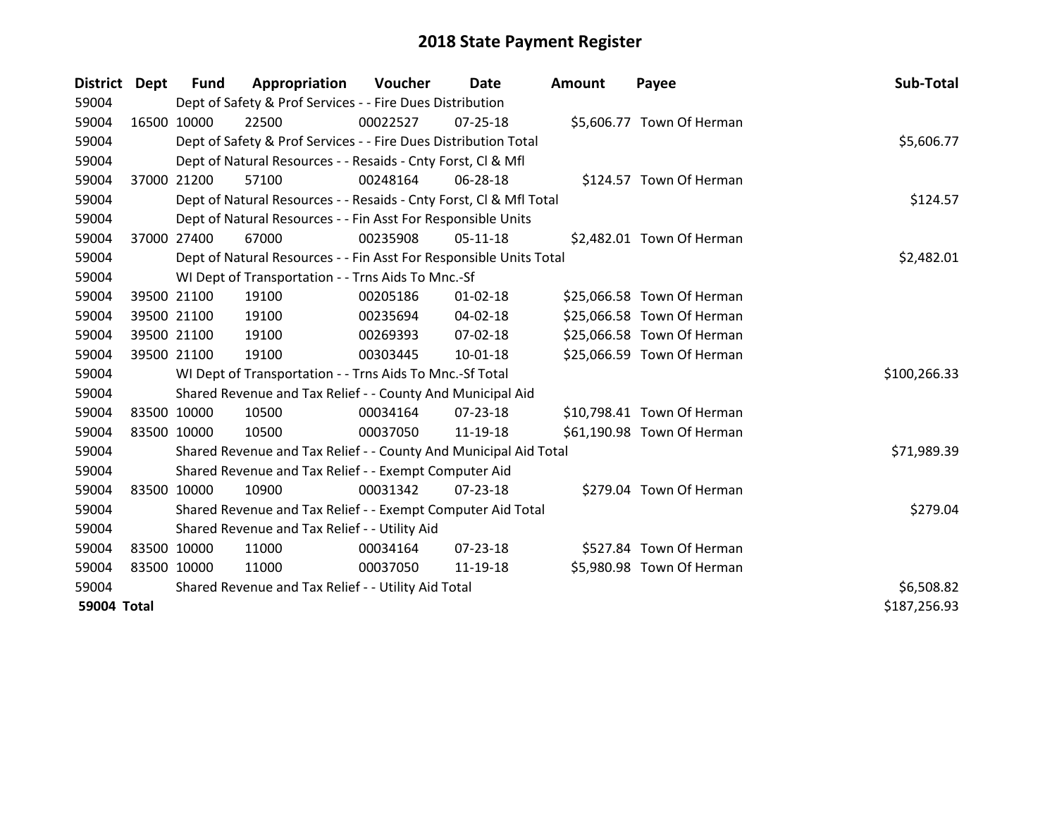# 2018 State Payment Register

| District | Dept | Fund | Appropriation | Voucher | Date | Amount | Payee | Sub-Total |
|---|---|---|---|---|---|---|---|---|
| 59004 | | Dept of Safety & Prof Services - - Fire Dues Distribution | | | | | | |
| 59004 | 16500 | 10000 | 22500 | 00022527 | 07-25-18 | $5,606.77 | Town Of Herman | |
| 59004 | | Dept of Safety & Prof Services - - Fire Dues Distribution Total | | | | | | $5,606.77 |
| 59004 | | Dept of Natural Resources - - Resaids - Cnty Forst, Cl & Mfl | | | | | | |
| 59004 | 37000 | 21200 | 57100 | 00248164 | 06-28-18 | $124.57 | Town Of Herman | |
| 59004 | | Dept of Natural Resources - - Resaids - Cnty Forst, Cl & Mfl Total | | | | | | $124.57 |
| 59004 | | Dept of Natural Resources - - Fin Asst For Responsible Units | | | | | | |
| 59004 | 37000 | 27400 | 67000 | 00235908 | 05-11-18 | $2,482.01 | Town Of Herman | |
| 59004 | | Dept of Natural Resources - - Fin Asst For Responsible Units Total | | | | | | $2,482.01 |
| 59004 | | WI Dept of Transportation - - Trns Aids To Mnc.-Sf | | | | | | |
| 59004 | 39500 | 21100 | 19100 | 00205186 | 01-02-18 | $25,066.58 | Town Of Herman | |
| 59004 | 39500 | 21100 | 19100 | 00235694 | 04-02-18 | $25,066.58 | Town Of Herman | |
| 59004 | 39500 | 21100 | 19100 | 00269393 | 07-02-18 | $25,066.58 | Town Of Herman | |
| 59004 | 39500 | 21100 | 19100 | 00303445 | 10-01-18 | $25,066.59 | Town Of Herman | |
| 59004 | | WI Dept of Transportation - - Trns Aids To Mnc.-Sf Total | | | | | | $100,266.33 |
| 59004 | | Shared Revenue and Tax Relief - - County And Municipal Aid | | | | | | |
| 59004 | 83500 | 10000 | 10500 | 00034164 | 07-23-18 | $10,798.41 | Town Of Herman | |
| 59004 | 83500 | 10000 | 10500 | 00037050 | 11-19-18 | $61,190.98 | Town Of Herman | |
| 59004 | | Shared Revenue and Tax Relief - - County And Municipal Aid Total | | | | | | $71,989.39 |
| 59004 | | Shared Revenue and Tax Relief - - Exempt Computer Aid | | | | | | |
| 59004 | 83500 | 10000 | 10900 | 00031342 | 07-23-18 | $279.04 | Town Of Herman | |
| 59004 | | Shared Revenue and Tax Relief - - Exempt Computer Aid Total | | | | | | $279.04 |
| 59004 | | Shared Revenue and Tax Relief - - Utility Aid | | | | | | |
| 59004 | 83500 | 10000 | 11000 | 00034164 | 07-23-18 | $527.84 | Town Of Herman | |
| 59004 | 83500 | 10000 | 11000 | 00037050 | 11-19-18 | $5,980.98 | Town Of Herman | |
| 59004 | | Shared Revenue and Tax Relief - - Utility Aid Total | | | | | | $6,508.82 |
| **59004 Total** | | | | | | | | $187,256.93 |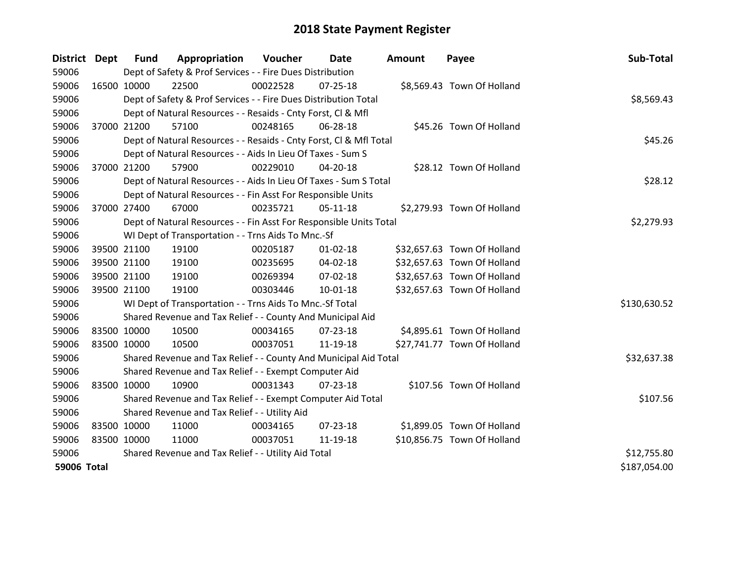# 2018 State Payment Register

| District | Dept | Fund | Appropriation | Voucher | Date | Amount | Payee | Sub-Total |
|---|---|---|---|---|---|---|---|---|
| 59006 | | Dept of Safety & Prof Services - - Fire Dues Distribution | | | | | | |
| 59006 | 16500 | 10000 | 22500 | 00022528 | 07-25-18 | $8,569.43 | Town Of Holland | |
| 59006 | | Dept of Safety & Prof Services - - Fire Dues Distribution Total | | | | | | $8,569.43 |
| 59006 | | Dept of Natural Resources - - Resaids - Cnty Forst, Cl & Mfl | | | | | | |
| 59006 | 37000 | 21200 | 57100 | 00248165 | 06-28-18 | $45.26 | Town Of Holland | |
| 59006 | | Dept of Natural Resources - - Resaids - Cnty Forst, Cl & Mfl Total | | | | | | $45.26 |
| 59006 | | Dept of Natural Resources - - Aids In Lieu Of Taxes - Sum S | | | | | | |
| 59006 | 37000 | 21200 | 57900 | 00229010 | 04-20-18 | $28.12 | Town Of Holland | |
| 59006 | | Dept of Natural Resources - - Aids In Lieu Of Taxes - Sum S Total | | | | | | $28.12 |
| 59006 | | Dept of Natural Resources - - Fin Asst For Responsible Units | | | | | | |
| 59006 | 37000 | 27400 | 67000 | 00235721 | 05-11-18 | $2,279.93 | Town Of Holland | |
| 59006 | | Dept of Natural Resources - - Fin Asst For Responsible Units Total | | | | | | $2,279.93 |
| 59006 | | WI Dept of Transportation - - Trns Aids To Mnc.-Sf | | | | | | |
| 59006 | 39500 | 21100 | 19100 | 00205187 | 01-02-18 | $32,657.63 | Town Of Holland | |
| 59006 | 39500 | 21100 | 19100 | 00235695 | 04-02-18 | $32,657.63 | Town Of Holland | |
| 59006 | 39500 | 21100 | 19100 | 00269394 | 07-02-18 | $32,657.63 | Town Of Holland | |
| 59006 | 39500 | 21100 | 19100 | 00303446 | 10-01-18 | $32,657.63 | Town Of Holland | |
| 59006 | | WI Dept of Transportation - - Trns Aids To Mnc.-Sf Total | | | | | | $130,630.52 |
| 59006 | | Shared Revenue and Tax Relief - - County And Municipal Aid | | | | | | |
| 59006 | 83500 | 10000 | 10500 | 00034165 | 07-23-18 | $4,895.61 | Town Of Holland | |
| 59006 | 83500 | 10000 | 10500 | 00037051 | 11-19-18 | $27,741.77 | Town Of Holland | |
| 59006 | | Shared Revenue and Tax Relief - - County And Municipal Aid Total | | | | | | $32,637.38 |
| 59006 | | Shared Revenue and Tax Relief - - Exempt Computer Aid | | | | | | |
| 59006 | 83500 | 10000 | 10900 | 00031343 | 07-23-18 | $107.56 | Town Of Holland | |
| 59006 | | Shared Revenue and Tax Relief - - Exempt Computer Aid Total | | | | | | $107.56 |
| 59006 | | Shared Revenue and Tax Relief - - Utility Aid | | | | | | |
| 59006 | 83500 | 10000 | 11000 | 00034165 | 07-23-18 | $1,899.05 | Town Of Holland | |
| 59006 | 83500 | 10000 | 11000 | 00037051 | 11-19-18 | $10,856.75 | Town Of Holland | |
| 59006 | | Shared Revenue and Tax Relief - - Utility Aid Total | | | | | | $12,755.80 |
| **59006 Total** | | | | | | | | $187,054.00 |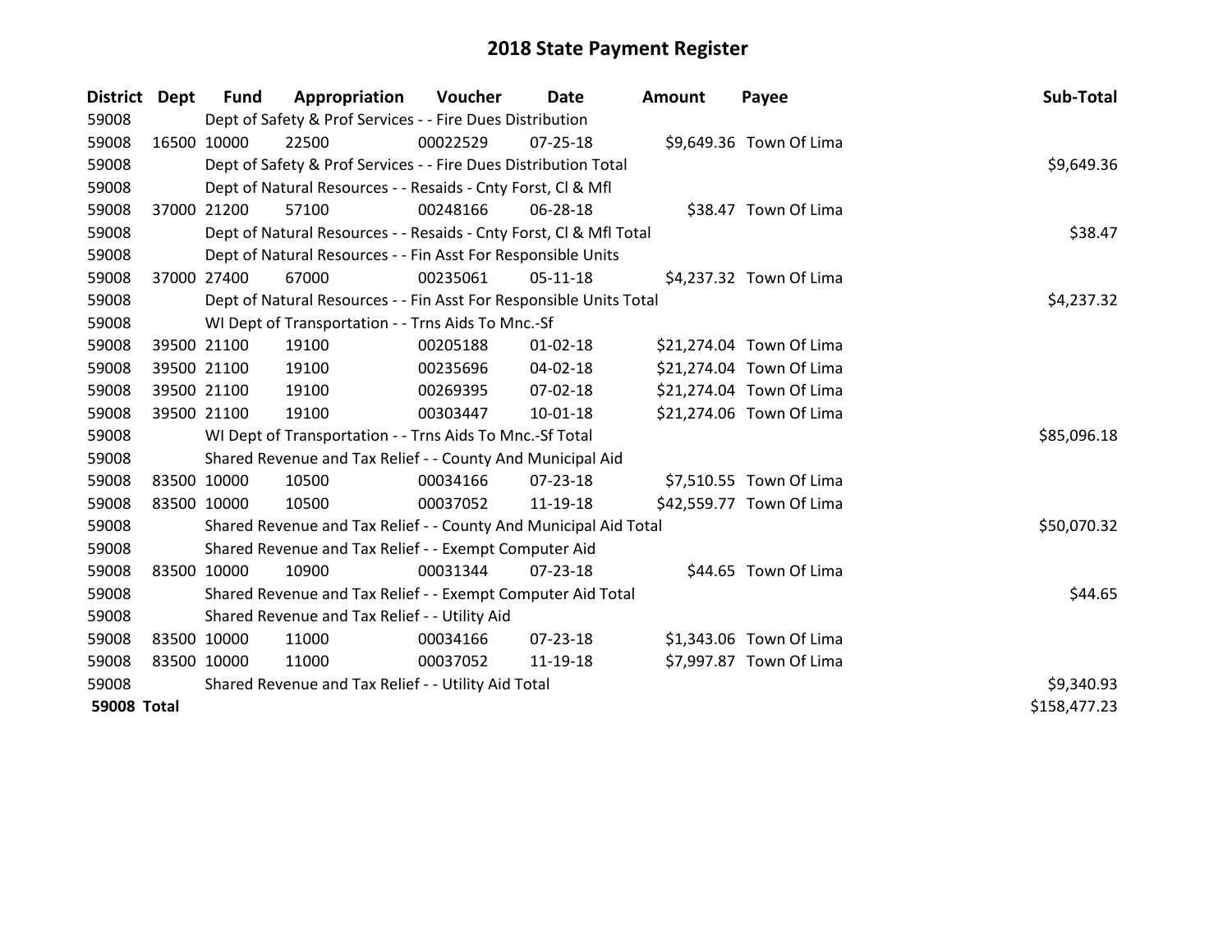# 2018 State Payment Register

| District | Dept | Fund | Appropriation | Voucher | Date | Amount | Payee | Sub-Total |
|---|---|---|---|---|---|---|---|---|
| 59008 | | Dept of Safety & Prof Services - - Fire Dues Distribution | | | | | | |
| 59008 | 16500 | 10000 | 22500 | 00022529 | 07-25-18 | $9,649.36 | Town Of Lima | |
| 59008 | | Dept of Safety & Prof Services - - Fire Dues Distribution Total | | | | | | $9,649.36 |
| 59008 | | Dept of Natural Resources - - Resaids - Cnty Forst, Cl & Mfl | | | | | | |
| 59008 | 37000 | 21200 | 57100 | 00248166 | 06-28-18 | $38.47 | Town Of Lima | |
| 59008 | | Dept of Natural Resources - - Resaids - Cnty Forst, Cl & Mfl Total | | | | | | $38.47 |
| 59008 | | Dept of Natural Resources - - Fin Asst For Responsible Units | | | | | | |
| 59008 | 37000 | 27400 | 67000 | 00235061 | 05-11-18 | $4,237.32 | Town Of Lima | |
| 59008 | | Dept of Natural Resources - - Fin Asst For Responsible Units Total | | | | | | $4,237.32 |
| 59008 | | WI Dept of Transportation - - Trns Aids To Mnc.-Sf | | | | | | |
| 59008 | 39500 | 21100 | 19100 | 00205188 | 01-02-18 | $21,274.04 | Town Of Lima | |
| 59008 | 39500 | 21100 | 19100 | 00235696 | 04-02-18 | $21,274.04 | Town Of Lima | |
| 59008 | 39500 | 21100 | 19100 | 00269395 | 07-02-18 | $21,274.04 | Town Of Lima | |
| 59008 | 39500 | 21100 | 19100 | 00303447 | 10-01-18 | $21,274.06 | Town Of Lima | |
| 59008 | | WI Dept of Transportation - - Trns Aids To Mnc.-Sf Total | | | | | | $85,096.18 |
| 59008 | | Shared Revenue and Tax Relief - - County And Municipal Aid | | | | | | |
| 59008 | 83500 | 10000 | 10500 | 00034166 | 07-23-18 | $7,510.55 | Town Of Lima | |
| 59008 | 83500 | 10000 | 10500 | 00037052 | 11-19-18 | $42,559.77 | Town Of Lima | |
| 59008 | | Shared Revenue and Tax Relief - - County And Municipal Aid Total | | | | | | $50,070.32 |
| 59008 | | Shared Revenue and Tax Relief - - Exempt Computer Aid | | | | | | |
| 59008 | 83500 | 10000 | 10900 | 00031344 | 07-23-18 | $44.65 | Town Of Lima | |
| 59008 | | Shared Revenue and Tax Relief - - Exempt Computer Aid Total | | | | | | $44.65 |
| 59008 | | Shared Revenue and Tax Relief - - Utility Aid | | | | | | |
| 59008 | 83500 | 10000 | 11000 | 00034166 | 07-23-18 | $1,343.06 | Town Of Lima | |
| 59008 | 83500 | 10000 | 11000 | 00037052 | 11-19-18 | $7,997.87 | Town Of Lima | |
| 59008 | | Shared Revenue and Tax Relief - - Utility Aid Total | | | | | | $9,340.93 |
| **59008 Total** | | | | | | | | $158,477.23 |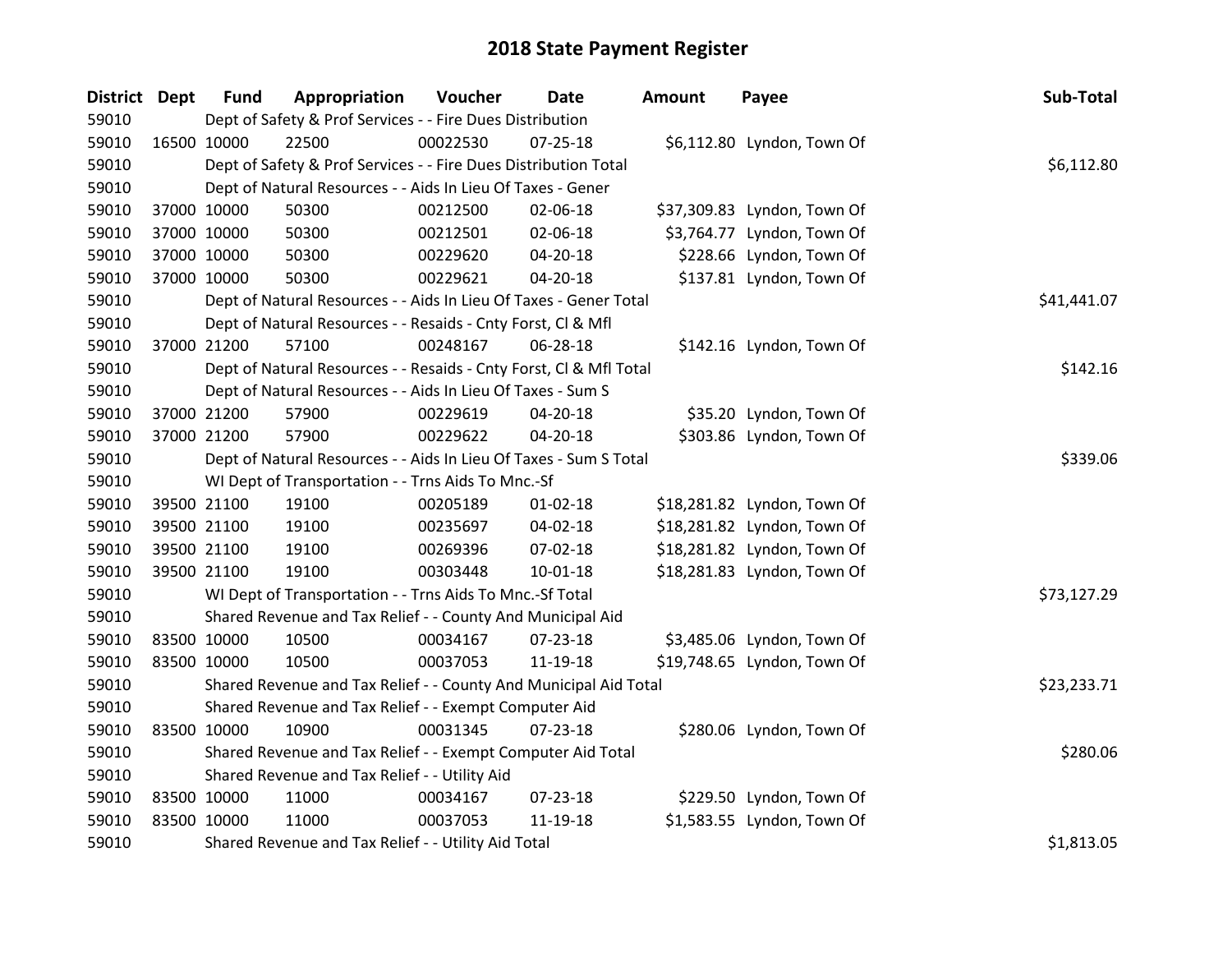# 2018 State Payment Register

| District | Dept | Fund | Appropriation | Voucher | Date | Amount | Payee | Sub-Total |
|---|---|---|---|---|---|---|---|---|
| 59010 | | Dept of Safety & Prof Services - - Fire Dues Distribution | | | | | | |
| 59010 | 16500 | 10000 | 22500 | 00022530 | 07-25-18 | $6,112.80 | Lyndon, Town Of | |
| 59010 | | Dept of Safety & Prof Services - - Fire Dues Distribution Total | | | | | | $6,112.80 |
| 59010 | | Dept of Natural Resources - - Aids In Lieu Of Taxes - Gener | | | | | | |
| 59010 | 37000 | 10000 | 50300 | 00212500 | 02-06-18 | $37,309.83 | Lyndon, Town Of | |
| 59010 | 37000 | 10000 | 50300 | 00212501 | 02-06-18 | $3,764.77 | Lyndon, Town Of | |
| 59010 | 37000 | 10000 | 50300 | 00229620 | 04-20-18 | $228.66 | Lyndon, Town Of | |
| 59010 | 37000 | 10000 | 50300 | 00229621 | 04-20-18 | $137.81 | Lyndon, Town Of | |
| 59010 | | Dept of Natural Resources - - Aids In Lieu Of Taxes - Gener Total | | | | | | $41,441.07 |
| 59010 | | Dept of Natural Resources - - Resaids - Cnty Forst, Cl & Mfl | | | | | | |
| 59010 | 37000 | 21200 | 57100 | 00248167 | 06-28-18 | $142.16 | Lyndon, Town Of | |
| 59010 | | Dept of Natural Resources - - Resaids - Cnty Forst, Cl & Mfl Total | | | | | | $142.16 |
| 59010 | | Dept of Natural Resources - - Aids In Lieu Of Taxes - Sum S | | | | | | |
| 59010 | 37000 | 21200 | 57900 | 00229619 | 04-20-18 | $35.20 | Lyndon, Town Of | |
| 59010 | 37000 | 21200 | 57900 | 00229622 | 04-20-18 | $303.86 | Lyndon, Town Of | |
| 59010 | | Dept of Natural Resources - - Aids In Lieu Of Taxes - Sum S Total | | | | | | $339.06 |
| 59010 | | WI Dept of Transportation - - Trns Aids To Mnc.-Sf | | | | | | |
| 59010 | 39500 | 21100 | 19100 | 00205189 | 01-02-18 | $18,281.82 | Lyndon, Town Of | |
| 59010 | 39500 | 21100 | 19100 | 00235697 | 04-02-18 | $18,281.82 | Lyndon, Town Of | |
| 59010 | 39500 | 21100 | 19100 | 00269396 | 07-02-18 | $18,281.82 | Lyndon, Town Of | |
| 59010 | 39500 | 21100 | 19100 | 00303448 | 10-01-18 | $18,281.83 | Lyndon, Town Of | |
| 59010 | | WI Dept of Transportation - - Trns Aids To Mnc.-Sf Total | | | | | | $73,127.29 |
| 59010 | | Shared Revenue and Tax Relief - - County And Municipal Aid | | | | | | |
| 59010 | 83500 | 10000 | 10500 | 00034167 | 07-23-18 | $3,485.06 | Lyndon, Town Of | |
| 59010 | 83500 | 10000 | 10500 | 00037053 | 11-19-18 | $19,748.65 | Lyndon, Town Of | |
| 59010 | | Shared Revenue and Tax Relief - - County And Municipal Aid Total | | | | | | $23,233.71 |
| 59010 | | Shared Revenue and Tax Relief - - Exempt Computer Aid | | | | | | |
| 59010 | 83500 | 10000 | 10900 | 00031345 | 07-23-18 | $280.06 | Lyndon, Town Of | |
| 59010 | | Shared Revenue and Tax Relief - - Exempt Computer Aid Total | | | | | | $280.06 |
| 59010 | | Shared Revenue and Tax Relief - - Utility Aid | | | | | | |
| 59010 | 83500 | 10000 | 11000 | 00034167 | 07-23-18 | $229.50 | Lyndon, Town Of | |
| 59010 | 83500 | 10000 | 11000 | 00037053 | 11-19-18 | $1,583.55 | Lyndon, Town Of | |
| 59010 | | Shared Revenue and Tax Relief - - Utility Aid Total | | | | | | $1,813.05 |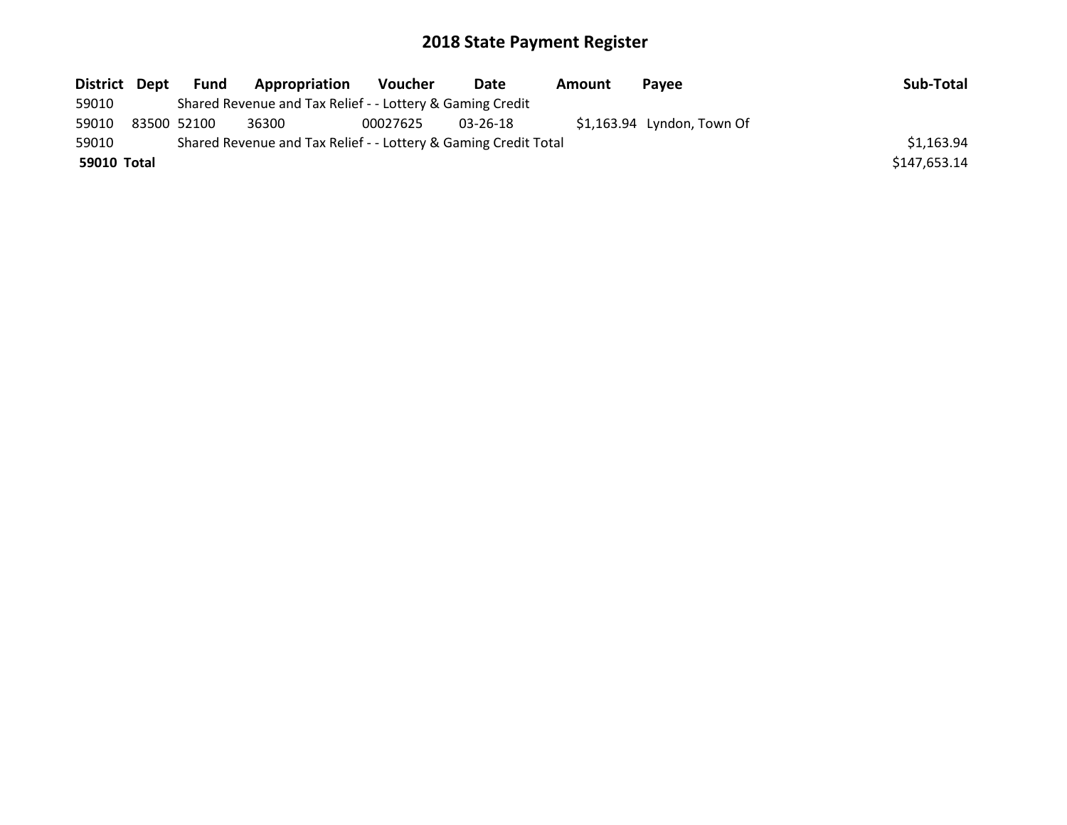# 2018 State Payment Register

| District | Dept | Fund | Appropriation | Voucher | Date | Amount | Payee | Sub-Total |
|---|---|---|---|---|---|---|---|---|
| 59010 | | Shared Revenue and Tax Relief - - Lottery & Gaming Credit | | | | | | |
| 59010 | 83500 | 52100 | 36300 | 00027625 | 03-26-18 | $1,163.94 | Lyndon, Town Of | |
| 59010 | | Shared Revenue and Tax Relief - - Lottery & Gaming Credit Total | | | | | | $1,163.94 |
| **59010** | **Total** | | | | | | | $147,653.14 |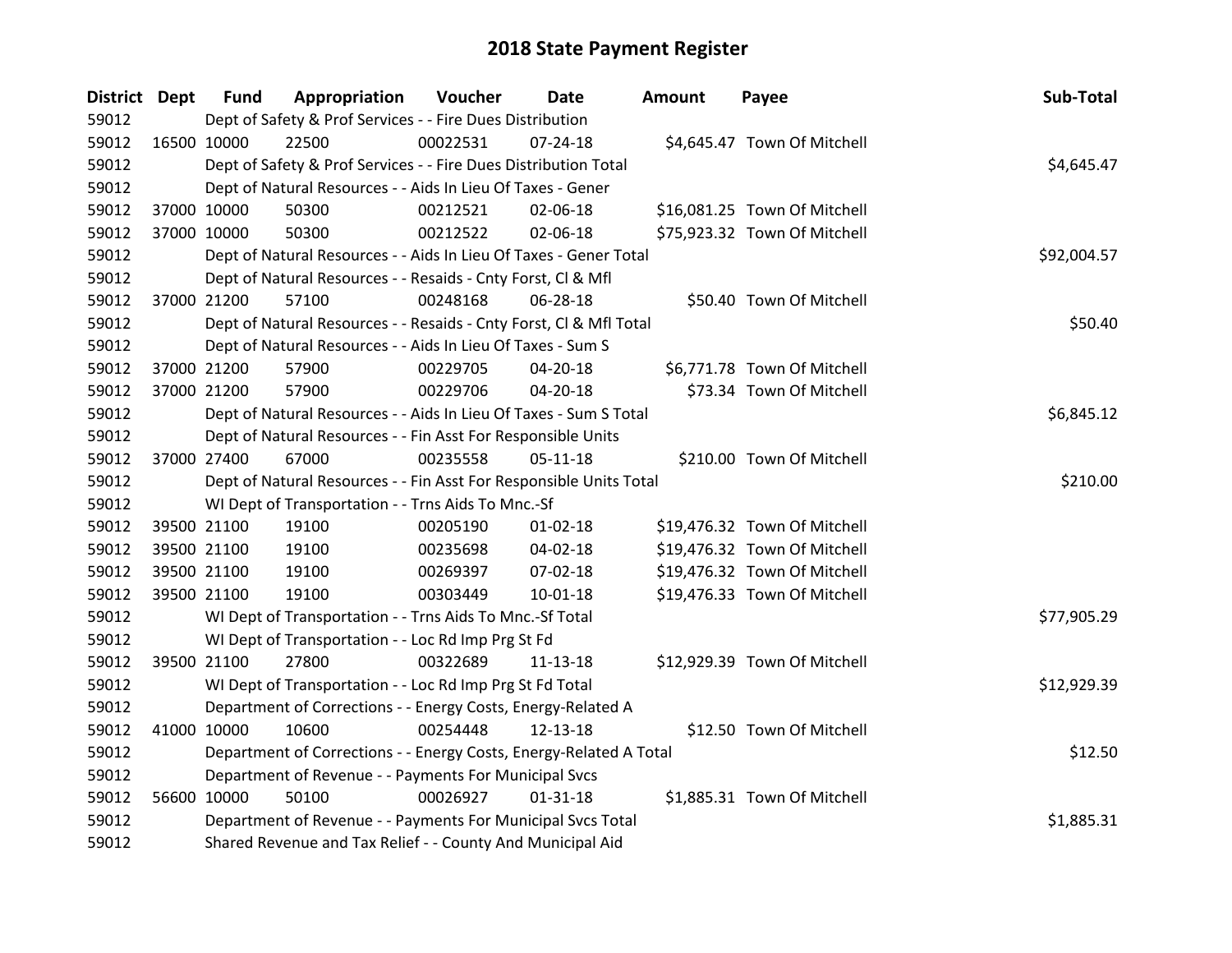# 2018 State Payment Register

| District | Dept | Fund | Appropriation | Voucher | Date | Amount | Payee | Sub-Total |
|---|---|---|---|---|---|---|---|---|
| 59012 | | Dept of Safety & Prof Services - - Fire Dues Distribution | | | | | | |
| 59012 | 16500 | 10000 | 22500 | 00022531 | 07-24-18 | $4,645.47 | Town Of Mitchell | |
| 59012 | | Dept of Safety & Prof Services - - Fire Dues Distribution Total | | | | | | $4,645.47 |
| 59012 | | Dept of Natural Resources - - Aids In Lieu Of Taxes - Gener | | | | | | |
| 59012 | 37000 | 10000 | 50300 | 00212521 | 02-06-18 | $16,081.25 | Town Of Mitchell | |
| 59012 | 37000 | 10000 | 50300 | 00212522 | 02-06-18 | $75,923.32 | Town Of Mitchell | |
| 59012 | | Dept of Natural Resources - - Aids In Lieu Of Taxes - Gener Total | | | | | | $92,004.57 |
| 59012 | | Dept of Natural Resources - - Resaids - Cnty Forst, Cl & Mfl | | | | | | |
| 59012 | 37000 | 21200 | 57100 | 00248168 | 06-28-18 | $50.40 | Town Of Mitchell | |
| 59012 | | Dept of Natural Resources - - Resaids - Cnty Forst, Cl & Mfl Total | | | | | | $50.40 |
| 59012 | | Dept of Natural Resources - - Aids In Lieu Of Taxes - Sum S | | | | | | |
| 59012 | 37000 | 21200 | 57900 | 00229705 | 04-20-18 | $6,771.78 | Town Of Mitchell | |
| 59012 | 37000 | 21200 | 57900 | 00229706 | 04-20-18 | $73.34 | Town Of Mitchell | |
| 59012 | | Dept of Natural Resources - - Aids In Lieu Of Taxes - Sum S Total | | | | | | $6,845.12 |
| 59012 | | Dept of Natural Resources - - Fin Asst For Responsible Units | | | | | | |
| 59012 | 37000 | 27400 | 67000 | 00235558 | 05-11-18 | $210.00 | Town Of Mitchell | |
| 59012 | | Dept of Natural Resources - - Fin Asst For Responsible Units Total | | | | | | $210.00 |
| 59012 | | WI Dept of Transportation - - Trns Aids To Mnc.-Sf | | | | | | |
| 59012 | 39500 | 21100 | 19100 | 00205190 | 01-02-18 | $19,476.32 | Town Of Mitchell | |
| 59012 | 39500 | 21100 | 19100 | 00235698 | 04-02-18 | $19,476.32 | Town Of Mitchell | |
| 59012 | 39500 | 21100 | 19100 | 00269397 | 07-02-18 | $19,476.32 | Town Of Mitchell | |
| 59012 | 39500 | 21100 | 19100 | 00303449 | 10-01-18 | $19,476.33 | Town Of Mitchell | |
| 59012 | | WI Dept of Transportation - - Trns Aids To Mnc.-Sf Total | | | | | | $77,905.29 |
| 59012 | | WI Dept of Transportation - - Loc Rd Imp Prg St Fd | | | | | | |
| 59012 | 39500 | 21100 | 27800 | 00322689 | 11-13-18 | $12,929.39 | Town Of Mitchell | |
| 59012 | | WI Dept of Transportation - - Loc Rd Imp Prg St Fd Total | | | | | | $12,929.39 |
| 59012 | | Department of Corrections - - Energy Costs, Energy-Related A | | | | | | |
| 59012 | 41000 | 10000 | 10600 | 00254448 | 12-13-18 | $12.50 | Town Of Mitchell | |
| 59012 | | Department of Corrections - - Energy Costs, Energy-Related A Total | | | | | | $12.50 |
| 59012 | | Department of Revenue - - Payments For Municipal Svcs | | | | | | |
| 59012 | 56600 | 10000 | 50100 | 00026927 | 01-31-18 | $1,885.31 | Town Of Mitchell | |
| 59012 | | Department of Revenue - - Payments For Municipal Svcs Total | | | | | | $1,885.31 |
| 59012 | | Shared Revenue and Tax Relief - - County And Municipal Aid | | | | | | |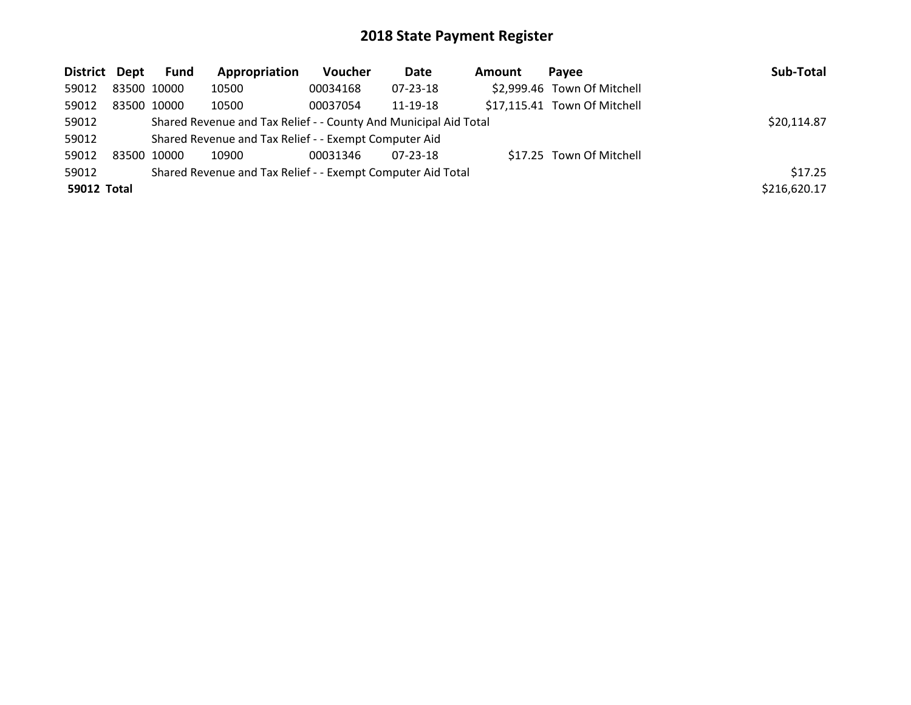# 2018 State Payment Register

| District | Dept | Fund | Appropriation | Voucher | Date | Amount | Payee | Sub-Total |
|---|---|---|---|---|---|---|---|---|
| 59012 | 83500 | 10000 | 10500 | 00034168 | 07-23-18 | $2,999.46 | Town Of Mitchell | |
| 59012 | 83500 | 10000 | 10500 | 00037054 | 11-19-18 | $17,115.41 | Town Of Mitchell | |
| 59012 | | Shared Revenue and Tax Relief - - County And Municipal Aid Total | | | | | | $20,114.87 |
| 59012 | | Shared Revenue and Tax Relief - - Exempt Computer Aid | | | | | | |
| 59012 | 83500 | 10000 | 10900 | 00031346 | 07-23-18 | $17.25 | Town Of Mitchell | |
| 59012 | | Shared Revenue and Tax Relief - - Exempt Computer Aid Total | | | | | | $17.25 |
| **59012 Total** | | | | | | | | $216,620.17 |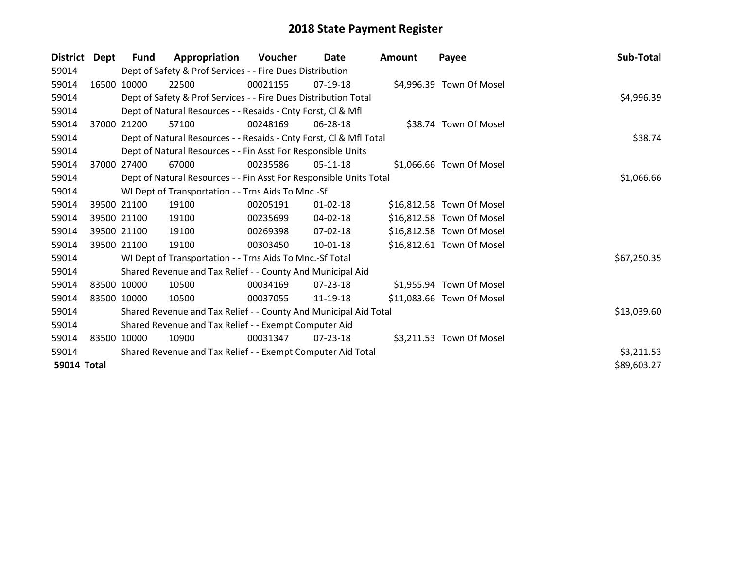# 2018 State Payment Register

| District | Dept | Fund | Appropriation | Voucher | Date | Amount | Payee | Sub-Total |
|---|---|---|---|---|---|---|---|---|
| 59014 | | Dept of Safety & Prof Services - - Fire Dues Distribution | | | | | | |
| 59014 | 16500 | 10000 | 22500 | 00021155 | 07-19-18 | $4,996.39 | Town Of Mosel | |
| 59014 | | Dept of Safety & Prof Services - - Fire Dues Distribution Total | | | | | | $4,996.39 |
| 59014 | | Dept of Natural Resources - - Resaids - Cnty Forst, Cl & Mfl | | | | | | |
| 59014 | 37000 | 21200 | 57100 | 00248169 | 06-28-18 | $38.74 | Town Of Mosel | |
| 59014 | | Dept of Natural Resources - - Resaids - Cnty Forst, Cl & Mfl Total | | | | | | $38.74 |
| 59014 | | Dept of Natural Resources - - Fin Asst For Responsible Units | | | | | | |
| 59014 | 37000 | 27400 | 67000 | 00235586 | 05-11-18 | $1,066.66 | Town Of Mosel | |
| 59014 | | Dept of Natural Resources - - Fin Asst For Responsible Units Total | | | | | | $1,066.66 |
| 59014 | | WI Dept of Transportation - - Trns Aids To Mnc.-Sf | | | | | | |
| 59014 | 39500 | 21100 | 19100 | 00205191 | 01-02-18 | $16,812.58 | Town Of Mosel | |
| 59014 | 39500 | 21100 | 19100 | 00235699 | 04-02-18 | $16,812.58 | Town Of Mosel | |
| 59014 | 39500 | 21100 | 19100 | 00269398 | 07-02-18 | $16,812.58 | Town Of Mosel | |
| 59014 | 39500 | 21100 | 19100 | 00303450 | 10-01-18 | $16,812.61 | Town Of Mosel | |
| 59014 | | WI Dept of Transportation - - Trns Aids To Mnc.-Sf Total | | | | | | $67,250.35 |
| 59014 | | Shared Revenue and Tax Relief - - County And Municipal Aid | | | | | | |
| 59014 | 83500 | 10000 | 10500 | 00034169 | 07-23-18 | $1,955.94 | Town Of Mosel | |
| 59014 | 83500 | 10000 | 10500 | 00037055 | 11-19-18 | $11,083.66 | Town Of Mosel | |
| 59014 | | Shared Revenue and Tax Relief - - County And Municipal Aid Total | | | | | | $13,039.60 |
| 59014 | | Shared Revenue and Tax Relief - - Exempt Computer Aid | | | | | | |
| 59014 | 83500 | 10000 | 10900 | 00031347 | 07-23-18 | $3,211.53 | Town Of Mosel | |
| 59014 | | Shared Revenue and Tax Relief - - Exempt Computer Aid Total | | | | | | $3,211.53 |
| **59014 Total** | | | | | | | | $89,603.27 |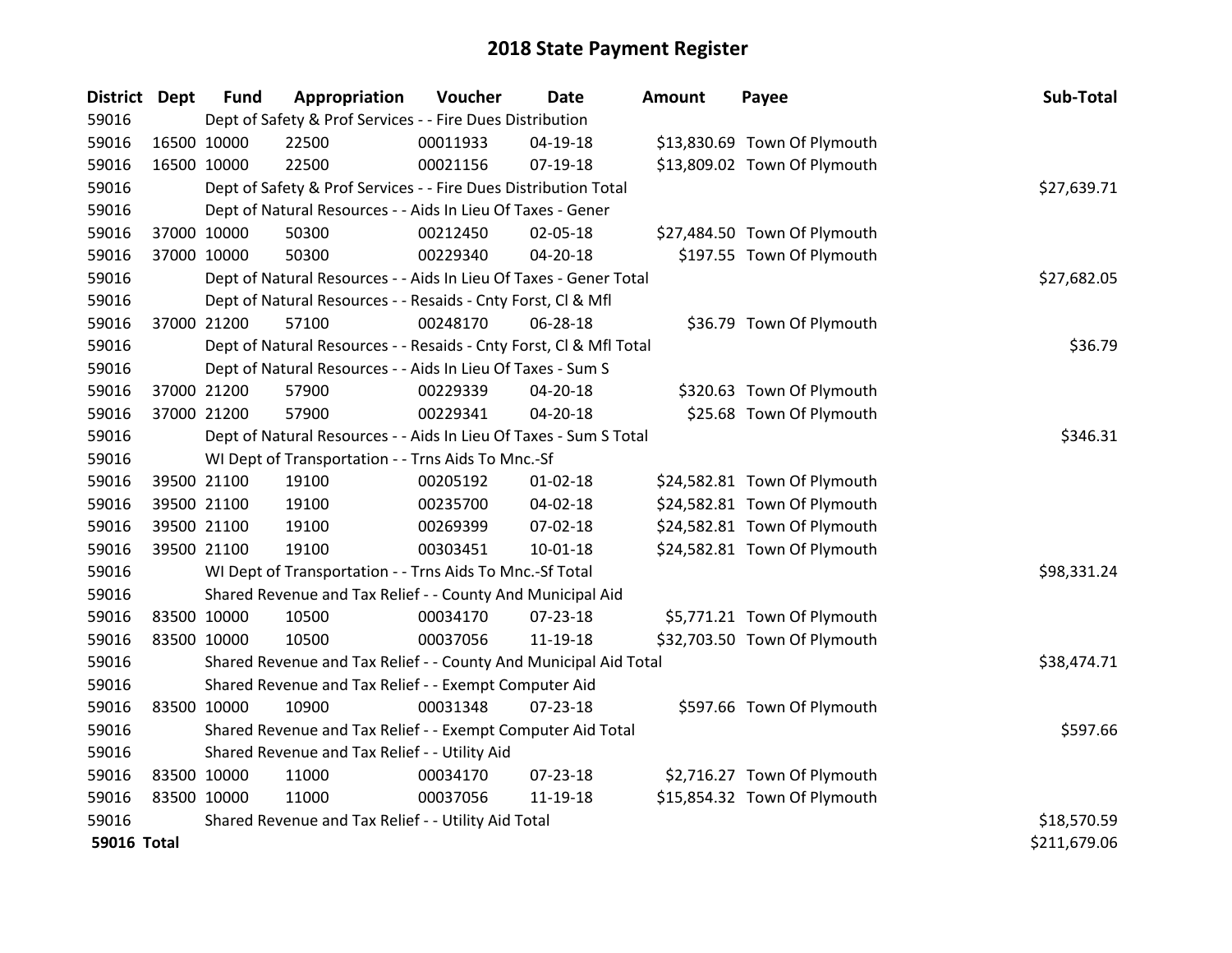# 2018 State Payment Register

| District | Dept | Fund | Appropriation | Voucher | Date | Amount | Payee | Sub-Total |
|---|---|---|---|---|---|---|---|---|
| 59016 | | Dept of Safety & Prof Services - - Fire Dues Distribution | | | | | | |
| 59016 | 16500 | 10000 | 22500 | 00011933 | 04-19-18 | $13,830.69 | Town Of Plymouth | |
| 59016 | 16500 | 10000 | 22500 | 00021156 | 07-19-18 | $13,809.02 | Town Of Plymouth | |
| 59016 | | Dept of Safety & Prof Services - - Fire Dues Distribution Total | | | | | | $27,639.71 |
| 59016 | | Dept of Natural Resources - - Aids In Lieu Of Taxes - Gener | | | | | | |
| 59016 | 37000 | 10000 | 50300 | 00212450 | 02-05-18 | $27,484.50 | Town Of Plymouth | |
| 59016 | 37000 | 10000 | 50300 | 00229340 | 04-20-18 | $197.55 | Town Of Plymouth | |
| 59016 | | Dept of Natural Resources - - Aids In Lieu Of Taxes - Gener Total | | | | | | $27,682.05 |
| 59016 | | Dept of Natural Resources - - Resaids - Cnty Forst, Cl & Mfl | | | | | | |
| 59016 | 37000 | 21200 | 57100 | 00248170 | 06-28-18 | $36.79 | Town Of Plymouth | |
| 59016 | | Dept of Natural Resources - - Resaids - Cnty Forst, Cl & Mfl Total | | | | | | $36.79 |
| 59016 | | Dept of Natural Resources - - Aids In Lieu Of Taxes - Sum S | | | | | | |
| 59016 | 37000 | 21200 | 57900 | 00229339 | 04-20-18 | $320.63 | Town Of Plymouth | |
| 59016 | 37000 | 21200 | 57900 | 00229341 | 04-20-18 | $25.68 | Town Of Plymouth | |
| 59016 | | Dept of Natural Resources - - Aids In Lieu Of Taxes - Sum S Total | | | | | | $346.31 |
| 59016 | | WI Dept of Transportation - - Trns Aids To Mnc.-Sf | | | | | | |
| 59016 | 39500 | 21100 | 19100 | 00205192 | 01-02-18 | $24,582.81 | Town Of Plymouth | |
| 59016 | 39500 | 21100 | 19100 | 00235700 | 04-02-18 | $24,582.81 | Town Of Plymouth | |
| 59016 | 39500 | 21100 | 19100 | 00269399 | 07-02-18 | $24,582.81 | Town Of Plymouth | |
| 59016 | 39500 | 21100 | 19100 | 00303451 | 10-01-18 | $24,582.81 | Town Of Plymouth | |
| 59016 | | WI Dept of Transportation - - Trns Aids To Mnc.-Sf Total | | | | | | $98,331.24 |
| 59016 | | Shared Revenue and Tax Relief - - County And Municipal Aid | | | | | | |
| 59016 | 83500 | 10000 | 10500 | 00034170 | 07-23-18 | $5,771.21 | Town Of Plymouth | |
| 59016 | 83500 | 10000 | 10500 | 00037056 | 11-19-18 | $32,703.50 | Town Of Plymouth | |
| 59016 | | Shared Revenue and Tax Relief - - County And Municipal Aid Total | | | | | | $38,474.71 |
| 59016 | | Shared Revenue and Tax Relief - - Exempt Computer Aid | | | | | | |
| 59016 | 83500 | 10000 | 10900 | 00031348 | 07-23-18 | $597.66 | Town Of Plymouth | |
| 59016 | | Shared Revenue and Tax Relief - - Exempt Computer Aid Total | | | | | | $597.66 |
| 59016 | | Shared Revenue and Tax Relief - - Utility Aid | | | | | | |
| 59016 | 83500 | 10000 | 11000 | 00034170 | 07-23-18 | $2,716.27 | Town Of Plymouth | |
| 59016 | 83500 | 10000 | 11000 | 00037056 | 11-19-18 | $15,854.32 | Town Of Plymouth | |
| 59016 | | Shared Revenue and Tax Relief - - Utility Aid Total | | | | | | $18,570.59 |
| **59016 Total** | | | | | | | | $211,679.06 |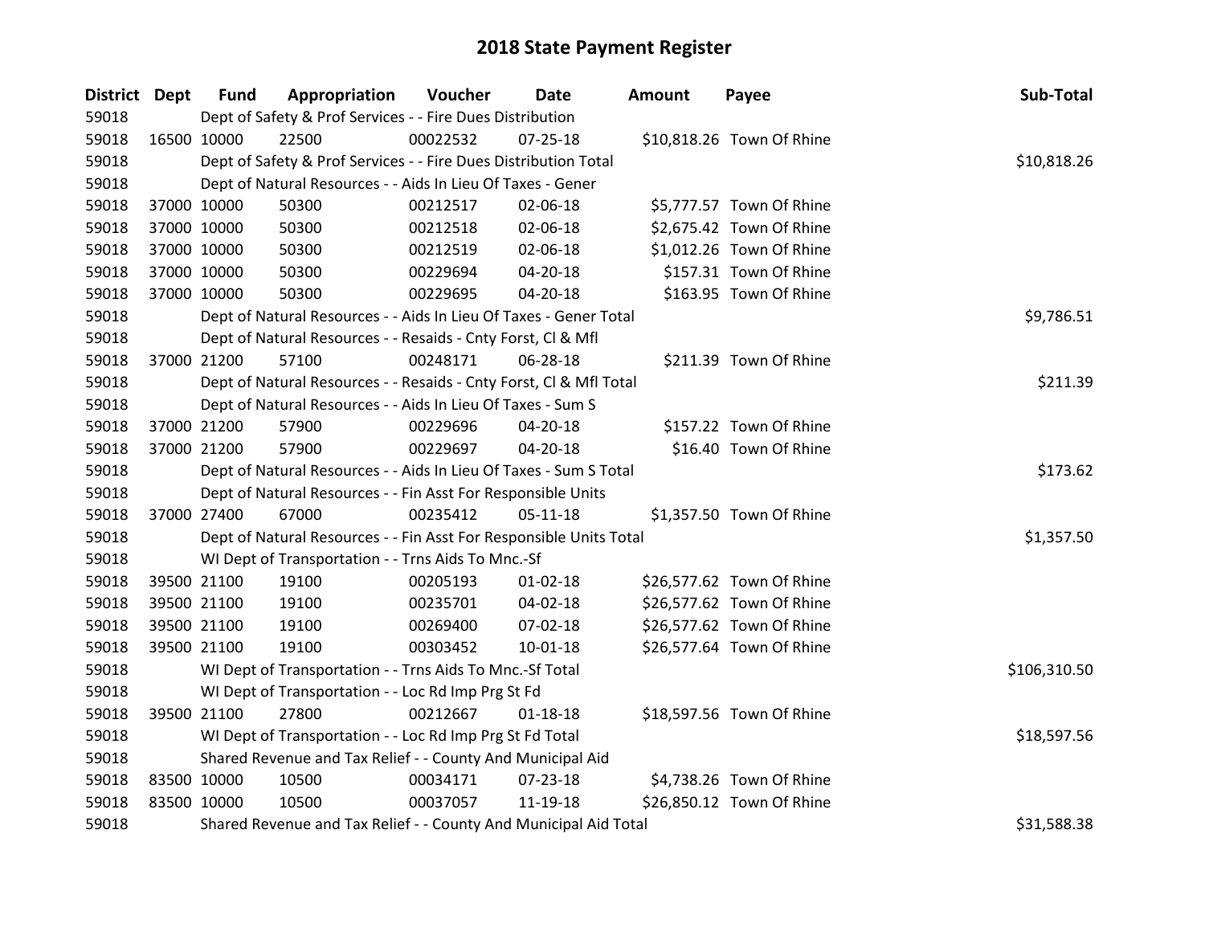# 2018 State Payment Register

| District | Dept | Fund | Appropriation | Voucher | Date | Amount | Payee | Sub-Total |
|---|---|---|---|---|---|---|---|---|
| 59018 | | Dept of Safety & Prof Services - - Fire Dues Distribution | | | | | | |
| 59018 | 16500 | 10000 | 22500 | 00022532 | 07-25-18 | $10,818.26 | Town Of Rhine | |
| 59018 | | Dept of Safety & Prof Services - - Fire Dues Distribution Total | | | | | | $10,818.26 |
| 59018 | | Dept of Natural Resources - - Aids In Lieu Of Taxes - Gener | | | | | | |
| 59018 | 37000 | 10000 | 50300 | 00212517 | 02-06-18 | $5,777.57 | Town Of Rhine | |
| 59018 | 37000 | 10000 | 50300 | 00212518 | 02-06-18 | $2,675.42 | Town Of Rhine | |
| 59018 | 37000 | 10000 | 50300 | 00212519 | 02-06-18 | $1,012.26 | Town Of Rhine | |
| 59018 | 37000 | 10000 | 50300 | 00229694 | 04-20-18 | $157.31 | Town Of Rhine | |
| 59018 | 37000 | 10000 | 50300 | 00229695 | 04-20-18 | $163.95 | Town Of Rhine | |
| 59018 | | Dept of Natural Resources - - Aids In Lieu Of Taxes - Gener Total | | | | | | $9,786.51 |
| 59018 | | Dept of Natural Resources - - Resaids - Cnty Forst, Cl & Mfl | | | | | | |
| 59018 | 37000 | 21200 | 57100 | 00248171 | 06-28-18 | $211.39 | Town Of Rhine | |
| 59018 | | Dept of Natural Resources - - Resaids - Cnty Forst, Cl & Mfl Total | | | | | | $211.39 |
| 59018 | | Dept of Natural Resources - - Aids In Lieu Of Taxes - Sum S | | | | | | |
| 59018 | 37000 | 21200 | 57900 | 00229696 | 04-20-18 | $157.22 | Town Of Rhine | |
| 59018 | 37000 | 21200 | 57900 | 00229697 | 04-20-18 | $16.40 | Town Of Rhine | |
| 59018 | | Dept of Natural Resources - - Aids In Lieu Of Taxes - Sum S Total | | | | | | $173.62 |
| 59018 | | Dept of Natural Resources - - Fin Asst For Responsible Units | | | | | | |
| 59018 | 37000 | 27400 | 67000 | 00235412 | 05-11-18 | $1,357.50 | Town Of Rhine | |
| 59018 | | Dept of Natural Resources - - Fin Asst For Responsible Units Total | | | | | | $1,357.50 |
| 59018 | | WI Dept of Transportation - - Trns Aids To Mnc.-Sf | | | | | | |
| 59018 | 39500 | 21100 | 19100 | 00205193 | 01-02-18 | $26,577.62 | Town Of Rhine | |
| 59018 | 39500 | 21100 | 19100 | 00235701 | 04-02-18 | $26,577.62 | Town Of Rhine | |
| 59018 | 39500 | 21100 | 19100 | 00269400 | 07-02-18 | $26,577.62 | Town Of Rhine | |
| 59018 | 39500 | 21100 | 19100 | 00303452 | 10-01-18 | $26,577.64 | Town Of Rhine | |
| 59018 | | WI Dept of Transportation - - Trns Aids To Mnc.-Sf Total | | | | | | $106,310.50 |
| 59018 | | WI Dept of Transportation - - Loc Rd Imp Prg St Fd | | | | | | |
| 59018 | 39500 | 21100 | 27800 | 00212667 | 01-18-18 | $18,597.56 | Town Of Rhine | |
| 59018 | | WI Dept of Transportation - - Loc Rd Imp Prg St Fd Total | | | | | | $18,597.56 |
| 59018 | | Shared Revenue and Tax Relief - - County And Municipal Aid | | | | | | |
| 59018 | 83500 | 10000 | 10500 | 00034171 | 07-23-18 | $4,738.26 | Town Of Rhine | |
| 59018 | 83500 | 10000 | 10500 | 00037057 | 11-19-18 | $26,850.12 | Town Of Rhine | |
| 59018 | | Shared Revenue and Tax Relief - - County And Municipal Aid Total | | | | | | $31,588.38 |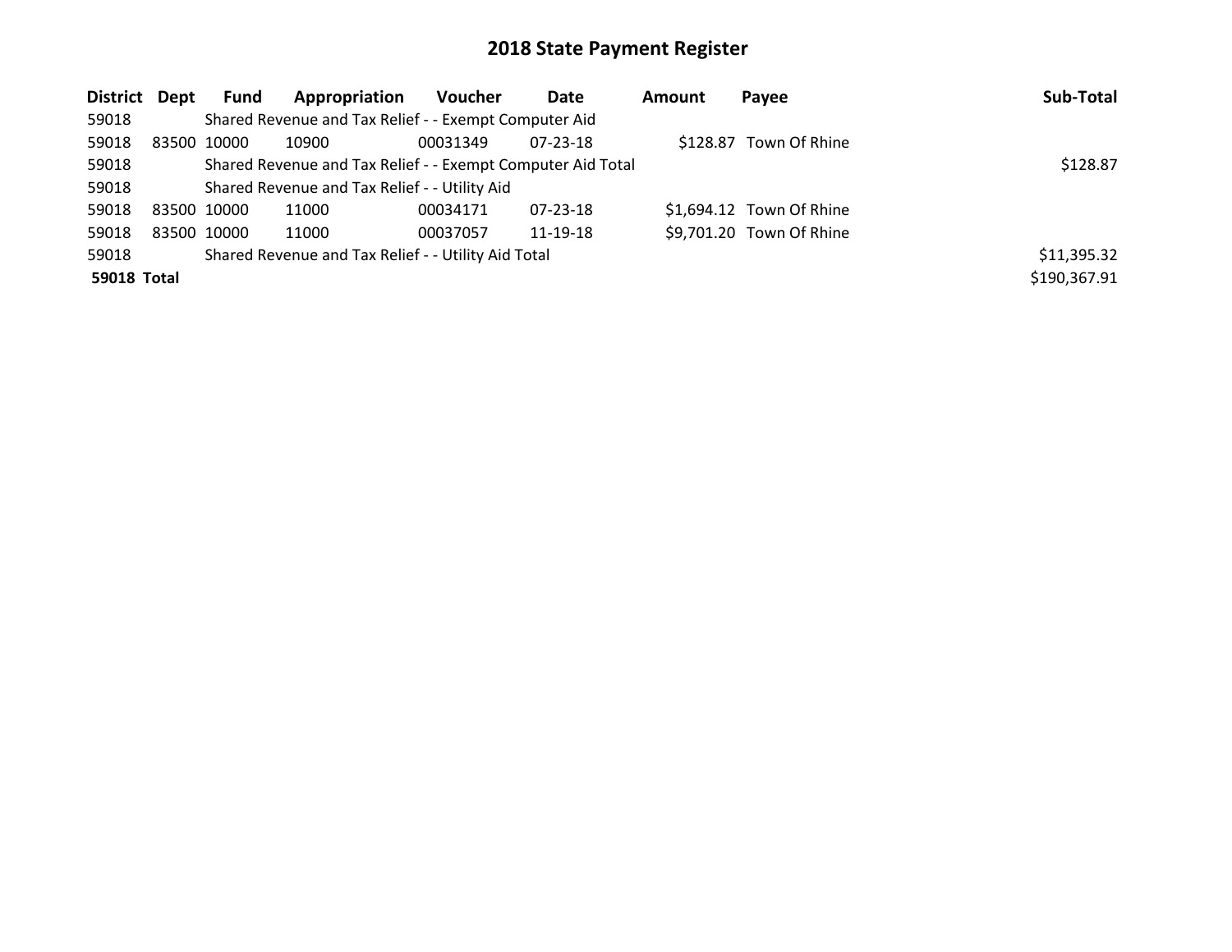# 2018 State Payment Register

| District | Dept | Fund | Appropriation | Voucher | Date | Amount | Payee | Sub-Total |
|---|---|---|---|---|---|---|---|---|
| 59018 | | Shared Revenue and Tax Relief - - Exempt Computer Aid | | | | | | |
| 59018 | 83500 | 10000 | 10900 | 00031349 | 07-23-18 | $128.87 | Town Of Rhine | |
| 59018 | | Shared Revenue and Tax Relief - - Exempt Computer Aid Total | | | | | | $128.87 |
| 59018 | | Shared Revenue and Tax Relief - - Utility Aid | | | | | | |
| 59018 | 83500 | 10000 | 11000 | 00034171 | 07-23-18 | $1,694.12 | Town Of Rhine | |
| 59018 | 83500 | 10000 | 11000 | 00037057 | 11-19-18 | $9,701.20 | Town Of Rhine | |
| 59018 | | Shared Revenue and Tax Relief - - Utility Aid Total | | | | | | $11,395.32 |
| **59018 Total** | | | | | | | | $190,367.91 |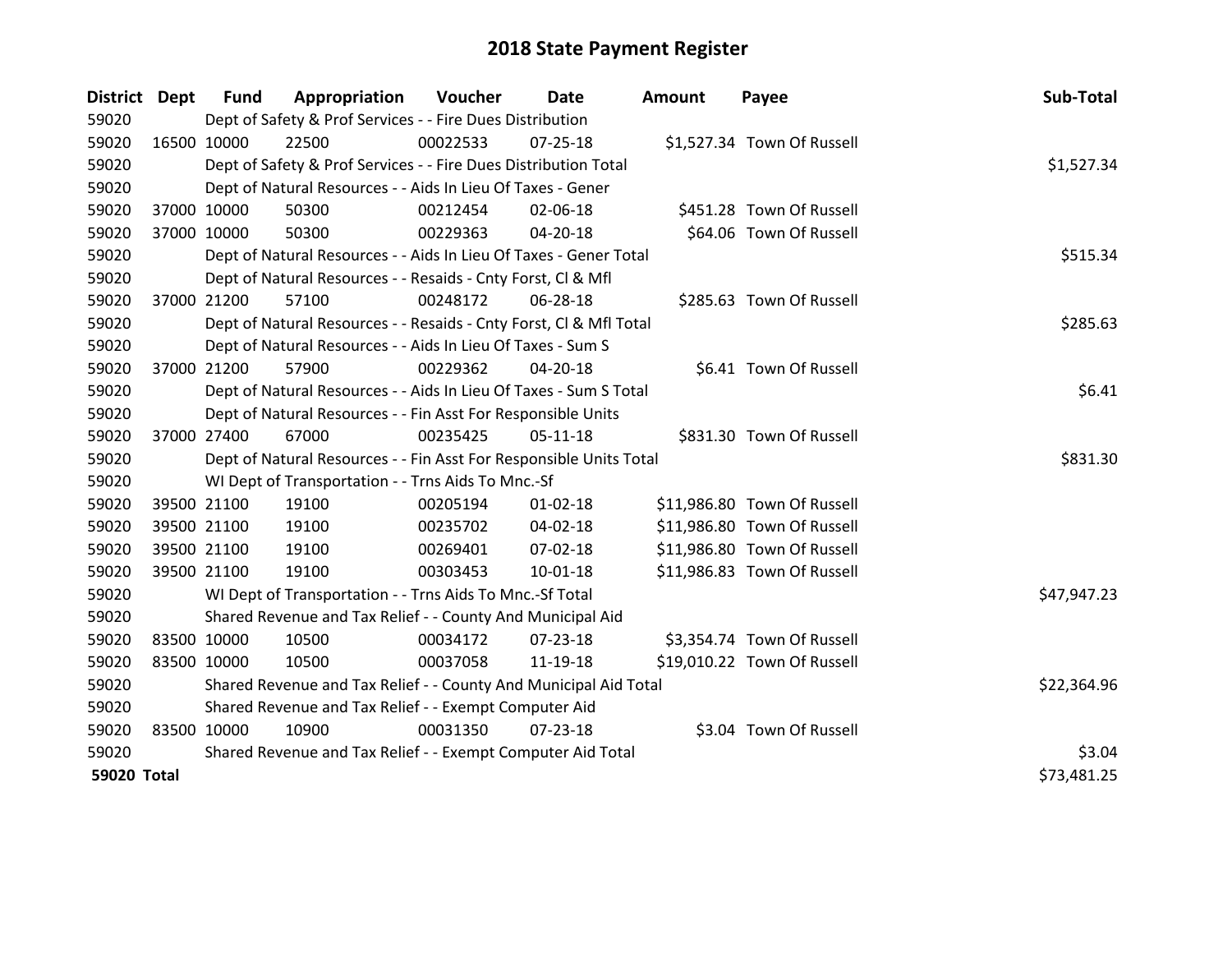# 2018 State Payment Register

| District | Dept | Fund | Appropriation | Voucher | Date | Amount | Payee | Sub-Total |
|---|---|---|---|---|---|---|---|---|
| 59020 | | Dept of Safety & Prof Services - - Fire Dues Distribution | | | | | | |
| 59020 | 16500 | 10000 | 22500 | 00022533 | 07-25-18 | $1,527.34 | Town Of Russell | |
| 59020 | | Dept of Safety & Prof Services - - Fire Dues Distribution Total | | | | | | $1,527.34 |
| 59020 | | Dept of Natural Resources - - Aids In Lieu Of Taxes - Gener | | | | | | |
| 59020 | 37000 | 10000 | 50300 | 00212454 | 02-06-18 | $451.28 | Town Of Russell | |
| 59020 | 37000 | 10000 | 50300 | 00229363 | 04-20-18 | $64.06 | Town Of Russell | |
| 59020 | | Dept of Natural Resources - - Aids In Lieu Of Taxes - Gener Total | | | | | | $515.34 |
| 59020 | | Dept of Natural Resources - - Resaids - Cnty Forst, Cl & Mfl | | | | | | |
| 59020 | 37000 | 21200 | 57100 | 00248172 | 06-28-18 | $285.63 | Town Of Russell | |
| 59020 | | Dept of Natural Resources - - Resaids - Cnty Forst, Cl & Mfl Total | | | | | | $285.63 |
| 59020 | | Dept of Natural Resources - - Aids In Lieu Of Taxes - Sum S | | | | | | |
| 59020 | 37000 | 21200 | 57900 | 00229362 | 04-20-18 | $6.41 | Town Of Russell | |
| 59020 | | Dept of Natural Resources - - Aids In Lieu Of Taxes - Sum S Total | | | | | | $6.41 |
| 59020 | | Dept of Natural Resources - - Fin Asst For Responsible Units | | | | | | |
| 59020 | 37000 | 27400 | 67000 | 00235425 | 05-11-18 | $831.30 | Town Of Russell | |
| 59020 | | Dept of Natural Resources - - Fin Asst For Responsible Units Total | | | | | | $831.30 |
| 59020 | | WI Dept of Transportation - - Trns Aids To Mnc.-Sf | | | | | | |
| 59020 | 39500 | 21100 | 19100 | 00205194 | 01-02-18 | $11,986.80 | Town Of Russell | |
| 59020 | 39500 | 21100 | 19100 | 00235702 | 04-02-18 | $11,986.80 | Town Of Russell | |
| 59020 | 39500 | 21100 | 19100 | 00269401 | 07-02-18 | $11,986.80 | Town Of Russell | |
| 59020 | 39500 | 21100 | 19100 | 00303453 | 10-01-18 | $11,986.83 | Town Of Russell | |
| 59020 | | WI Dept of Transportation - - Trns Aids To Mnc.-Sf Total | | | | | | $47,947.23 |
| 59020 | | Shared Revenue and Tax Relief - - County And Municipal Aid | | | | | | |
| 59020 | 83500 | 10000 | 10500 | 00034172 | 07-23-18 | $3,354.74 | Town Of Russell | |
| 59020 | 83500 | 10000 | 10500 | 00037058 | 11-19-18 | $19,010.22 | Town Of Russell | |
| 59020 | | Shared Revenue and Tax Relief - - County And Municipal Aid Total | | | | | | $22,364.96 |
| 59020 | | Shared Revenue and Tax Relief - - Exempt Computer Aid | | | | | | |
| 59020 | 83500 | 10000 | 10900 | 00031350 | 07-23-18 | $3.04 | Town Of Russell | |
| 59020 | | Shared Revenue and Tax Relief - - Exempt Computer Aid Total | | | | | | $3.04 |
| **59020 Total** | | | | | | | | $73,481.25 |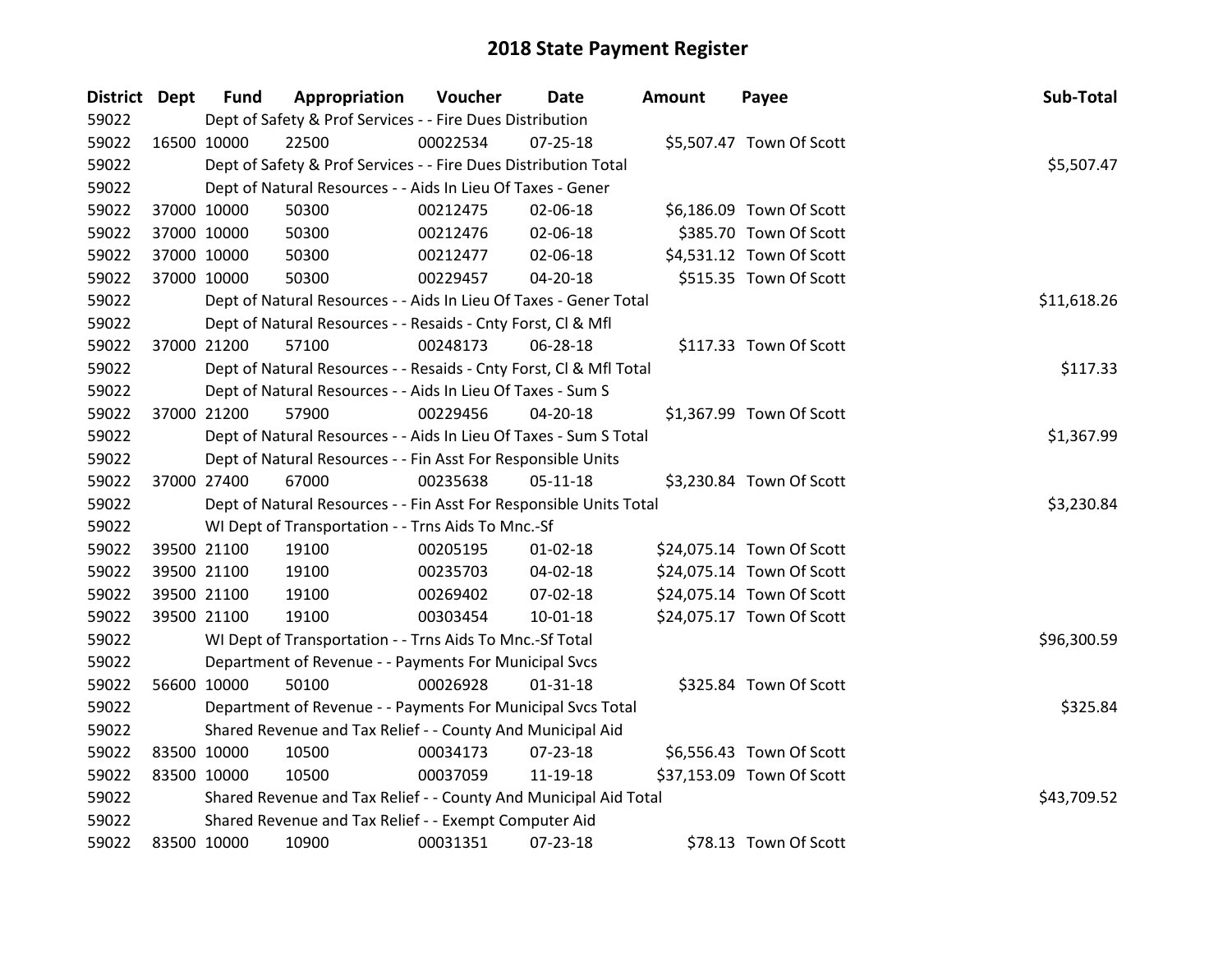# 2018 State Payment Register

| District | Dept | Fund | Appropriation | Voucher | Date | Amount | Payee | Sub-Total |
|---|---|---|---|---|---|---|---|---|
| 59022 | | Dept of Safety & Prof Services - - Fire Dues Distribution | | | | | | |
| 59022 | 16500 | 10000 | 22500 | 00022534 | 07-25-18 | $5,507.47 | Town Of Scott | |
| 59022 | | Dept of Safety & Prof Services - - Fire Dues Distribution Total | | | | | | $5,507.47 |
| 59022 | | Dept of Natural Resources - - Aids In Lieu Of Taxes - Gener | | | | | | |
| 59022 | 37000 | 10000 | 50300 | 00212475 | 02-06-18 | $6,186.09 | Town Of Scott | |
| 59022 | 37000 | 10000 | 50300 | 00212476 | 02-06-18 | $385.70 | Town Of Scott | |
| 59022 | 37000 | 10000 | 50300 | 00212477 | 02-06-18 | $4,531.12 | Town Of Scott | |
| 59022 | 37000 | 10000 | 50300 | 00229457 | 04-20-18 | $515.35 | Town Of Scott | |
| 59022 | | Dept of Natural Resources - - Aids In Lieu Of Taxes - Gener Total | | | | | | $11,618.26 |
| 59022 | | Dept of Natural Resources - - Resaids - Cnty Forst, Cl & Mfl | | | | | | |
| 59022 | 37000 | 21200 | 57100 | 00248173 | 06-28-18 | $117.33 | Town Of Scott | |
| 59022 | | Dept of Natural Resources - - Resaids - Cnty Forst, Cl & Mfl Total | | | | | | $117.33 |
| 59022 | | Dept of Natural Resources - - Aids In Lieu Of Taxes - Sum S | | | | | | |
| 59022 | 37000 | 21200 | 57900 | 00229456 | 04-20-18 | $1,367.99 | Town Of Scott | |
| 59022 | | Dept of Natural Resources - - Aids In Lieu Of Taxes - Sum S Total | | | | | | $1,367.99 |
| 59022 | | Dept of Natural Resources - - Fin Asst For Responsible Units | | | | | | |
| 59022 | 37000 | 27400 | 67000 | 00235638 | 05-11-18 | $3,230.84 | Town Of Scott | |
| 59022 | | Dept of Natural Resources - - Fin Asst For Responsible Units Total | | | | | | $3,230.84 |
| 59022 | | WI Dept of Transportation - - Trns Aids To Mnc.-Sf | | | | | | |
| 59022 | 39500 | 21100 | 19100 | 00205195 | 01-02-18 | $24,075.14 | Town Of Scott | |
| 59022 | 39500 | 21100 | 19100 | 00235703 | 04-02-18 | $24,075.14 | Town Of Scott | |
| 59022 | 39500 | 21100 | 19100 | 00269402 | 07-02-18 | $24,075.14 | Town Of Scott | |
| 59022 | 39500 | 21100 | 19100 | 00303454 | 10-01-18 | $24,075.17 | Town Of Scott | |
| 59022 | | WI Dept of Transportation - - Trns Aids To Mnc.-Sf Total | | | | | | $96,300.59 |
| 59022 | | Department of Revenue - - Payments For Municipal Svcs | | | | | | |
| 59022 | 56600 | 10000 | 50100 | 00026928 | 01-31-18 | $325.84 | Town Of Scott | |
| 59022 | | Department of Revenue - - Payments For Municipal Svcs Total | | | | | | $325.84 |
| 59022 | | Shared Revenue and Tax Relief - - County And Municipal Aid | | | | | | |
| 59022 | 83500 | 10000 | 10500 | 00034173 | 07-23-18 | $6,556.43 | Town Of Scott | |
| 59022 | 83500 | 10000 | 10500 | 00037059 | 11-19-18 | $37,153.09 | Town Of Scott | |
| 59022 | | Shared Revenue and Tax Relief - - County And Municipal Aid Total | | | | | | $43,709.52 |
| 59022 | | Shared Revenue and Tax Relief - - Exempt Computer Aid | | | | | | |
| 59022 | 83500 | 10000 | 10900 | 00031351 | 07-23-18 | $78.13 | Town Of Scott | |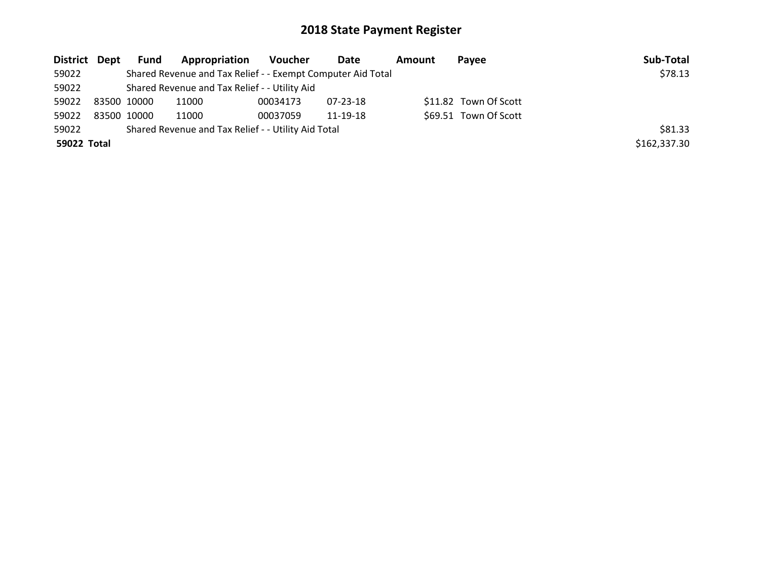# 2018 State Payment Register

| District | Dept | Fund | Appropriation | Voucher | Date | Amount | Payee | Sub-Total |
|---|---|---|---|---|---|---|---|---|
| 59022 | | Shared Revenue and Tax Relief - - Exempt Computer Aid Total | | | | | | $78.13 |
| 59022 | | Shared Revenue and Tax Relief - - Utility Aid | | | | | | |
| 59022 | 83500 | 10000 | 11000 | 00034173 | 07-23-18 | $11.82 | Town Of Scott | |
| 59022 | 83500 | 10000 | 11000 | 00037059 | 11-19-18 | $69.51 | Town Of Scott | |
| 59022 | | Shared Revenue and Tax Relief - - Utility Aid Total | | | | | | $81.33 |
| **59022** | **Total** | | | | | | | $162,337.30 |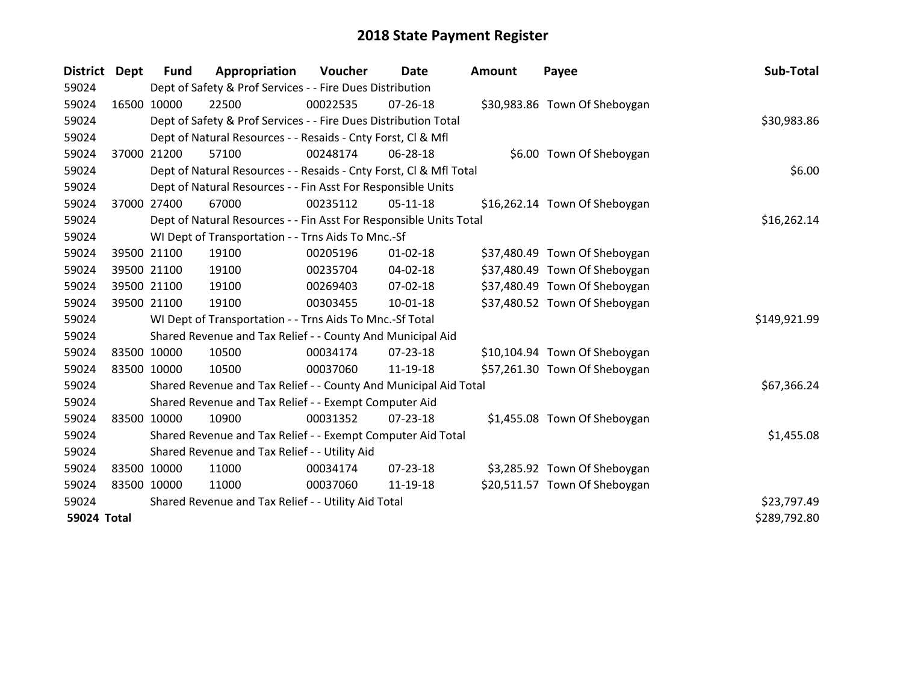# 2018 State Payment Register

| District | Dept | Fund | Appropriation | Voucher | Date | Amount | Payee | Sub-Total |
|---|---|---|---|---|---|---|---|---|
| 59024 | | Dept of Safety & Prof Services - - Fire Dues Distribution | | | | | | |
| 59024 | 16500 | 10000 | 22500 | 00022535 | 07-26-18 | $30,983.86 | Town Of Sheboygan | |
| 59024 | | Dept of Safety & Prof Services - - Fire Dues Distribution Total | | | | | | $30,983.86 |
| 59024 | | Dept of Natural Resources - - Resaids - Cnty Forst, Cl & Mfl | | | | | | |
| 59024 | 37000 | 21200 | 57100 | 00248174 | 06-28-18 | $6.00 | Town Of Sheboygan | |
| 59024 | | Dept of Natural Resources - - Resaids - Cnty Forst, Cl & Mfl Total | | | | | | $6.00 |
| 59024 | | Dept of Natural Resources - - Fin Asst For Responsible Units | | | | | | |
| 59024 | 37000 | 27400 | 67000 | 00235112 | 05-11-18 | $16,262.14 | Town Of Sheboygan | |
| 59024 | | Dept of Natural Resources - - Fin Asst For Responsible Units Total | | | | | | $16,262.14 |
| 59024 | | WI Dept of Transportation - - Trns Aids To Mnc.-Sf | | | | | | |
| 59024 | 39500 | 21100 | 19100 | 00205196 | 01-02-18 | $37,480.49 | Town Of Sheboygan | |
| 59024 | 39500 | 21100 | 19100 | 00235704 | 04-02-18 | $37,480.49 | Town Of Sheboygan | |
| 59024 | 39500 | 21100 | 19100 | 00269403 | 07-02-18 | $37,480.49 | Town Of Sheboygan | |
| 59024 | 39500 | 21100 | 19100 | 00303455 | 10-01-18 | $37,480.52 | Town Of Sheboygan | |
| 59024 | | WI Dept of Transportation - - Trns Aids To Mnc.-Sf Total | | | | | | $149,921.99 |
| 59024 | | Shared Revenue and Tax Relief - - County And Municipal Aid | | | | | | |
| 59024 | 83500 | 10000 | 10500 | 00034174 | 07-23-18 | $10,104.94 | Town Of Sheboygan | |
| 59024 | 83500 | 10000 | 10500 | 00037060 | 11-19-18 | $57,261.30 | Town Of Sheboygan | |
| 59024 | | Shared Revenue and Tax Relief - - County And Municipal Aid Total | | | | | | $67,366.24 |
| 59024 | | Shared Revenue and Tax Relief - - Exempt Computer Aid | | | | | | |
| 59024 | 83500 | 10000 | 10900 | 00031352 | 07-23-18 | $1,455.08 | Town Of Sheboygan | |
| 59024 | | Shared Revenue and Tax Relief - - Exempt Computer Aid Total | | | | | | $1,455.08 |
| 59024 | | Shared Revenue and Tax Relief - - Utility Aid | | | | | | |
| 59024 | 83500 | 10000 | 11000 | 00034174 | 07-23-18 | $3,285.92 | Town Of Sheboygan | |
| 59024 | 83500 | 10000 | 11000 | 00037060 | 11-19-18 | $20,511.57 | Town Of Sheboygan | |
| 59024 | | Shared Revenue and Tax Relief - - Utility Aid Total | | | | | | $23,797.49 |
| **59024 Total** | | | | | | | | $289,792.80 |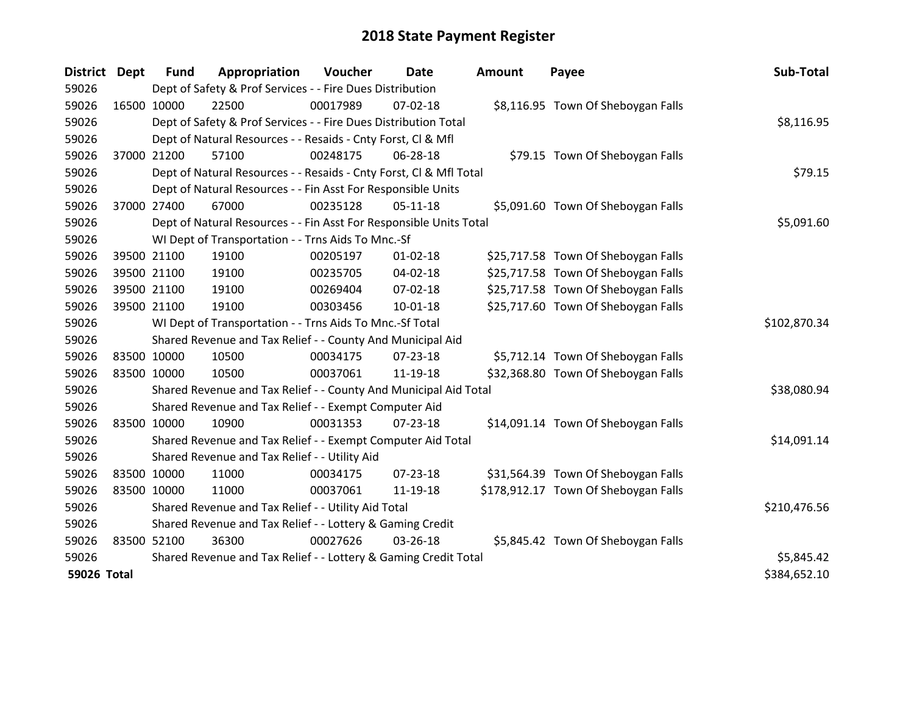# 2018 State Payment Register

| District | Dept | Fund | Appropriation | Voucher | Date | Amount | Payee | Sub-Total |
|---|---|---|---|---|---|---|---|---|
| 59026 | | Dept of Safety & Prof Services - - Fire Dues Distribution | | | | | | |
| 59026 | 16500 | 10000 | 22500 | 00017989 | 07-02-18 | $8,116.95 | Town Of Sheboygan Falls | |
| 59026 | | Dept of Safety & Prof Services - - Fire Dues Distribution Total | | | | | | $8,116.95 |
| 59026 | | Dept of Natural Resources - - Resaids - Cnty Forst, Cl & Mfl | | | | | | |
| 59026 | 37000 | 21200 | 57100 | 00248175 | 06-28-18 | $79.15 | Town Of Sheboygan Falls | |
| 59026 | | Dept of Natural Resources - - Resaids - Cnty Forst, Cl & Mfl Total | | | | | | $79.15 |
| 59026 | | Dept of Natural Resources - - Fin Asst For Responsible Units | | | | | | |
| 59026 | 37000 | 27400 | 67000 | 00235128 | 05-11-18 | $5,091.60 | Town Of Sheboygan Falls | |
| 59026 | | Dept of Natural Resources - - Fin Asst For Responsible Units Total | | | | | | $5,091.60 |
| 59026 | | WI Dept of Transportation - - Trns Aids To Mnc.-Sf | | | | | | |
| 59026 | 39500 | 21100 | 19100 | 00205197 | 01-02-18 | $25,717.58 | Town Of Sheboygan Falls | |
| 59026 | 39500 | 21100 | 19100 | 00235705 | 04-02-18 | $25,717.58 | Town Of Sheboygan Falls | |
| 59026 | 39500 | 21100 | 19100 | 00269404 | 07-02-18 | $25,717.58 | Town Of Sheboygan Falls | |
| 59026 | 39500 | 21100 | 19100 | 00303456 | 10-01-18 | $25,717.60 | Town Of Sheboygan Falls | |
| 59026 | | WI Dept of Transportation - - Trns Aids To Mnc.-Sf Total | | | | | | $102,870.34 |
| 59026 | | Shared Revenue and Tax Relief - - County And Municipal Aid | | | | | | |
| 59026 | 83500 | 10000 | 10500 | 00034175 | 07-23-18 | $5,712.14 | Town Of Sheboygan Falls | |
| 59026 | 83500 | 10000 | 10500 | 00037061 | 11-19-18 | $32,368.80 | Town Of Sheboygan Falls | |
| 59026 | | Shared Revenue and Tax Relief - - County And Municipal Aid Total | | | | | | $38,080.94 |
| 59026 | | Shared Revenue and Tax Relief - - Exempt Computer Aid | | | | | | |
| 59026 | 83500 | 10000 | 10900 | 00031353 | 07-23-18 | $14,091.14 | Town Of Sheboygan Falls | |
| 59026 | | Shared Revenue and Tax Relief - - Exempt Computer Aid Total | | | | | | $14,091.14 |
| 59026 | | Shared Revenue and Tax Relief - - Utility Aid | | | | | | |
| 59026 | 83500 | 10000 | 11000 | 00034175 | 07-23-18 | $31,564.39 | Town Of Sheboygan Falls | |
| 59026 | 83500 | 10000 | 11000 | 00037061 | 11-19-18 | $178,912.17 | Town Of Sheboygan Falls | |
| 59026 | | Shared Revenue and Tax Relief - - Utility Aid Total | | | | | | $210,476.56 |
| 59026 | | Shared Revenue and Tax Relief - - Lottery & Gaming Credit | | | | | | |
| 59026 | 83500 | 52100 | 36300 | 00027626 | 03-26-18 | $5,845.42 | Town Of Sheboygan Falls | |
| 59026 | | Shared Revenue and Tax Relief - - Lottery & Gaming Credit Total | | | | | | $5,845.42 |
| **59026 Total** | | | | | | | | $384,652.10 |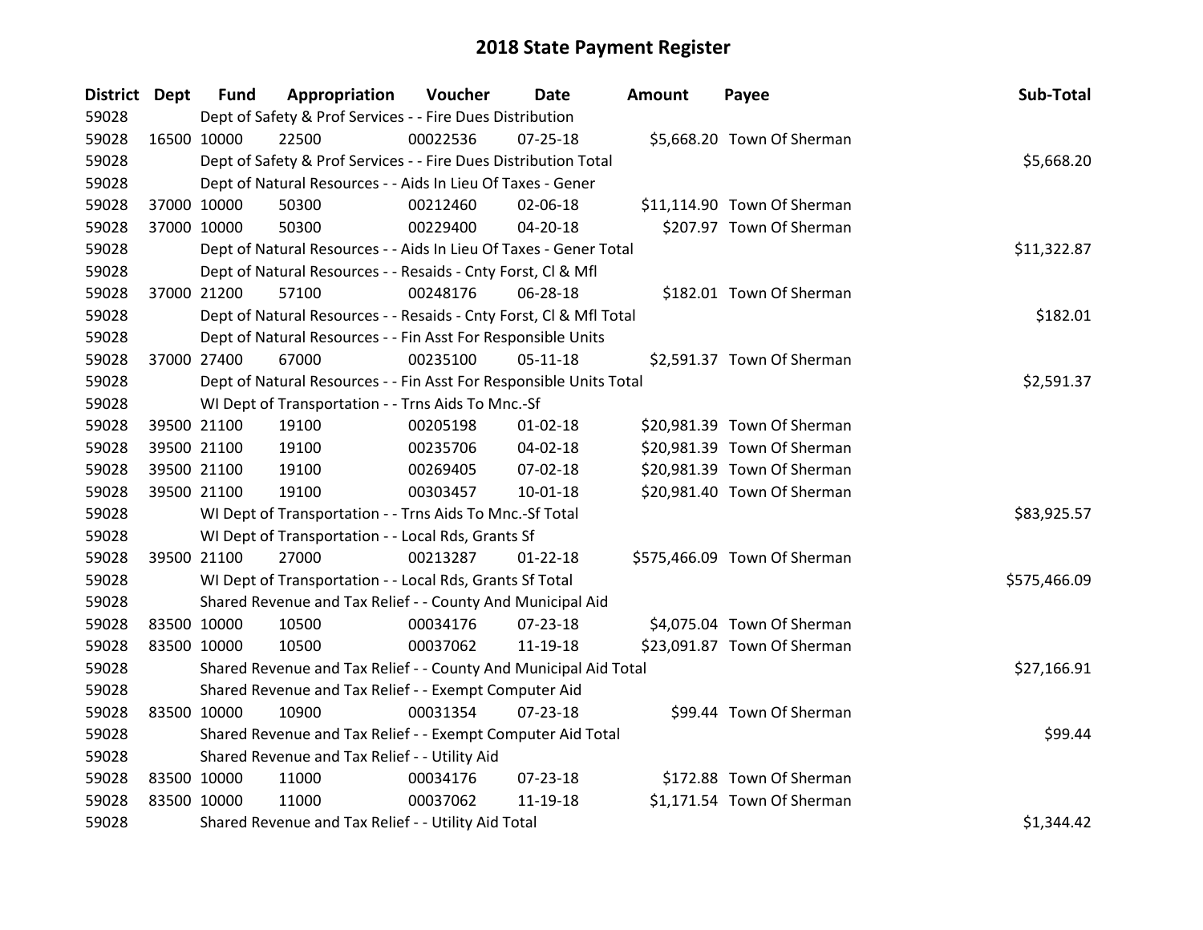# 2018 State Payment Register

| District | Dept | Fund | Appropriation | Voucher | Date | Amount | Payee | Sub-Total |
|---|---|---|---|---|---|---|---|---|
| 59028 | | Dept of Safety & Prof Services - - Fire Dues Distribution | | | | | | |
| 59028 | 16500 | 10000 | 22500 | 00022536 | 07-25-18 | $5,668.20 | Town Of Sherman | |
| 59028 | | Dept of Safety & Prof Services - - Fire Dues Distribution Total | | | | | | $5,668.20 |
| 59028 | | Dept of Natural Resources - - Aids In Lieu Of Taxes - Gener | | | | | | |
| 59028 | 37000 | 10000 | 50300 | 00212460 | 02-06-18 | $11,114.90 | Town Of Sherman | |
| 59028 | 37000 | 10000 | 50300 | 00229400 | 04-20-18 | $207.97 | Town Of Sherman | |
| 59028 | | Dept of Natural Resources - - Aids In Lieu Of Taxes - Gener Total | | | | | | $11,322.87 |
| 59028 | | Dept of Natural Resources - - Resaids - Cnty Forst, Cl & Mfl | | | | | | |
| 59028 | 37000 | 21200 | 57100 | 00248176 | 06-28-18 | $182.01 | Town Of Sherman | |
| 59028 | | Dept of Natural Resources - - Resaids - Cnty Forst, Cl & Mfl Total | | | | | | $182.01 |
| 59028 | | Dept of Natural Resources - - Fin Asst For Responsible Units | | | | | | |
| 59028 | 37000 | 27400 | 67000 | 00235100 | 05-11-18 | $2,591.37 | Town Of Sherman | |
| 59028 | | Dept of Natural Resources - - Fin Asst For Responsible Units Total | | | | | | $2,591.37 |
| 59028 | | WI Dept of Transportation - - Trns Aids To Mnc.-Sf | | | | | | |
| 59028 | 39500 | 21100 | 19100 | 00205198 | 01-02-18 | $20,981.39 | Town Of Sherman | |
| 59028 | 39500 | 21100 | 19100 | 00235706 | 04-02-18 | $20,981.39 | Town Of Sherman | |
| 59028 | 39500 | 21100 | 19100 | 00269405 | 07-02-18 | $20,981.39 | Town Of Sherman | |
| 59028 | 39500 | 21100 | 19100 | 00303457 | 10-01-18 | $20,981.40 | Town Of Sherman | |
| 59028 | | WI Dept of Transportation - - Trns Aids To Mnc.-Sf Total | | | | | | $83,925.57 |
| 59028 | | WI Dept of Transportation - - Local Rds, Grants Sf | | | | | | |
| 59028 | 39500 | 21100 | 27000 | 00213287 | 01-22-18 | $575,466.09 | Town Of Sherman | |
| 59028 | | WI Dept of Transportation - - Local Rds, Grants Sf Total | | | | | | $575,466.09 |
| 59028 | | Shared Revenue and Tax Relief - - County And Municipal Aid | | | | | | |
| 59028 | 83500 | 10000 | 10500 | 00034176 | 07-23-18 | $4,075.04 | Town Of Sherman | |
| 59028 | 83500 | 10000 | 10500 | 00037062 | 11-19-18 | $23,091.87 | Town Of Sherman | |
| 59028 | | Shared Revenue and Tax Relief - - County And Municipal Aid Total | | | | | | $27,166.91 |
| 59028 | | Shared Revenue and Tax Relief - - Exempt Computer Aid | | | | | | |
| 59028 | 83500 | 10000 | 10900 | 00031354 | 07-23-18 | $99.44 | Town Of Sherman | |
| 59028 | | Shared Revenue and Tax Relief - - Exempt Computer Aid Total | | | | | | $99.44 |
| 59028 | | Shared Revenue and Tax Relief - - Utility Aid | | | | | | |
| 59028 | 83500 | 10000 | 11000 | 00034176 | 07-23-18 | $172.88 | Town Of Sherman | |
| 59028 | 83500 | 10000 | 11000 | 00037062 | 11-19-18 | $1,171.54 | Town Of Sherman | |
| 59028 | | Shared Revenue and Tax Relief - - Utility Aid Total | | | | | | $1,344.42 |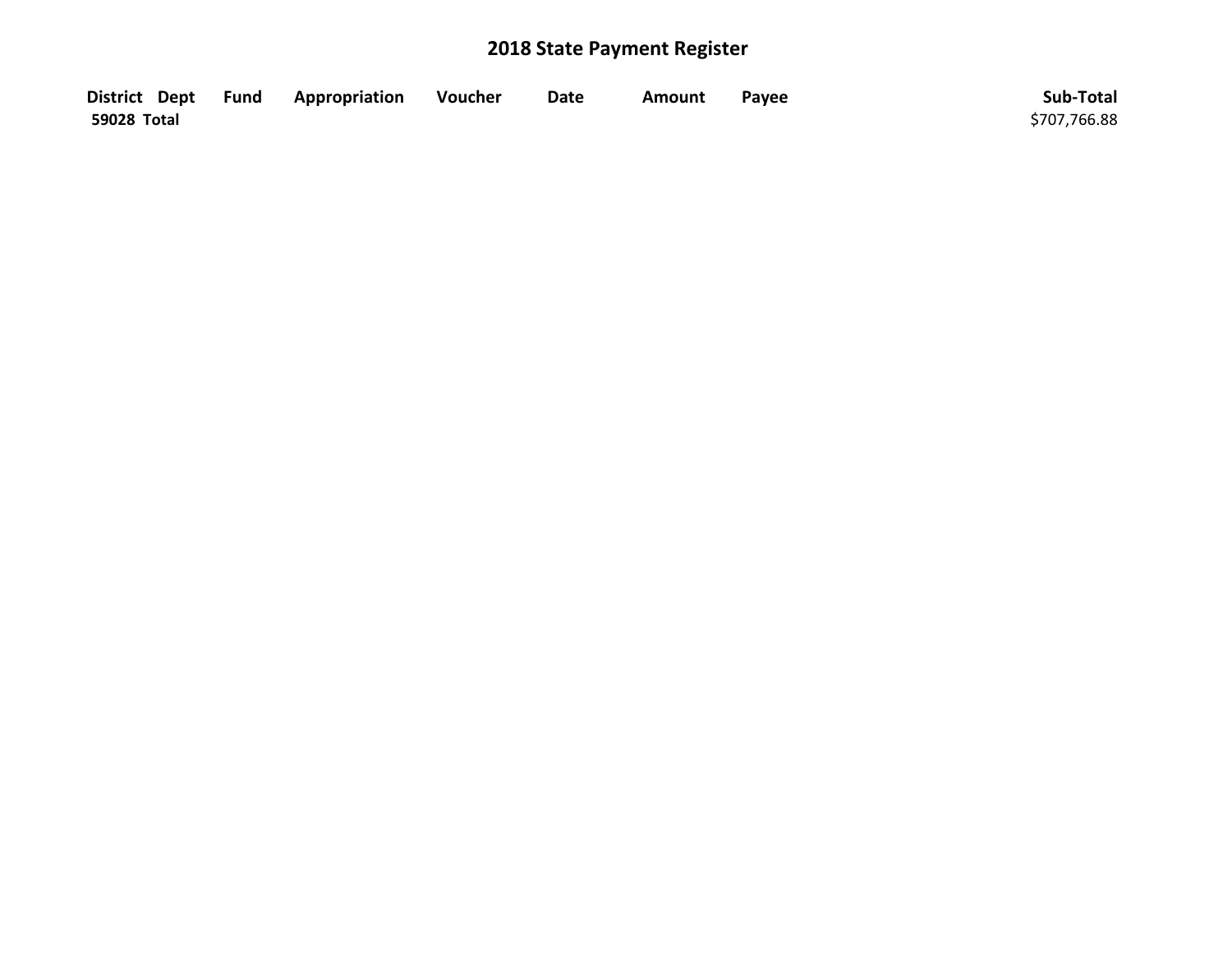# 2018 State Payment Register

| District | Dept | Fund | Appropriation | Voucher | Date | Amount | Payee | Sub-Total |
|---|---|---|---|---|---|---|---|---|
| **59028 Total** | | | | | | | | $707,766.88 |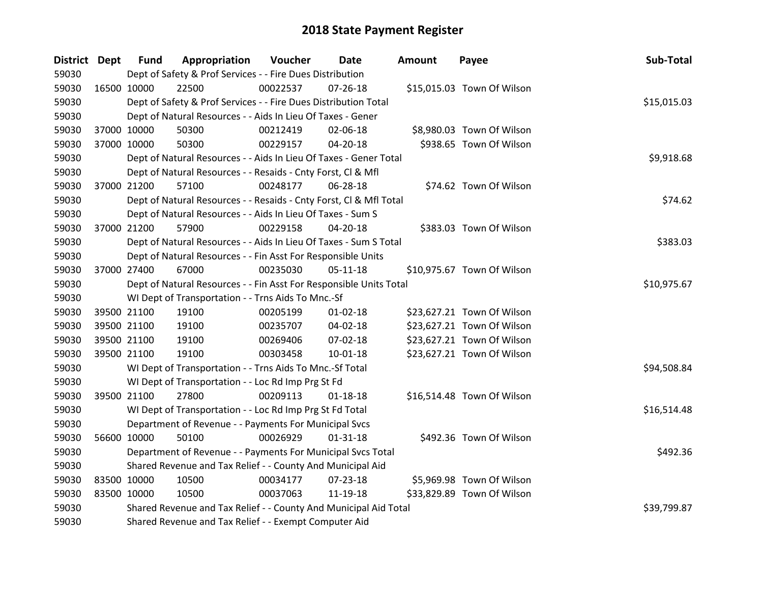# 2018 State Payment Register

| District | Dept | Fund | Appropriation | Voucher | Date | Amount | Payee | Sub-Total |
|---|---|---|---|---|---|---|---|---|
| 59030 | | Dept of Safety & Prof Services - - Fire Dues Distribution | | | | | | |
| 59030 | 16500 | 10000 | 22500 | 00022537 | 07-26-18 | $15,015.03 | Town Of Wilson | |
| 59030 | | Dept of Safety & Prof Services - - Fire Dues Distribution Total | | | | | | $15,015.03 |
| 59030 | | Dept of Natural Resources - - Aids In Lieu Of Taxes - Gener | | | | | | |
| 59030 | 37000 | 10000 | 50300 | 00212419 | 02-06-18 | $8,980.03 | Town Of Wilson | |
| 59030 | 37000 | 10000 | 50300 | 00229157 | 04-20-18 | $938.65 | Town Of Wilson | |
| 59030 | | Dept of Natural Resources - - Aids In Lieu Of Taxes - Gener Total | | | | | | $9,918.68 |
| 59030 | | Dept of Natural Resources - - Resaids - Cnty Forst, Cl & Mfl | | | | | | |
| 59030 | 37000 | 21200 | 57100 | 00248177 | 06-28-18 | $74.62 | Town Of Wilson | |
| 59030 | | Dept of Natural Resources - - Resaids - Cnty Forst, Cl & Mfl Total | | | | | | $74.62 |
| 59030 | | Dept of Natural Resources - - Aids In Lieu Of Taxes - Sum S | | | | | | |
| 59030 | 37000 | 21200 | 57900 | 00229158 | 04-20-18 | $383.03 | Town Of Wilson | |
| 59030 | | Dept of Natural Resources - - Aids In Lieu Of Taxes - Sum S Total | | | | | | $383.03 |
| 59030 | | Dept of Natural Resources - - Fin Asst For Responsible Units | | | | | | |
| 59030 | 37000 | 27400 | 67000 | 00235030 | 05-11-18 | $10,975.67 | Town Of Wilson | |
| 59030 | | Dept of Natural Resources - - Fin Asst For Responsible Units Total | | | | | | $10,975.67 |
| 59030 | | WI Dept of Transportation - - Trns Aids To Mnc.-Sf | | | | | | |
| 59030 | 39500 | 21100 | 19100 | 00205199 | 01-02-18 | $23,627.21 | Town Of Wilson | |
| 59030 | 39500 | 21100 | 19100 | 00235707 | 04-02-18 | $23,627.21 | Town Of Wilson | |
| 59030 | 39500 | 21100 | 19100 | 00269406 | 07-02-18 | $23,627.21 | Town Of Wilson | |
| 59030 | 39500 | 21100 | 19100 | 00303458 | 10-01-18 | $23,627.21 | Town Of Wilson | |
| 59030 | | WI Dept of Transportation - - Trns Aids To Mnc.-Sf Total | | | | | | $94,508.84 |
| 59030 | | WI Dept of Transportation - - Loc Rd Imp Prg St Fd | | | | | | |
| 59030 | 39500 | 21100 | 27800 | 00209113 | 01-18-18 | $16,514.48 | Town Of Wilson | |
| 59030 | | WI Dept of Transportation - - Loc Rd Imp Prg St Fd Total | | | | | | $16,514.48 |
| 59030 | | Department of Revenue - - Payments For Municipal Svcs | | | | | | |
| 59030 | 56600 | 10000 | 50100 | 00026929 | 01-31-18 | $492.36 | Town Of Wilson | |
| 59030 | | Department of Revenue - - Payments For Municipal Svcs Total | | | | | | $492.36 |
| 59030 | | Shared Revenue and Tax Relief - - County And Municipal Aid | | | | | | |
| 59030 | 83500 | 10000 | 10500 | 00034177 | 07-23-18 | $5,969.98 | Town Of Wilson | |
| 59030 | 83500 | 10000 | 10500 | 00037063 | 11-19-18 | $33,829.89 | Town Of Wilson | |
| 59030 | | Shared Revenue and Tax Relief - - County And Municipal Aid Total | | | | | | $39,799.87 |
| 59030 | | Shared Revenue and Tax Relief - - Exempt Computer Aid | | | | | | |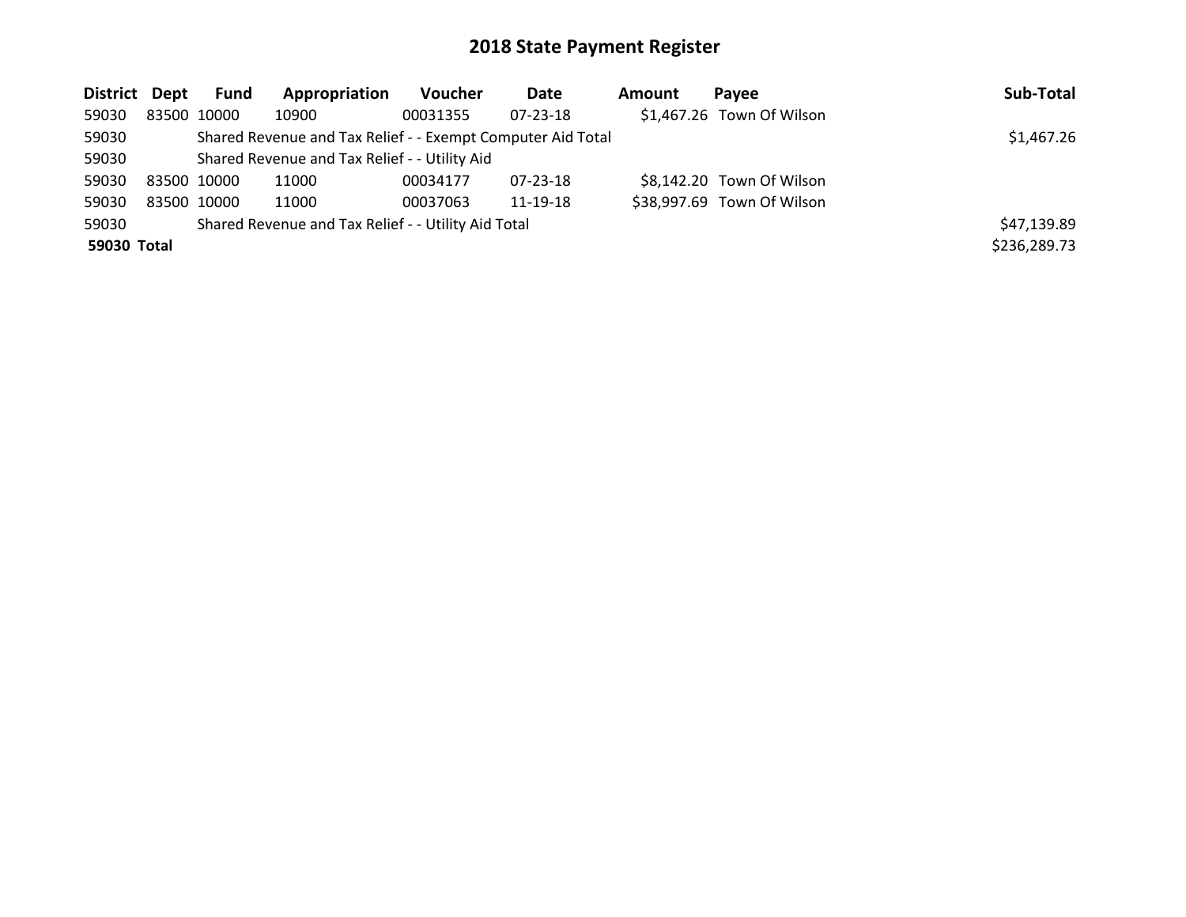# 2018 State Payment Register

| District | Dept | Fund | Appropriation | Voucher | Date | Amount | Payee | Sub-Total |
|---|---|---|---|---|---|---|---|---|
| 59030 | 83500 | 10000 | 10900 | 00031355 | 07-23-18 | $1,467.26 | Town Of Wilson | |
| 59030 | | Shared Revenue and Tax Relief - - Exempt Computer Aid Total | | | | | | $1,467.26 |
| 59030 | | Shared Revenue and Tax Relief - - Utility Aid | | | | | | |
| 59030 | 83500 | 10000 | 11000 | 00034177 | 07-23-18 | $8,142.20 | Town Of Wilson | |
| 59030 | 83500 | 10000 | 11000 | 00037063 | 11-19-18 | $38,997.69 | Town Of Wilson | |
| 59030 | | Shared Revenue and Tax Relief - - Utility Aid Total | | | | | | $47,139.89 |
| **59030 Total** | | | | | | | | $236,289.73 |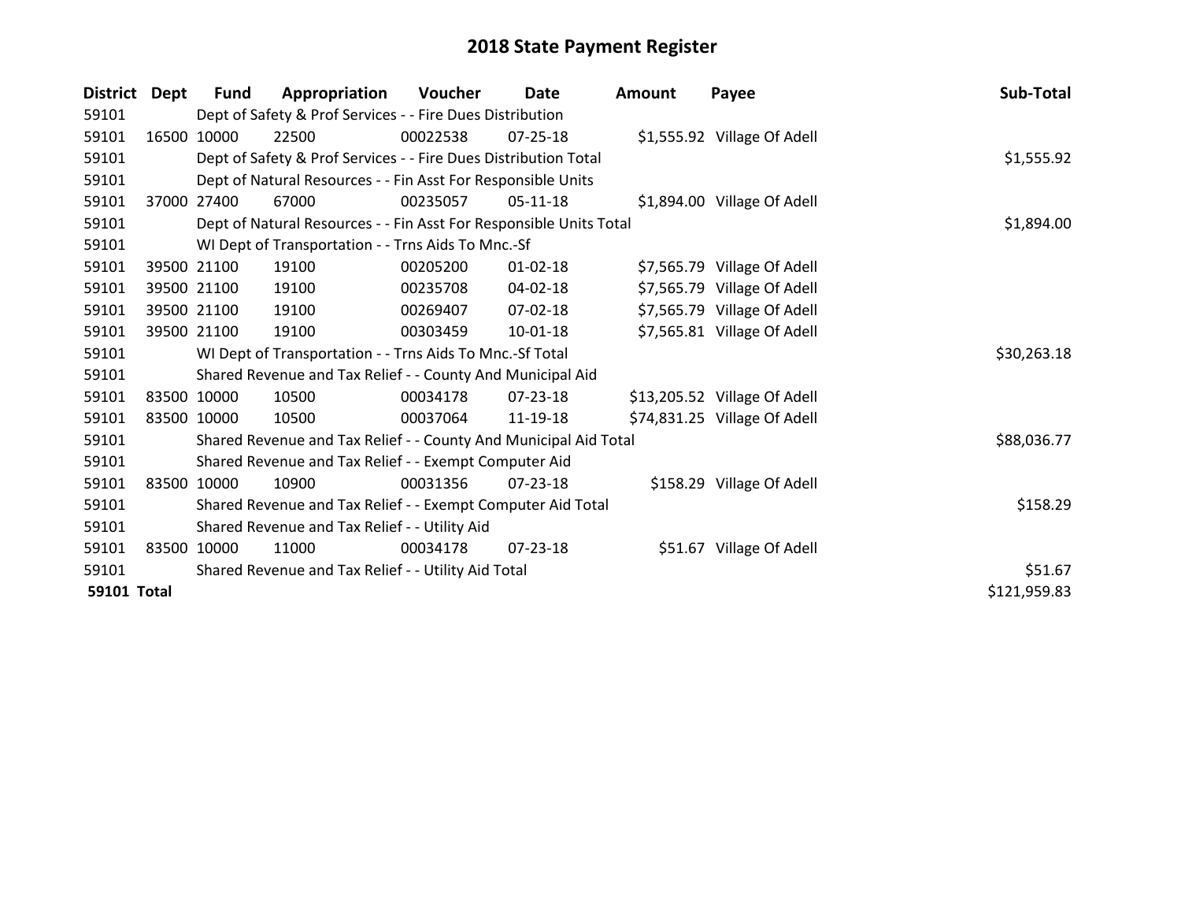# 2018 State Payment Register

| District | Dept | Fund | Appropriation | Voucher | Date | Amount | Payee | Sub-Total |
|---|---|---|---|---|---|---|---|---|
| 59101 | | Dept of Safety & Prof Services - - Fire Dues Distribution | | | | | | |
| 59101 | 16500 | 10000 | 22500 | 00022538 | 07-25-18 | $1,555.92 | Village Of Adell | |
| 59101 | | Dept of Safety & Prof Services - - Fire Dues Distribution Total | | | | | | $1,555.92 |
| 59101 | | Dept of Natural Resources - - Fin Asst For Responsible Units | | | | | | |
| 59101 | 37000 | 27400 | 67000 | 00235057 | 05-11-18 | $1,894.00 | Village Of Adell | |
| 59101 | | Dept of Natural Resources - - Fin Asst For Responsible Units Total | | | | | | $1,894.00 |
| 59101 | | WI Dept of Transportation - - Trns Aids To Mnc.-Sf | | | | | | |
| 59101 | 39500 | 21100 | 19100 | 00205200 | 01-02-18 | $7,565.79 | Village Of Adell | |
| 59101 | 39500 | 21100 | 19100 | 00235708 | 04-02-18 | $7,565.79 | Village Of Adell | |
| 59101 | 39500 | 21100 | 19100 | 00269407 | 07-02-18 | $7,565.79 | Village Of Adell | |
| 59101 | 39500 | 21100 | 19100 | 00303459 | 10-01-18 | $7,565.81 | Village Of Adell | |
| 59101 | | WI Dept of Transportation - - Trns Aids To Mnc.-Sf Total | | | | | | $30,263.18 |
| 59101 | | Shared Revenue and Tax Relief - - County And Municipal Aid | | | | | | |
| 59101 | 83500 | 10000 | 10500 | 00034178 | 07-23-18 | $13,205.52 | Village Of Adell | |
| 59101 | 83500 | 10000 | 10500 | 00037064 | 11-19-18 | $74,831.25 | Village Of Adell | |
| 59101 | | Shared Revenue and Tax Relief - - County And Municipal Aid Total | | | | | | $88,036.77 |
| 59101 | | Shared Revenue and Tax Relief - - Exempt Computer Aid | | | | | | |
| 59101 | 83500 | 10000 | 10900 | 00031356 | 07-23-18 | $158.29 | Village Of Adell | |
| 59101 | | Shared Revenue and Tax Relief - - Exempt Computer Aid Total | | | | | | $158.29 |
| 59101 | | Shared Revenue and Tax Relief - - Utility Aid | | | | | | |
| 59101 | 83500 | 10000 | 11000 | 00034178 | 07-23-18 | $51.67 | Village Of Adell | |
| 59101 | | Shared Revenue and Tax Relief - - Utility Aid Total | | | | | | $51.67 |
| **59101 Total** | | | | | | | | $121,959.83 |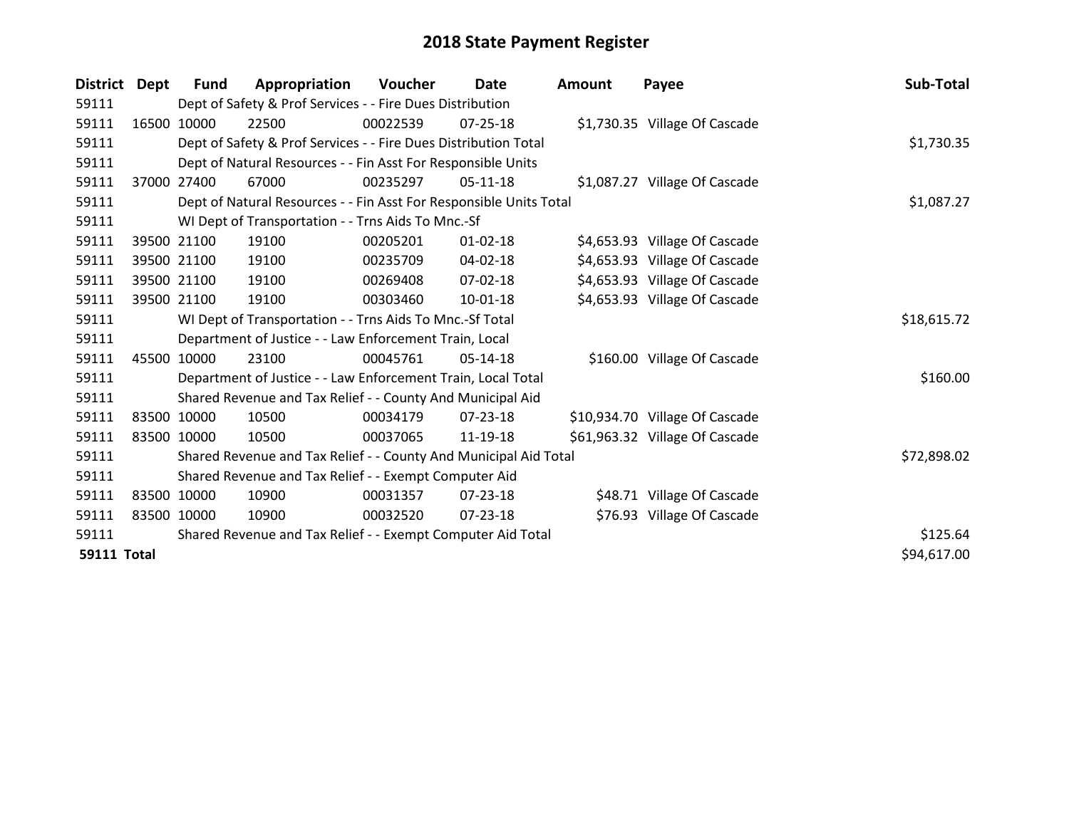# 2018 State Payment Register

| District | Dept | Fund | Appropriation | Voucher | Date | Amount | Payee | Sub-Total |
|---|---|---|---|---|---|---|---|---|
| 59111 | | Dept of Safety & Prof Services - - Fire Dues Distribution | | | | | | |
| 59111 | 16500 | 10000 | 22500 | 00022539 | 07-25-18 | $1,730.35 | Village Of Cascade | |
| 59111 | | Dept of Safety & Prof Services - - Fire Dues Distribution Total | | | | | | $1,730.35 |
| 59111 | | Dept of Natural Resources - - Fin Asst For Responsible Units | | | | | | |
| 59111 | 37000 | 27400 | 67000 | 00235297 | 05-11-18 | $1,087.27 | Village Of Cascade | |
| 59111 | | Dept of Natural Resources - - Fin Asst For Responsible Units Total | | | | | | $1,087.27 |
| 59111 | | WI Dept of Transportation - - Trns Aids To Mnc.-Sf | | | | | | |
| 59111 | 39500 | 21100 | 19100 | 00205201 | 01-02-18 | $4,653.93 | Village Of Cascade | |
| 59111 | 39500 | 21100 | 19100 | 00235709 | 04-02-18 | $4,653.93 | Village Of Cascade | |
| 59111 | 39500 | 21100 | 19100 | 00269408 | 07-02-18 | $4,653.93 | Village Of Cascade | |
| 59111 | 39500 | 21100 | 19100 | 00303460 | 10-01-18 | $4,653.93 | Village Of Cascade | |
| 59111 | | WI Dept of Transportation - - Trns Aids To Mnc.-Sf Total | | | | | | $18,615.72 |
| 59111 | | Department of Justice - - Law Enforcement Train, Local | | | | | | |
| 59111 | 45500 | 10000 | 23100 | 00045761 | 05-14-18 | $160.00 | Village Of Cascade | |
| 59111 | | Department of Justice - - Law Enforcement Train, Local Total | | | | | | $160.00 |
| 59111 | | Shared Revenue and Tax Relief - - County And Municipal Aid | | | | | | |
| 59111 | 83500 | 10000 | 10500 | 00034179 | 07-23-18 | $10,934.70 | Village Of Cascade | |
| 59111 | 83500 | 10000 | 10500 | 00037065 | 11-19-18 | $61,963.32 | Village Of Cascade | |
| 59111 | | Shared Revenue and Tax Relief - - County And Municipal Aid Total | | | | | | $72,898.02 |
| 59111 | | Shared Revenue and Tax Relief - - Exempt Computer Aid | | | | | | |
| 59111 | 83500 | 10000 | 10900 | 00031357 | 07-23-18 | $48.71 | Village Of Cascade | |
| 59111 | 83500 | 10000 | 10900 | 00032520 | 07-23-18 | $76.93 | Village Of Cascade | |
| 59111 | | Shared Revenue and Tax Relief - - Exempt Computer Aid Total | | | | | | $125.64 |
| **59111 Total** | | | | | | | | $94,617.00 |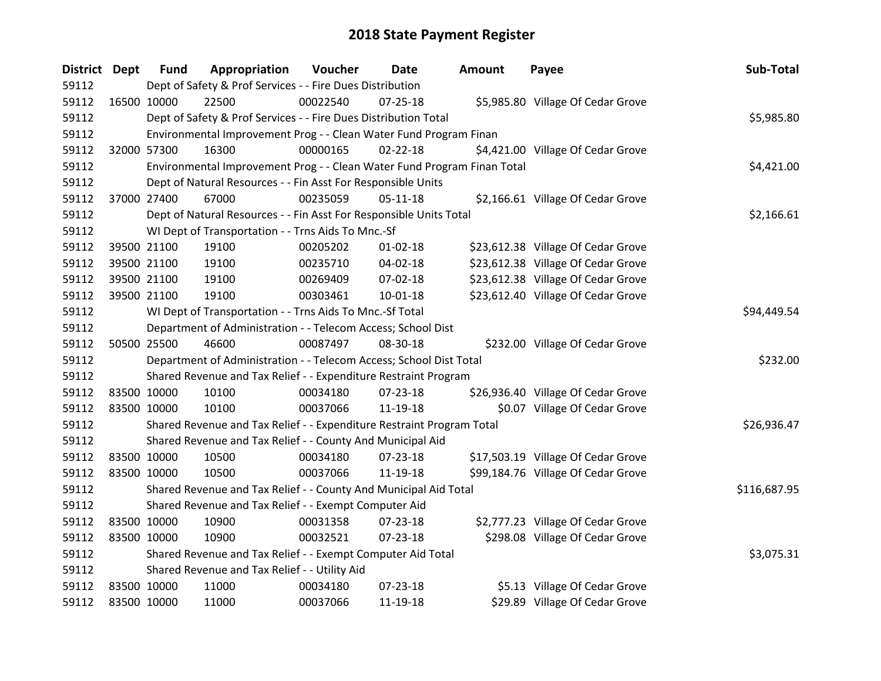# 2018 State Payment Register

| District | Dept | Fund | Appropriation | Voucher | Date | Amount | Payee | Sub-Total |
|---|---|---|---|---|---|---|---|---|
| 59112 | | Dept of Safety & Prof Services - - Fire Dues Distribution | | | | | | |
| 59112 | 16500 | 10000 | 22500 | 00022540 | 07-25-18 | $5,985.80 | Village Of Cedar Grove | |
| 59112 | | Dept of Safety & Prof Services - - Fire Dues Distribution Total | | | | | | $5,985.80 |
| 59112 | | Environmental Improvement Prog - - Clean Water Fund Program Finan | | | | | | |
| 59112 | 32000 | 57300 | 16300 | 00000165 | 02-22-18 | $4,421.00 | Village Of Cedar Grove | |
| 59112 | | Environmental Improvement Prog - - Clean Water Fund Program Finan Total | | | | | | $4,421.00 |
| 59112 | | Dept of Natural Resources - - Fin Asst For Responsible Units | | | | | | |
| 59112 | 37000 | 27400 | 67000 | 00235059 | 05-11-18 | $2,166.61 | Village Of Cedar Grove | |
| 59112 | | Dept of Natural Resources - - Fin Asst For Responsible Units Total | | | | | | $2,166.61 |
| 59112 | | WI Dept of Transportation - - Trns Aids To Mnc.-Sf | | | | | | |
| 59112 | 39500 | 21100 | 19100 | 00205202 | 01-02-18 | $23,612.38 | Village Of Cedar Grove | |
| 59112 | 39500 | 21100 | 19100 | 00235710 | 04-02-18 | $23,612.38 | Village Of Cedar Grove | |
| 59112 | 39500 | 21100 | 19100 | 00269409 | 07-02-18 | $23,612.38 | Village Of Cedar Grove | |
| 59112 | 39500 | 21100 | 19100 | 00303461 | 10-01-18 | $23,612.40 | Village Of Cedar Grove | |
| 59112 | | WI Dept of Transportation - - Trns Aids To Mnc.-Sf Total | | | | | | $94,449.54 |
| 59112 | | Department of Administration - - Telecom Access; School Dist | | | | | | |
| 59112 | 50500 | 25500 | 46600 | 00087497 | 08-30-18 | $232.00 | Village Of Cedar Grove | |
| 59112 | | Department of Administration - - Telecom Access; School Dist Total | | | | | | $232.00 |
| 59112 | | Shared Revenue and Tax Relief - - Expenditure Restraint Program | | | | | | |
| 59112 | 83500 | 10000 | 10100 | 00034180 | 07-23-18 | $26,936.40 | Village Of Cedar Grove | |
| 59112 | 83500 | 10000 | 10100 | 00037066 | 11-19-18 | $0.07 | Village Of Cedar Grove | |
| 59112 | | Shared Revenue and Tax Relief - - Expenditure Restraint Program Total | | | | | | $26,936.47 |
| 59112 | | Shared Revenue and Tax Relief - - County And Municipal Aid | | | | | | |
| 59112 | 83500 | 10000 | 10500 | 00034180 | 07-23-18 | $17,503.19 | Village Of Cedar Grove | |
| 59112 | 83500 | 10000 | 10500 | 00037066 | 11-19-18 | $99,184.76 | Village Of Cedar Grove | |
| 59112 | | Shared Revenue and Tax Relief - - County And Municipal Aid Total | | | | | | $116,687.95 |
| 59112 | | Shared Revenue and Tax Relief - - Exempt Computer Aid | | | | | | |
| 59112 | 83500 | 10000 | 10900 | 00031358 | 07-23-18 | $2,777.23 | Village Of Cedar Grove | |
| 59112 | 83500 | 10000 | 10900 | 00032521 | 07-23-18 | $298.08 | Village Of Cedar Grove | |
| 59112 | | Shared Revenue and Tax Relief - - Exempt Computer Aid Total | | | | | | $3,075.31 |
| 59112 | | Shared Revenue and Tax Relief - - Utility Aid | | | | | | |
| 59112 | 83500 | 10000 | 11000 | 00034180 | 07-23-18 | $5.13 | Village Of Cedar Grove | |
| 59112 | 83500 | 10000 | 11000 | 00037066 | 11-19-18 | $29.89 | Village Of Cedar Grove | |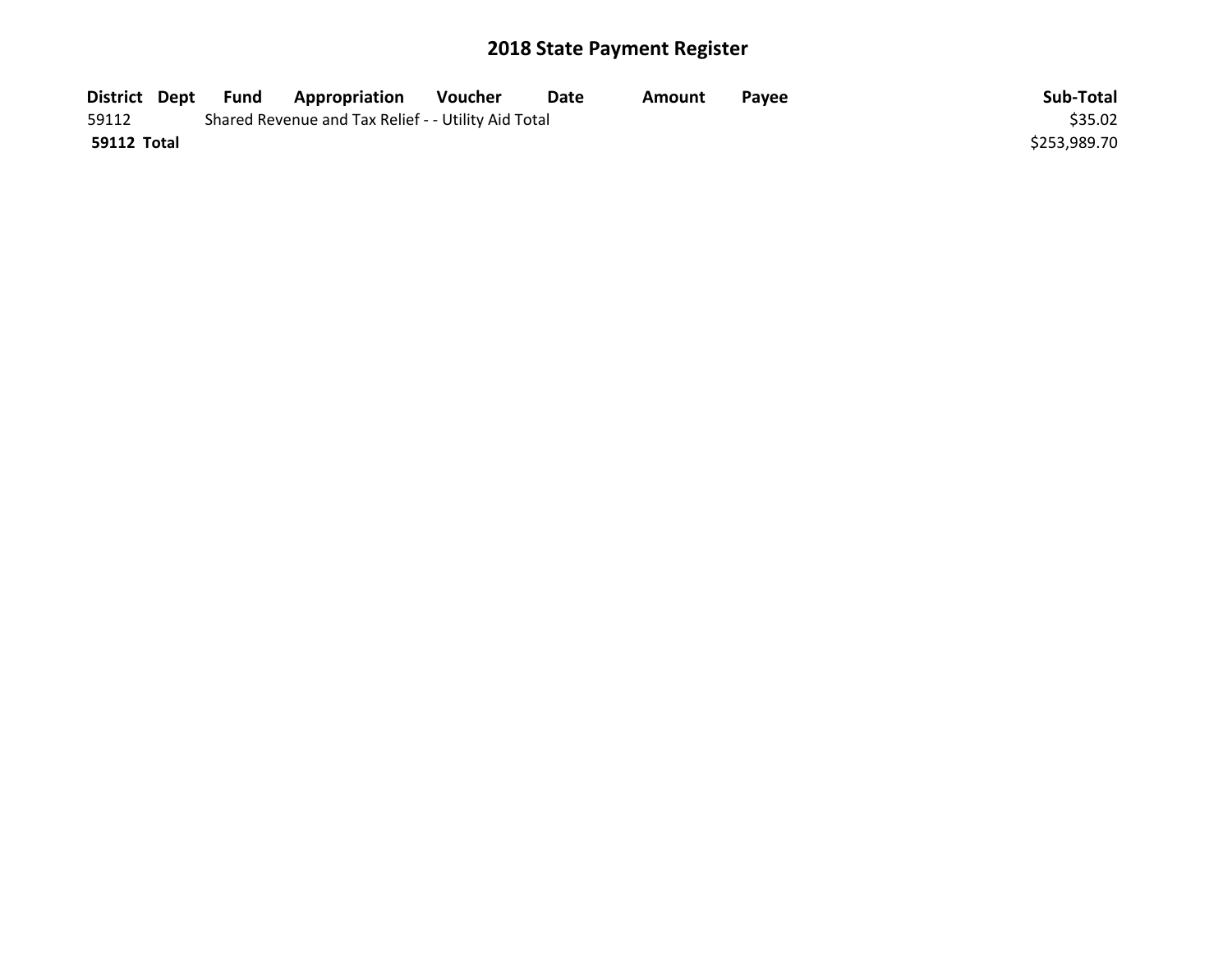# 2018 State Payment Register

| District | Dept | Fund | Appropriation | Voucher | Date | Amount | Payee | Sub-Total |
|---|---|---|---|---|---|---|---|---|
| 59112 | | Shared Revenue and Tax Relief - - Utility Aid Total | | | | | | $35.02 |
| **59112 Total** | | | | | | | | $253,989.70 |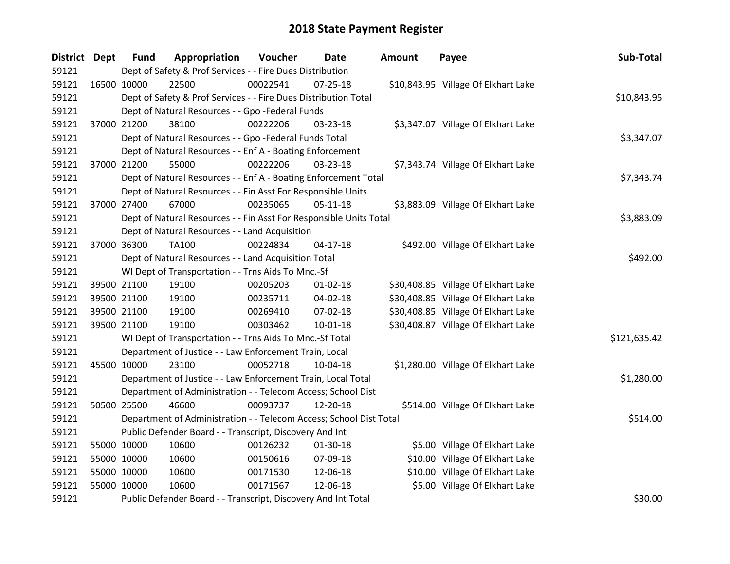# 2018 State Payment Register

| District | Dept | Fund | Appropriation | Voucher | Date | Amount | Payee | Sub-Total |
|---|---|---|---|---|---|---|---|---|
| 59121 | | Dept of Safety & Prof Services - - Fire Dues Distribution | | | | | | |
| 59121 | 16500 | 10000 | 22500 | 00022541 | 07-25-18 | $10,843.95 | Village Of Elkhart Lake | |
| 59121 | | Dept of Safety & Prof Services - - Fire Dues Distribution Total | | | | | | $10,843.95 |
| 59121 | | Dept of Natural Resources - - Gpo -Federal Funds | | | | | | |
| 59121 | 37000 | 21200 | 38100 | 00222206 | 03-23-18 | $3,347.07 | Village Of Elkhart Lake | |
| 59121 | | Dept of Natural Resources - - Gpo -Federal Funds Total | | | | | | $3,347.07 |
| 59121 | | Dept of Natural Resources - - Enf A - Boating Enforcement | | | | | | |
| 59121 | 37000 | 21200 | 55000 | 00222206 | 03-23-18 | $7,343.74 | Village Of Elkhart Lake | |
| 59121 | | Dept of Natural Resources - - Enf A - Boating Enforcement Total | | | | | | $7,343.74 |
| 59121 | | Dept of Natural Resources - - Fin Asst For Responsible Units | | | | | | |
| 59121 | 37000 | 27400 | 67000 | 00235065 | 05-11-18 | $3,883.09 | Village Of Elkhart Lake | |
| 59121 | | Dept of Natural Resources - - Fin Asst For Responsible Units Total | | | | | | $3,883.09 |
| 59121 | | Dept of Natural Resources - - Land Acquisition | | | | | | |
| 59121 | 37000 | 36300 | TA100 | 00224834 | 04-17-18 | $492.00 | Village Of Elkhart Lake | |
| 59121 | | Dept of Natural Resources - - Land Acquisition Total | | | | | | $492.00 |
| 59121 | | WI Dept of Transportation - - Trns Aids To Mnc.-Sf | | | | | | |
| 59121 | 39500 | 21100 | 19100 | 00205203 | 01-02-18 | $30,408.85 | Village Of Elkhart Lake | |
| 59121 | 39500 | 21100 | 19100 | 00235711 | 04-02-18 | $30,408.85 | Village Of Elkhart Lake | |
| 59121 | 39500 | 21100 | 19100 | 00269410 | 07-02-18 | $30,408.85 | Village Of Elkhart Lake | |
| 59121 | 39500 | 21100 | 19100 | 00303462 | 10-01-18 | $30,408.87 | Village Of Elkhart Lake | |
| 59121 | | WI Dept of Transportation - - Trns Aids To Mnc.-Sf Total | | | | | | $121,635.42 |
| 59121 | | Department of Justice - - Law Enforcement Train, Local | | | | | | |
| 59121 | 45500 | 10000 | 23100 | 00052718 | 10-04-18 | $1,280.00 | Village Of Elkhart Lake | |
| 59121 | | Department of Justice - - Law Enforcement Train, Local Total | | | | | | $1,280.00 |
| 59121 | | Department of Administration - - Telecom Access; School Dist | | | | | | |
| 59121 | 50500 | 25500 | 46600 | 00093737 | 12-20-18 | $514.00 | Village Of Elkhart Lake | |
| 59121 | | Department of Administration - - Telecom Access; School Dist Total | | | | | | $514.00 |
| 59121 | | Public Defender Board - - Transcript, Discovery And Int | | | | | | |
| 59121 | 55000 | 10000 | 10600 | 00126232 | 01-30-18 | $5.00 | Village Of Elkhart Lake | |
| 59121 | 55000 | 10000 | 10600 | 00150616 | 07-09-18 | $10.00 | Village Of Elkhart Lake | |
| 59121 | 55000 | 10000 | 10600 | 00171530 | 12-06-18 | $10.00 | Village Of Elkhart Lake | |
| 59121 | 55000 | 10000 | 10600 | 00171567 | 12-06-18 | $5.00 | Village Of Elkhart Lake | |
| 59121 | | Public Defender Board - - Transcript, Discovery And Int Total | | | | | | $30.00 |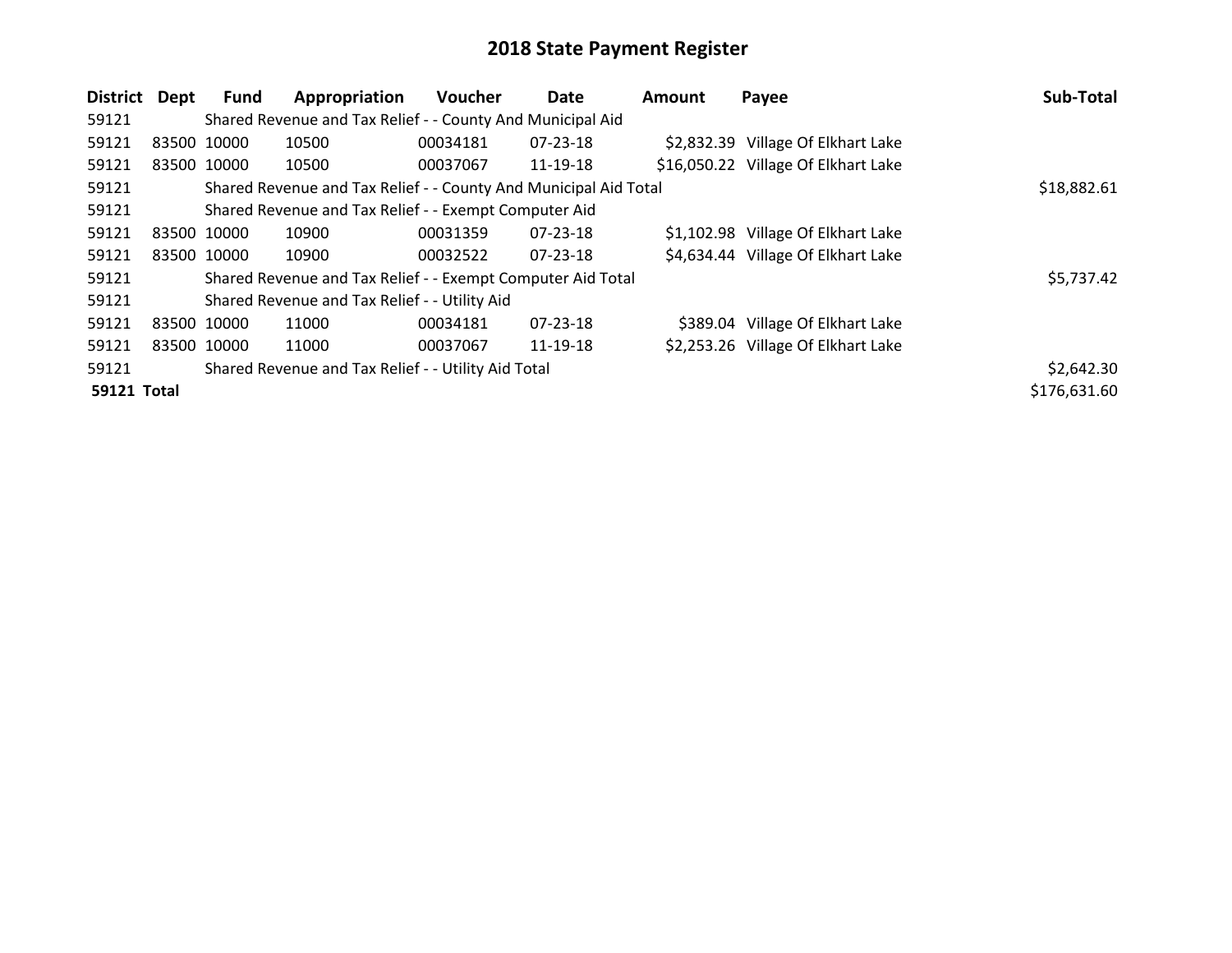# 2018 State Payment Register

| District | Dept | Fund | Appropriation | Voucher | Date | Amount | Payee | Sub-Total |
|---|---|---|---|---|---|---|---|---|
| 59121 | | Shared Revenue and Tax Relief - - County And Municipal Aid | | | | | | |
| 59121 | 83500 | 10000 | 10500 | 00034181 | 07-23-18 | $2,832.39 | Village Of Elkhart Lake | |
| 59121 | 83500 | 10000 | 10500 | 00037067 | 11-19-18 | $16,050.22 | Village Of Elkhart Lake | |
| 59121 | | Shared Revenue and Tax Relief - - County And Municipal Aid Total | | | | | | $18,882.61 |
| 59121 | | Shared Revenue and Tax Relief - - Exempt Computer Aid | | | | | | |
| 59121 | 83500 | 10000 | 10900 | 00031359 | 07-23-18 | $1,102.98 | Village Of Elkhart Lake | |
| 59121 | 83500 | 10000 | 10900 | 00032522 | 07-23-18 | $4,634.44 | Village Of Elkhart Lake | |
| 59121 | | Shared Revenue and Tax Relief - - Exempt Computer Aid Total | | | | | | $5,737.42 |
| 59121 | | Shared Revenue and Tax Relief - - Utility Aid | | | | | | |
| 59121 | 83500 | 10000 | 11000 | 00034181 | 07-23-18 | $389.04 | Village Of Elkhart Lake | |
| 59121 | 83500 | 10000 | 11000 | 00037067 | 11-19-18 | $2,253.26 | Village Of Elkhart Lake | |
| 59121 | | Shared Revenue and Tax Relief - - Utility Aid Total | | | | | | $2,642.30 |
| **59121 Total** | | | | | | | | $176,631.60 |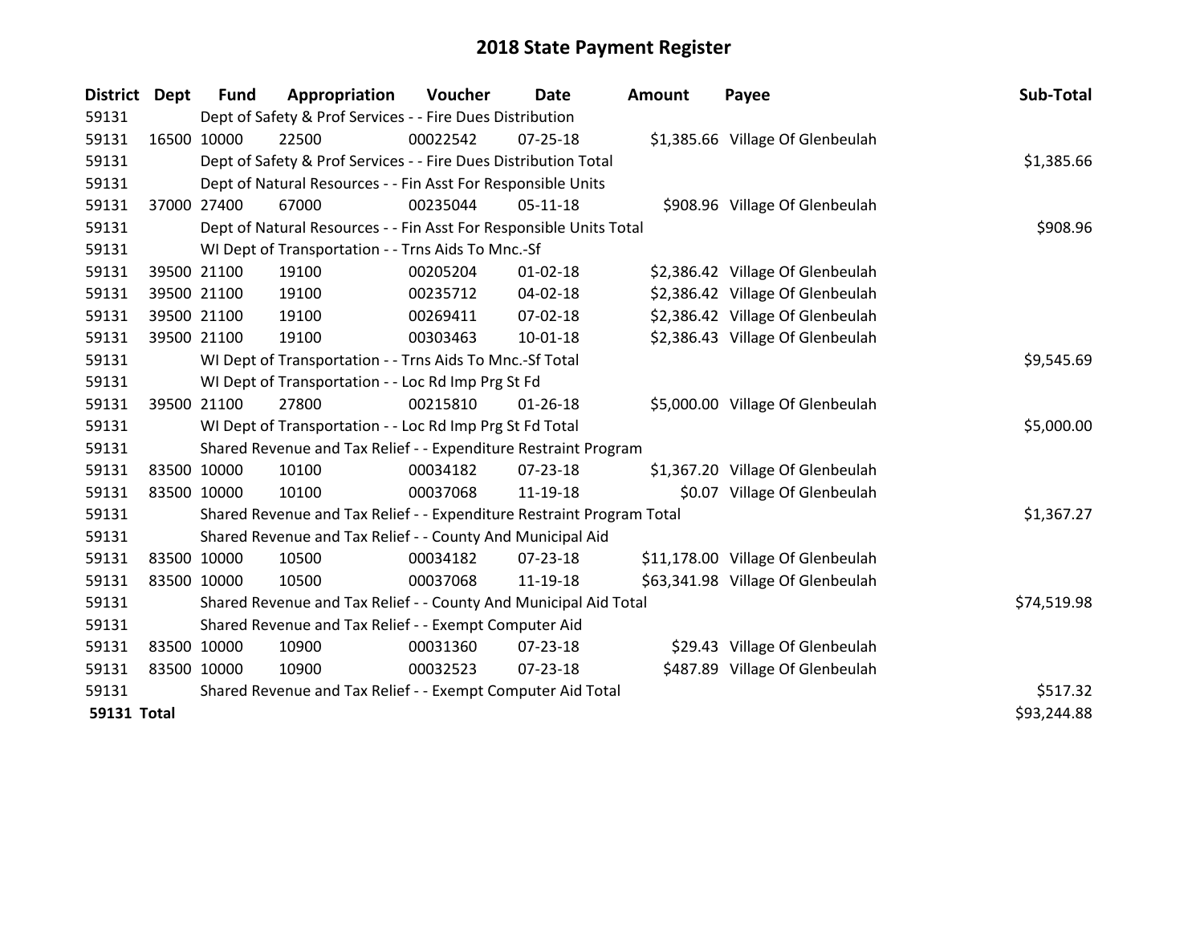# 2018 State Payment Register

| District | Dept | Fund | Appropriation | Voucher | Date | Amount | Payee | Sub-Total |
|---|---|---|---|---|---|---|---|---|
| 59131 | | Dept of Safety & Prof Services - - Fire Dues Distribution | | | | | | |
| 59131 | 16500 | 10000 | 22500 | 00022542 | 07-25-18 | $1,385.66 | Village Of Glenbeulah | |
| 59131 | | Dept of Safety & Prof Services - - Fire Dues Distribution Total | | | | | | $1,385.66 |
| 59131 | | Dept of Natural Resources - - Fin Asst For Responsible Units | | | | | | |
| 59131 | 37000 | 27400 | 67000 | 00235044 | 05-11-18 | $908.96 | Village Of Glenbeulah | |
| 59131 | | Dept of Natural Resources - - Fin Asst For Responsible Units Total | | | | | | $908.96 |
| 59131 | | WI Dept of Transportation - - Trns Aids To Mnc.-Sf | | | | | | |
| 59131 | 39500 | 21100 | 19100 | 00205204 | 01-02-18 | $2,386.42 | Village Of Glenbeulah | |
| 59131 | 39500 | 21100 | 19100 | 00235712 | 04-02-18 | $2,386.42 | Village Of Glenbeulah | |
| 59131 | 39500 | 21100 | 19100 | 00269411 | 07-02-18 | $2,386.42 | Village Of Glenbeulah | |
| 59131 | 39500 | 21100 | 19100 | 00303463 | 10-01-18 | $2,386.43 | Village Of Glenbeulah | |
| 59131 | | WI Dept of Transportation - - Trns Aids To Mnc.-Sf Total | | | | | | $9,545.69 |
| 59131 | | WI Dept of Transportation - - Loc Rd Imp Prg St Fd | | | | | | |
| 59131 | 39500 | 21100 | 27800 | 00215810 | 01-26-18 | $5,000.00 | Village Of Glenbeulah | |
| 59131 | | WI Dept of Transportation - - Loc Rd Imp Prg St Fd Total | | | | | | $5,000.00 |
| 59131 | | Shared Revenue and Tax Relief - - Expenditure Restraint Program | | | | | | |
| 59131 | 83500 | 10000 | 10100 | 00034182 | 07-23-18 | $1,367.20 | Village Of Glenbeulah | |
| 59131 | 83500 | 10000 | 10100 | 00037068 | 11-19-18 | $0.07 | Village Of Glenbeulah | |
| 59131 | | Shared Revenue and Tax Relief - - Expenditure Restraint Program Total | | | | | | $1,367.27 |
| 59131 | | Shared Revenue and Tax Relief - - County And Municipal Aid | | | | | | |
| 59131 | 83500 | 10000 | 10500 | 00034182 | 07-23-18 | $11,178.00 | Village Of Glenbeulah | |
| 59131 | 83500 | 10000 | 10500 | 00037068 | 11-19-18 | $63,341.98 | Village Of Glenbeulah | |
| 59131 | | Shared Revenue and Tax Relief - - County And Municipal Aid Total | | | | | | $74,519.98 |
| 59131 | | Shared Revenue and Tax Relief - - Exempt Computer Aid | | | | | | |
| 59131 | 83500 | 10000 | 10900 | 00031360 | 07-23-18 | $29.43 | Village Of Glenbeulah | |
| 59131 | 83500 | 10000 | 10900 | 00032523 | 07-23-18 | $487.89 | Village Of Glenbeulah | |
| 59131 | | Shared Revenue and Tax Relief - - Exempt Computer Aid Total | | | | | | $517.32 |
| **59131 Total** | | | | | | | | $93,244.88 |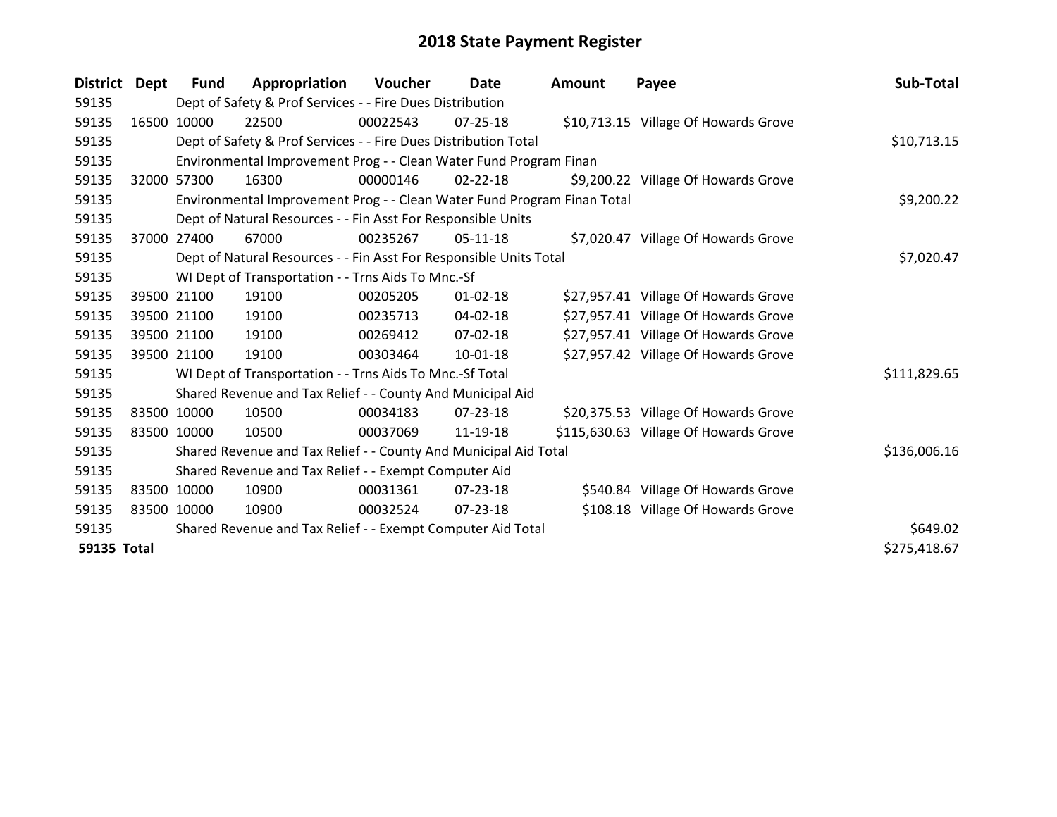# 2018 State Payment Register

| District | Dept | Fund | Appropriation | Voucher | Date | Amount | Payee | Sub-Total |
|---|---|---|---|---|---|---|---|---|
| 59135 | Dept of Safety & Prof Services - - Fire Dues Distribution | | | | | | | |
| 59135 | 16500 | 10000 | 22500 | 00022543 | 07-25-18 | $10,713.15 | Village Of Howards Grove | |
| 59135 | Dept of Safety & Prof Services - - Fire Dues Distribution Total | | | | | | | $10,713.15 |
| 59135 | Environmental Improvement Prog - - Clean Water Fund Program Finan | | | | | | | |
| 59135 | 32000 | 57300 | 16300 | 00000146 | 02-22-18 | $9,200.22 | Village Of Howards Grove | |
| 59135 | Environmental Improvement Prog - - Clean Water Fund Program Finan Total | | | | | | | $9,200.22 |
| 59135 | Dept of Natural Resources - - Fin Asst For Responsible Units | | | | | | | |
| 59135 | 37000 | 27400 | 67000 | 00235267 | 05-11-18 | $7,020.47 | Village Of Howards Grove | |
| 59135 | Dept of Natural Resources - - Fin Asst For Responsible Units Total | | | | | | | $7,020.47 |
| 59135 | WI Dept of Transportation - - Trns Aids To Mnc.-Sf | | | | | | | |
| 59135 | 39500 | 21100 | 19100 | 00205205 | 01-02-18 | $27,957.41 | Village Of Howards Grove | |
| 59135 | 39500 | 21100 | 19100 | 00235713 | 04-02-18 | $27,957.41 | Village Of Howards Grove | |
| 59135 | 39500 | 21100 | 19100 | 00269412 | 07-02-18 | $27,957.41 | Village Of Howards Grove | |
| 59135 | 39500 | 21100 | 19100 | 00303464 | 10-01-18 | $27,957.42 | Village Of Howards Grove | |
| 59135 | WI Dept of Transportation - - Trns Aids To Mnc.-Sf Total | | | | | | | $111,829.65 |
| 59135 | Shared Revenue and Tax Relief - - County And Municipal Aid | | | | | | | |
| 59135 | 83500 | 10000 | 10500 | 00034183 | 07-23-18 | $20,375.53 | Village Of Howards Grove | |
| 59135 | 83500 | 10000 | 10500 | 00037069 | 11-19-18 | $115,630.63 | Village Of Howards Grove | |
| 59135 | Shared Revenue and Tax Relief - - County And Municipal Aid Total | | | | | | | $136,006.16 |
| 59135 | Shared Revenue and Tax Relief - - Exempt Computer Aid | | | | | | | |
| 59135 | 83500 | 10000 | 10900 | 00031361 | 07-23-18 | $540.84 | Village Of Howards Grove | |
| 59135 | 83500 | 10000 | 10900 | 00032524 | 07-23-18 | $108.18 | Village Of Howards Grove | |
| 59135 | Shared Revenue and Tax Relief - - Exempt Computer Aid Total | | | | | | | $649.02 |
| **59135 Total** | | | | | | | | $275,418.67 |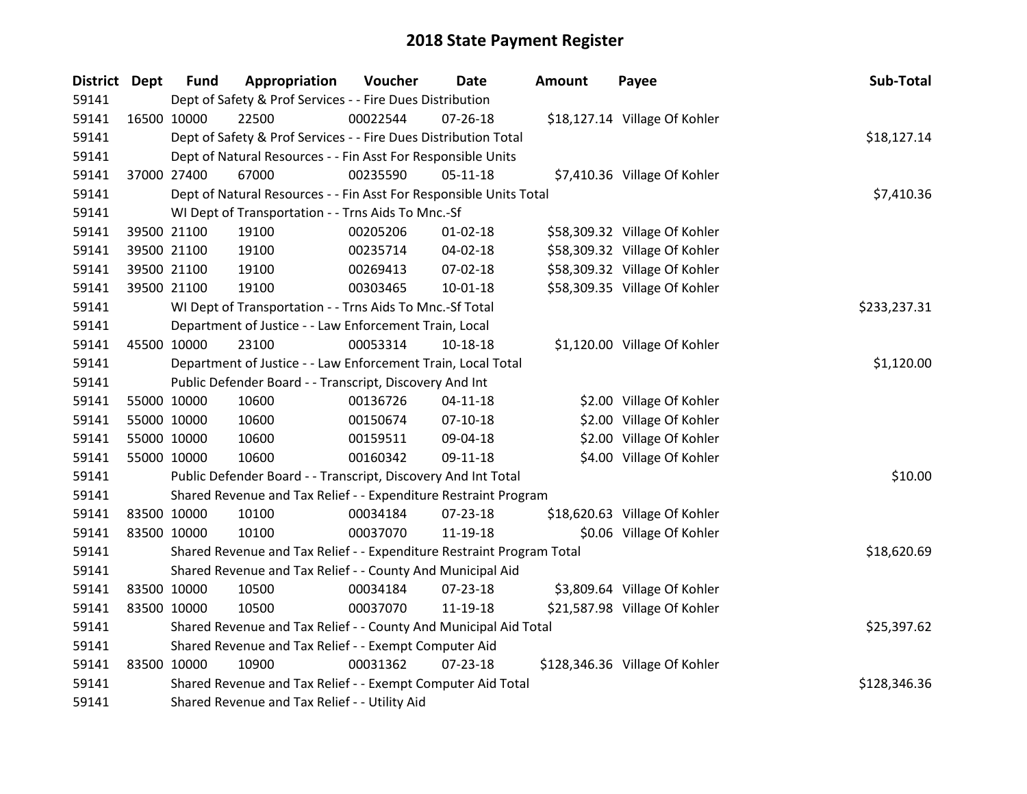# 2018 State Payment Register

| District | Dept | Fund | Appropriation | Voucher | Date | Amount | Payee | Sub-Total |
|---|---|---|---|---|---|---|---|---|
| 59141 | | Dept of Safety & Prof Services - - Fire Dues Distribution | | | | | | |
| 59141 | 16500 | 10000 | 22500 | 00022544 | 07-26-18 | $18,127.14 | Village Of Kohler | |
| 59141 | | Dept of Safety & Prof Services - - Fire Dues Distribution Total | | | | | | $18,127.14 |
| 59141 | | Dept of Natural Resources - - Fin Asst For Responsible Units | | | | | | |
| 59141 | 37000 | 27400 | 67000 | 00235590 | 05-11-18 | $7,410.36 | Village Of Kohler | |
| 59141 | | Dept of Natural Resources - - Fin Asst For Responsible Units Total | | | | | | $7,410.36 |
| 59141 | | WI Dept of Transportation - - Trns Aids To Mnc.-Sf | | | | | | |
| 59141 | 39500 | 21100 | 19100 | 00205206 | 01-02-18 | $58,309.32 | Village Of Kohler | |
| 59141 | 39500 | 21100 | 19100 | 00235714 | 04-02-18 | $58,309.32 | Village Of Kohler | |
| 59141 | 39500 | 21100 | 19100 | 00269413 | 07-02-18 | $58,309.32 | Village Of Kohler | |
| 59141 | 39500 | 21100 | 19100 | 00303465 | 10-01-18 | $58,309.35 | Village Of Kohler | |
| 59141 | | WI Dept of Transportation - - Trns Aids To Mnc.-Sf Total | | | | | | $233,237.31 |
| 59141 | | Department of Justice - - Law Enforcement Train, Local | | | | | | |
| 59141 | 45500 | 10000 | 23100 | 00053314 | 10-18-18 | $1,120.00 | Village Of Kohler | |
| 59141 | | Department of Justice - - Law Enforcement Train, Local Total | | | | | | $1,120.00 |
| 59141 | | Public Defender Board - - Transcript, Discovery And Int | | | | | | |
| 59141 | 55000 | 10000 | 10600 | 00136726 | 04-11-18 | $2.00 | Village Of Kohler | |
| 59141 | 55000 | 10000 | 10600 | 00150674 | 07-10-18 | $2.00 | Village Of Kohler | |
| 59141 | 55000 | 10000 | 10600 | 00159511 | 09-04-18 | $2.00 | Village Of Kohler | |
| 59141 | 55000 | 10000 | 10600 | 00160342 | 09-11-18 | $4.00 | Village Of Kohler | |
| 59141 | | Public Defender Board - - Transcript, Discovery And Int Total | | | | | | $10.00 |
| 59141 | | Shared Revenue and Tax Relief - - Expenditure Restraint Program | | | | | | |
| 59141 | 83500 | 10000 | 10100 | 00034184 | 07-23-18 | $18,620.63 | Village Of Kohler | |
| 59141 | 83500 | 10000 | 10100 | 00037070 | 11-19-18 | $0.06 | Village Of Kohler | |
| 59141 | | Shared Revenue and Tax Relief - - Expenditure Restraint Program Total | | | | | | $18,620.69 |
| 59141 | | Shared Revenue and Tax Relief - - County And Municipal Aid | | | | | | |
| 59141 | 83500 | 10000 | 10500 | 00034184 | 07-23-18 | $3,809.64 | Village Of Kohler | |
| 59141 | 83500 | 10000 | 10500 | 00037070 | 11-19-18 | $21,587.98 | Village Of Kohler | |
| 59141 | | Shared Revenue and Tax Relief - - County And Municipal Aid Total | | | | | | $25,397.62 |
| 59141 | | Shared Revenue and Tax Relief - - Exempt Computer Aid | | | | | | |
| 59141 | 83500 | 10000 | 10900 | 00031362 | 07-23-18 | $128,346.36 | Village Of Kohler | |
| 59141 | | Shared Revenue and Tax Relief - - Exempt Computer Aid Total | | | | | | $128,346.36 |
| 59141 | | Shared Revenue and Tax Relief - - Utility Aid | | | | | | |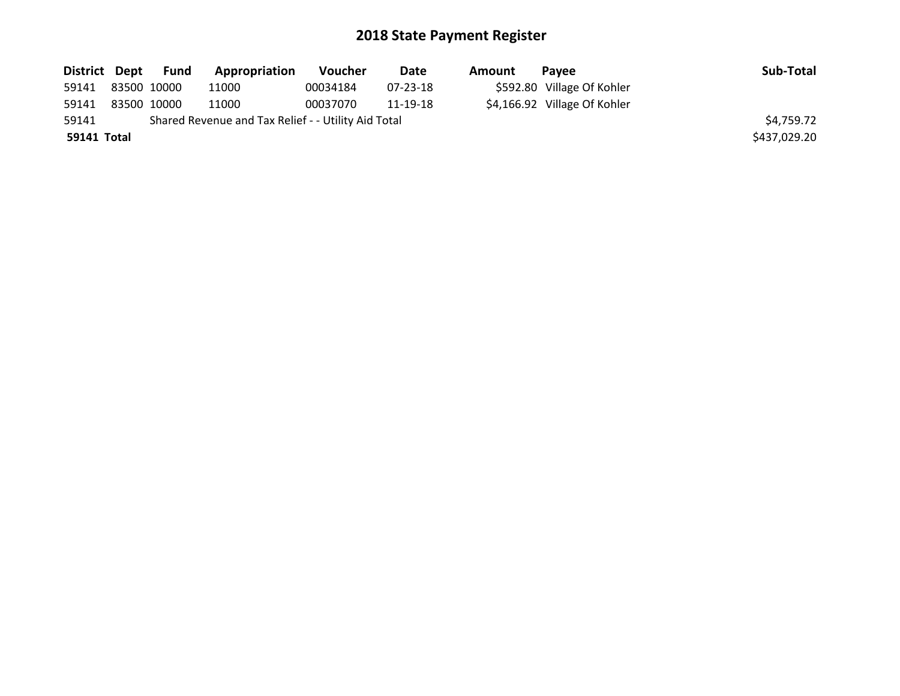# 2018 State Payment Register

| District | Dept | Fund | Appropriation | Voucher | Date | Amount | Payee | Sub-Total |
|---|---|---|---|---|---|---|---|---|
| 59141 | 83500 | 10000 | 11000 | 00034184 | 07-23-18 | $592.80 | Village Of Kohler | |
| 59141 | 83500 | 10000 | 11000 | 00037070 | 11-19-18 | $4,166.92 | Village Of Kohler | |
| 59141 | Shared Revenue and Tax Relief - - Utility Aid Total | | | | | | | $4,759.72 |
| **59141 Total** | | | | | | | | $437,029.20 |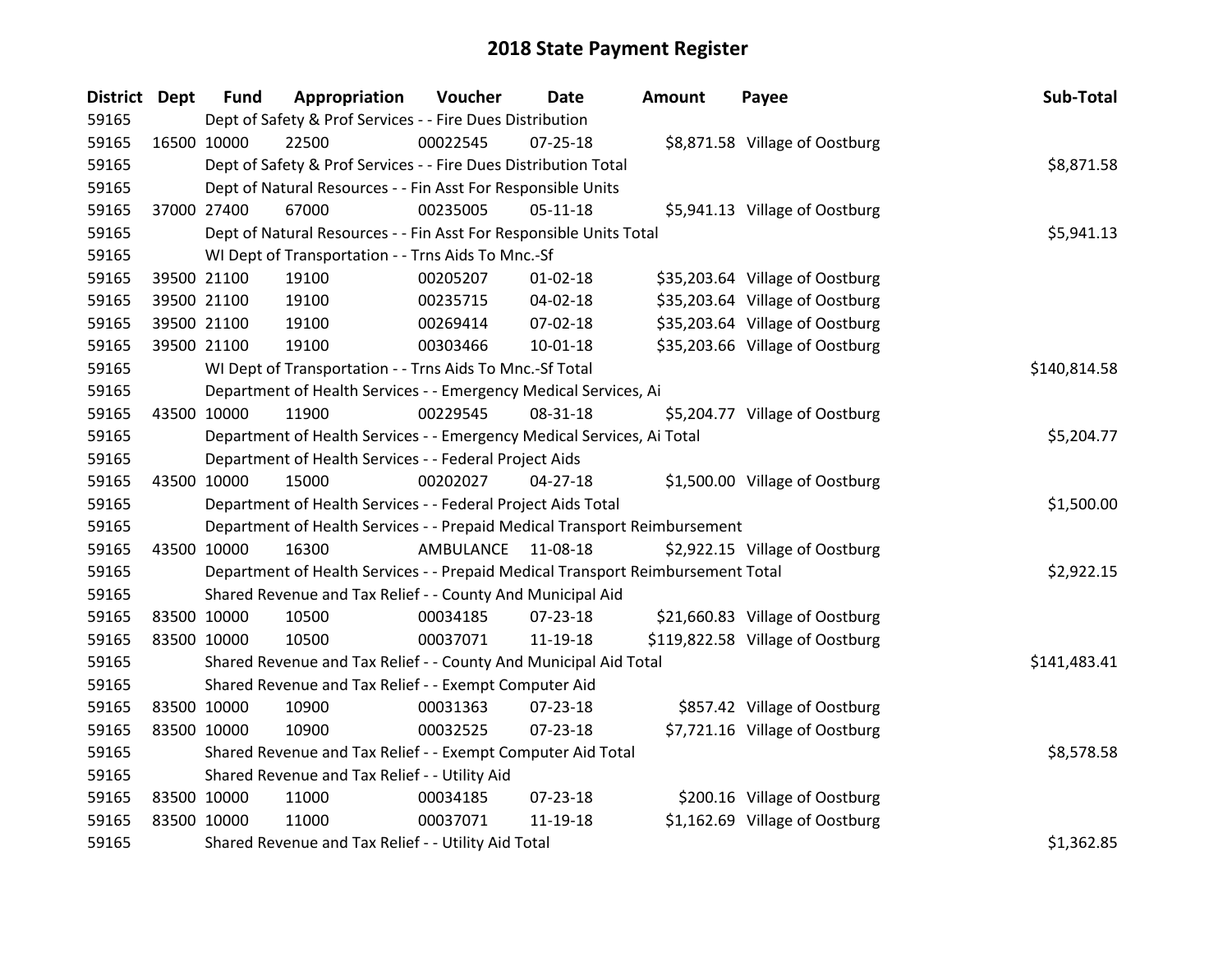# 2018 State Payment Register

| District | Dept | Fund | Appropriation | Voucher | Date | Amount | Payee | Sub-Total |
|---|---|---|---|---|---|---|---|---|
| 59165 | | Dept of Safety & Prof Services - - Fire Dues Distribution | | | | | | |
| 59165 | 16500 | 10000 | 22500 | 00022545 | 07-25-18 | $8,871.58 | Village of Oostburg | |
| 59165 | | Dept of Safety & Prof Services - - Fire Dues Distribution Total | | | | | | $8,871.58 |
| 59165 | | Dept of Natural Resources - - Fin Asst For Responsible Units | | | | | | |
| 59165 | 37000 | 27400 | 67000 | 00235005 | 05-11-18 | $5,941.13 | Village of Oostburg | |
| 59165 | | Dept of Natural Resources - - Fin Asst For Responsible Units Total | | | | | | $5,941.13 |
| 59165 | | WI Dept of Transportation - - Trns Aids To Mnc.-Sf | | | | | | |
| 59165 | 39500 | 21100 | 19100 | 00205207 | 01-02-18 | $35,203.64 | Village of Oostburg | |
| 59165 | 39500 | 21100 | 19100 | 00235715 | 04-02-18 | $35,203.64 | Village of Oostburg | |
| 59165 | 39500 | 21100 | 19100 | 00269414 | 07-02-18 | $35,203.64 | Village of Oostburg | |
| 59165 | 39500 | 21100 | 19100 | 00303466 | 10-01-18 | $35,203.66 | Village of Oostburg | |
| 59165 | | WI Dept of Transportation - - Trns Aids To Mnc.-Sf Total | | | | | | $140,814.58 |
| 59165 | | Department of Health Services - - Emergency Medical Services, Ai | | | | | | |
| 59165 | 43500 | 10000 | 11900 | 00229545 | 08-31-18 | $5,204.77 | Village of Oostburg | |
| 59165 | | Department of Health Services - - Emergency Medical Services, Ai Total | | | | | | $5,204.77 |
| 59165 | | Department of Health Services - - Federal Project Aids | | | | | | |
| 59165 | 43500 | 10000 | 15000 | 00202027 | 04-27-18 | $1,500.00 | Village of Oostburg | |
| 59165 | | Department of Health Services - - Federal Project Aids Total | | | | | | $1,500.00 |
| 59165 | | Department of Health Services - - Prepaid Medical Transport Reimbursement | | | | | | |
| 59165 | 43500 | 10000 | 16300 | AMBULANCE | 11-08-18 | $2,922.15 | Village of Oostburg | |
| 59165 | | Department of Health Services - - Prepaid Medical Transport Reimbursement Total | | | | | | $2,922.15 |
| 59165 | | Shared Revenue and Tax Relief - - County And Municipal Aid | | | | | | |
| 59165 | 83500 | 10000 | 10500 | 00034185 | 07-23-18 | $21,660.83 | Village of Oostburg | |
| 59165 | 83500 | 10000 | 10500 | 00037071 | 11-19-18 | $119,822.58 | Village of Oostburg | |
| 59165 | | Shared Revenue and Tax Relief - - County And Municipal Aid Total | | | | | | $141,483.41 |
| 59165 | | Shared Revenue and Tax Relief - - Exempt Computer Aid | | | | | | |
| 59165 | 83500 | 10000 | 10900 | 00031363 | 07-23-18 | $857.42 | Village of Oostburg | |
| 59165 | 83500 | 10000 | 10900 | 00032525 | 07-23-18 | $7,721.16 | Village of Oostburg | |
| 59165 | | Shared Revenue and Tax Relief - - Exempt Computer Aid Total | | | | | | $8,578.58 |
| 59165 | | Shared Revenue and Tax Relief - - Utility Aid | | | | | | |
| 59165 | 83500 | 10000 | 11000 | 00034185 | 07-23-18 | $200.16 | Village of Oostburg | |
| 59165 | 83500 | 10000 | 11000 | 00037071 | 11-19-18 | $1,162.69 | Village of Oostburg | |
| 59165 | | Shared Revenue and Tax Relief - - Utility Aid Total | | | | | | $1,362.85 |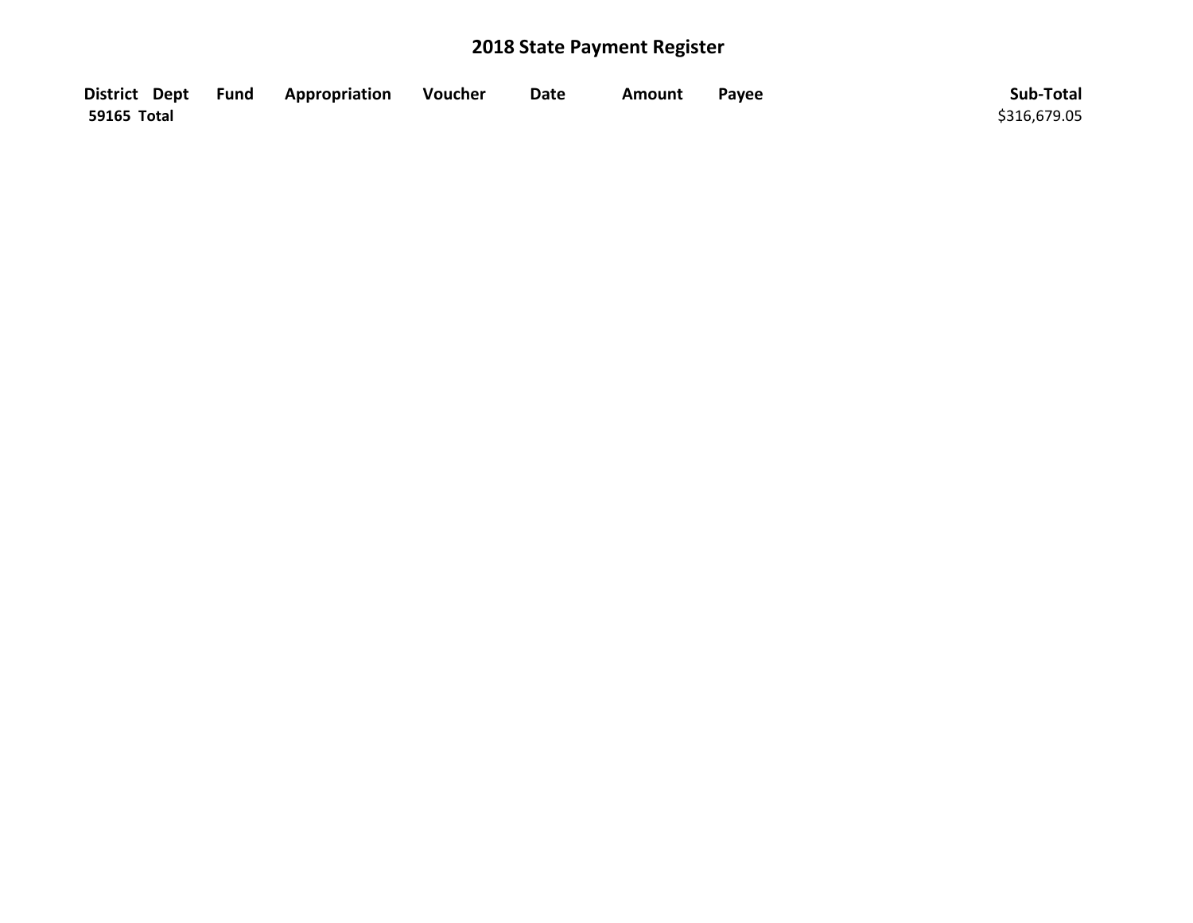# 2018 State Payment Register

| District | Dept | Fund | Appropriation | Voucher | Date | Amount | Payee | Sub-Total |
|---|---|---|---|---|---|---|---|---|
| **59165 Total** | | | | | | | | $316,679.05 |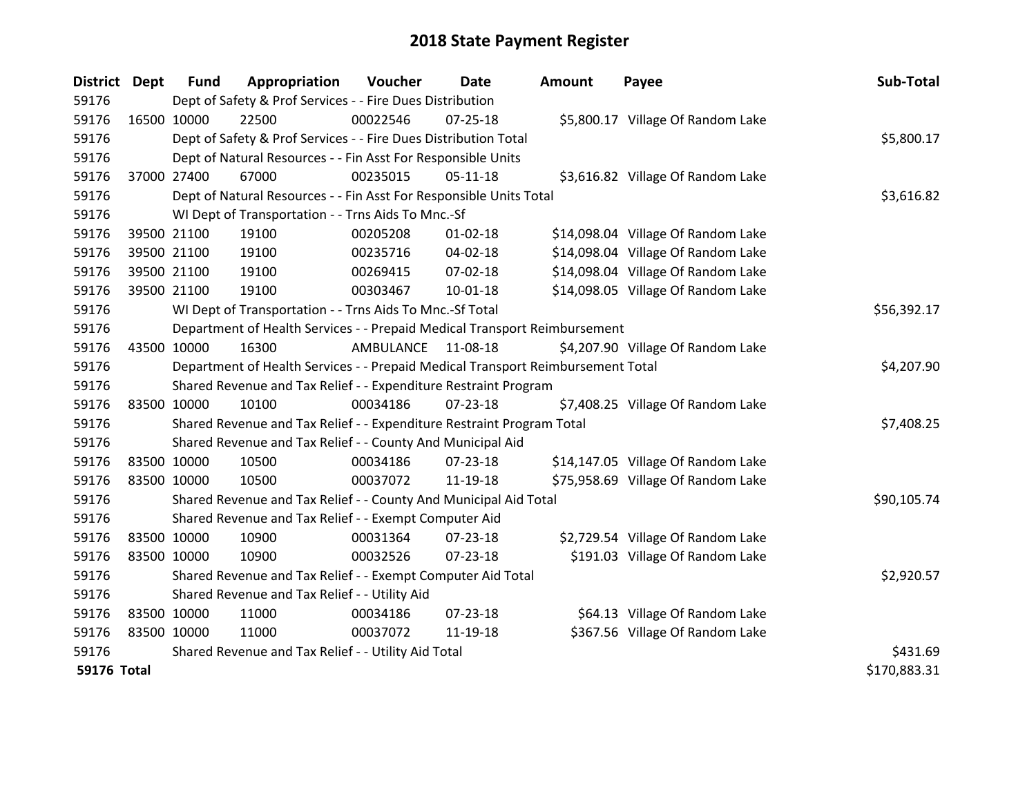# 2018 State Payment Register

| District | Dept | Fund | Appropriation | Voucher | Date | Amount | Payee | Sub-Total |
|---|---|---|---|---|---|---|---|---|
| 59176 | | Dept of Safety & Prof Services - - Fire Dues Distribution | | | | | | |
| 59176 | 16500 | 10000 | 22500 | 00022546 | 07-25-18 | $5,800.17 | Village Of Random Lake | |
| 59176 | | Dept of Safety & Prof Services - - Fire Dues Distribution Total | | | | | | $5,800.17 |
| 59176 | | Dept of Natural Resources - - Fin Asst For Responsible Units | | | | | | |
| 59176 | 37000 | 27400 | 67000 | 00235015 | 05-11-18 | $3,616.82 | Village Of Random Lake | |
| 59176 | | Dept of Natural Resources - - Fin Asst For Responsible Units Total | | | | | | $3,616.82 |
| 59176 | | WI Dept of Transportation - - Trns Aids To Mnc.-Sf | | | | | | |
| 59176 | 39500 | 21100 | 19100 | 00205208 | 01-02-18 | $14,098.04 | Village Of Random Lake | |
| 59176 | 39500 | 21100 | 19100 | 00235716 | 04-02-18 | $14,098.04 | Village Of Random Lake | |
| 59176 | 39500 | 21100 | 19100 | 00269415 | 07-02-18 | $14,098.04 | Village Of Random Lake | |
| 59176 | 39500 | 21100 | 19100 | 00303467 | 10-01-18 | $14,098.05 | Village Of Random Lake | |
| 59176 | | WI Dept of Transportation - - Trns Aids To Mnc.-Sf Total | | | | | | $56,392.17 |
| 59176 | | Department of Health Services - - Prepaid Medical Transport Reimbursement | | | | | | |
| 59176 | 43500 | 10000 | 16300 | AMBULANCE | 11-08-18 | $4,207.90 | Village Of Random Lake | |
| 59176 | | Department of Health Services - - Prepaid Medical Transport Reimbursement Total | | | | | | $4,207.90 |
| 59176 | | Shared Revenue and Tax Relief - - Expenditure Restraint Program | | | | | | |
| 59176 | 83500 | 10000 | 10100 | 00034186 | 07-23-18 | $7,408.25 | Village Of Random Lake | |
| 59176 | | Shared Revenue and Tax Relief - - Expenditure Restraint Program Total | | | | | | $7,408.25 |
| 59176 | | Shared Revenue and Tax Relief - - County And Municipal Aid | | | | | | |
| 59176 | 83500 | 10000 | 10500 | 00034186 | 07-23-18 | $14,147.05 | Village Of Random Lake | |
| 59176 | 83500 | 10000 | 10500 | 00037072 | 11-19-18 | $75,958.69 | Village Of Random Lake | |
| 59176 | | Shared Revenue and Tax Relief - - County And Municipal Aid Total | | | | | | $90,105.74 |
| 59176 | | Shared Revenue and Tax Relief - - Exempt Computer Aid | | | | | | |
| 59176 | 83500 | 10000 | 10900 | 00031364 | 07-23-18 | $2,729.54 | Village Of Random Lake | |
| 59176 | 83500 | 10000 | 10900 | 00032526 | 07-23-18 | $191.03 | Village Of Random Lake | |
| 59176 | | Shared Revenue and Tax Relief - - Exempt Computer Aid Total | | | | | | $2,920.57 |
| 59176 | | Shared Revenue and Tax Relief - - Utility Aid | | | | | | |
| 59176 | 83500 | 10000 | 11000 | 00034186 | 07-23-18 | $64.13 | Village Of Random Lake | |
| 59176 | 83500 | 10000 | 11000 | 00037072 | 11-19-18 | $367.56 | Village Of Random Lake | |
| 59176 | | Shared Revenue and Tax Relief - - Utility Aid Total | | | | | | $431.69 |
| **59176 Total** | | | | | | | | $170,883.31 |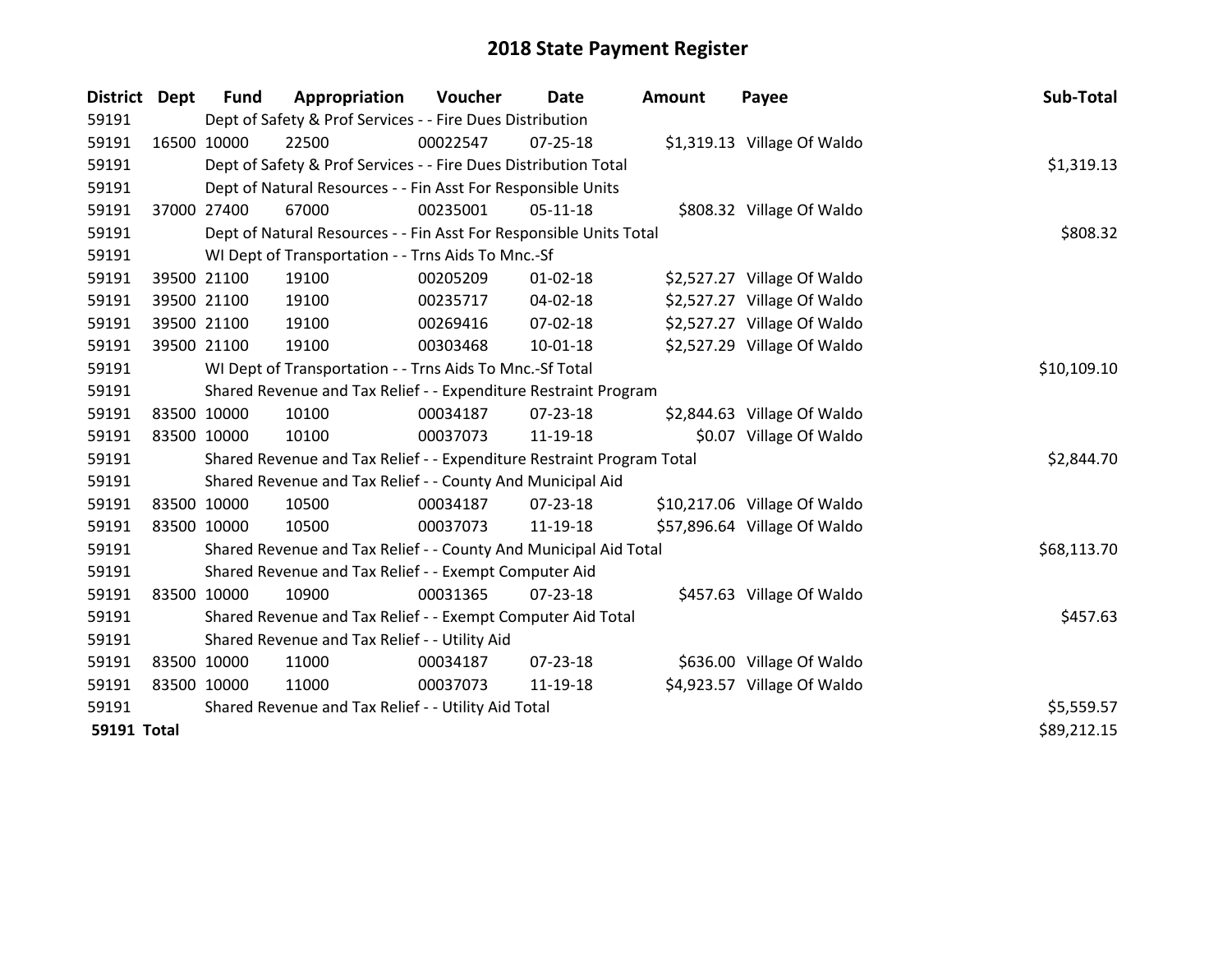# 2018 State Payment Register

| District | Dept | Fund | Appropriation | Voucher | Date | Amount | Payee | Sub-Total |
|---|---|---|---|---|---|---|---|---|
| 59191 | | Dept of Safety & Prof Services - - Fire Dues Distribution | | | | | | |
| 59191 | 16500 | 10000 | 22500 | 00022547 | 07-25-18 | $1,319.13 | Village Of Waldo | |
| 59191 | | Dept of Safety & Prof Services - - Fire Dues Distribution Total | | | | | | $1,319.13 |
| 59191 | | Dept of Natural Resources - - Fin Asst For Responsible Units | | | | | | |
| 59191 | 37000 | 27400 | 67000 | 00235001 | 05-11-18 | $808.32 | Village Of Waldo | |
| 59191 | | Dept of Natural Resources - - Fin Asst For Responsible Units Total | | | | | | $808.32 |
| 59191 | | WI Dept of Transportation - - Trns Aids To Mnc.-Sf | | | | | | |
| 59191 | 39500 | 21100 | 19100 | 00205209 | 01-02-18 | $2,527.27 | Village Of Waldo | |
| 59191 | 39500 | 21100 | 19100 | 00235717 | 04-02-18 | $2,527.27 | Village Of Waldo | |
| 59191 | 39500 | 21100 | 19100 | 00269416 | 07-02-18 | $2,527.27 | Village Of Waldo | |
| 59191 | 39500 | 21100 | 19100 | 00303468 | 10-01-18 | $2,527.29 | Village Of Waldo | |
| 59191 | | WI Dept of Transportation - - Trns Aids To Mnc.-Sf Total | | | | | | $10,109.10 |
| 59191 | | Shared Revenue and Tax Relief - - Expenditure Restraint Program | | | | | | |
| 59191 | 83500 | 10000 | 10100 | 00034187 | 07-23-18 | $2,844.63 | Village Of Waldo | |
| 59191 | 83500 | 10000 | 10100 | 00037073 | 11-19-18 | $0.07 | Village Of Waldo | |
| 59191 | | Shared Revenue and Tax Relief - - Expenditure Restraint Program Total | | | | | | $2,844.70 |
| 59191 | | Shared Revenue and Tax Relief - - County And Municipal Aid | | | | | | |
| 59191 | 83500 | 10000 | 10500 | 00034187 | 07-23-18 | $10,217.06 | Village Of Waldo | |
| 59191 | 83500 | 10000 | 10500 | 00037073 | 11-19-18 | $57,896.64 | Village Of Waldo | |
| 59191 | | Shared Revenue and Tax Relief - - County And Municipal Aid Total | | | | | | $68,113.70 |
| 59191 | | Shared Revenue and Tax Relief - - Exempt Computer Aid | | | | | | |
| 59191 | 83500 | 10000 | 10900 | 00031365 | 07-23-18 | $457.63 | Village Of Waldo | |
| 59191 | | Shared Revenue and Tax Relief - - Exempt Computer Aid Total | | | | | | $457.63 |
| 59191 | | Shared Revenue and Tax Relief - - Utility Aid | | | | | | |
| 59191 | 83500 | 10000 | 11000 | 00034187 | 07-23-18 | $636.00 | Village Of Waldo | |
| 59191 | 83500 | 10000 | 11000 | 00037073 | 11-19-18 | $4,923.57 | Village Of Waldo | |
| 59191 | | Shared Revenue and Tax Relief - - Utility Aid Total | | | | | | $5,559.57 |
| **59191 Total** | | | | | | | | $89,212.15 |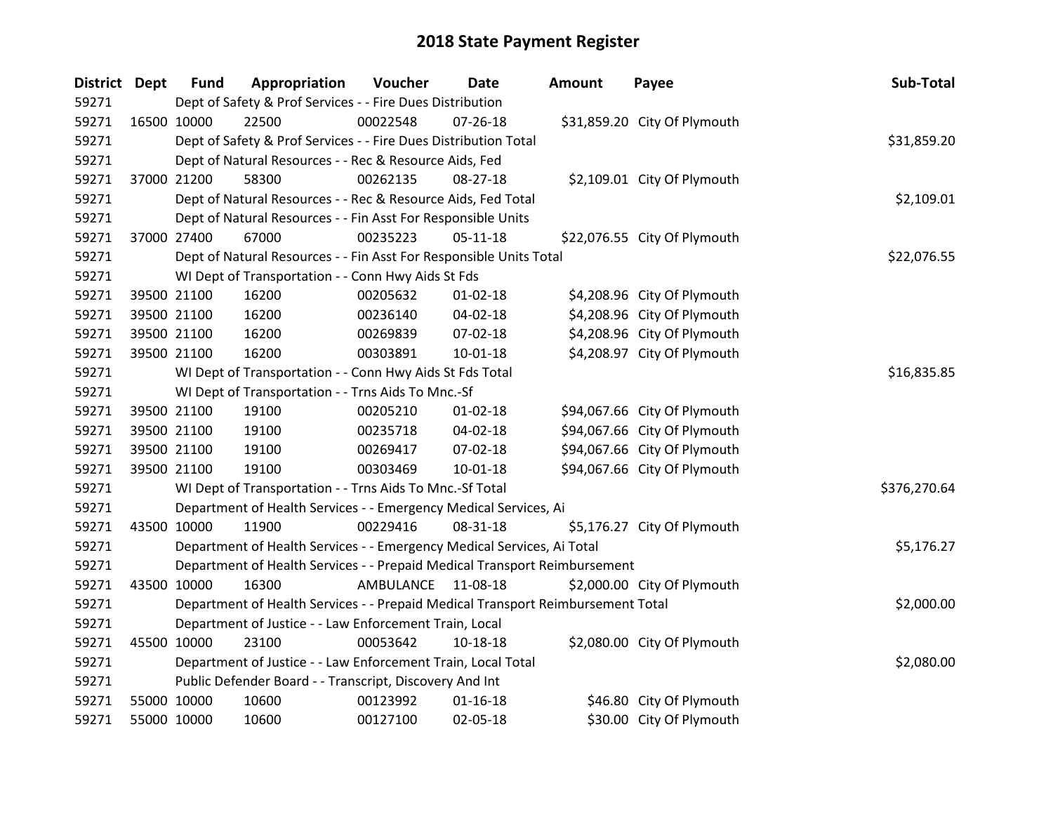# 2018 State Payment Register

| District | Dept | Fund | Appropriation | Voucher | Date | Amount | Payee | Sub-Total |
|---|---|---|---|---|---|---|---|---|
| 59271 | Dept of Safety & Prof Services - - Fire Dues Distribution | | | | | | | |
| 59271 | 16500 | 10000 | 22500 | 00022548 | 07-26-18 | $31,859.20 | City Of Plymouth | |
| 59271 | Dept of Safety & Prof Services - - Fire Dues Distribution Total | | | | | | | $31,859.20 |
| 59271 | Dept of Natural Resources - - Rec & Resource Aids, Fed | | | | | | | |
| 59271 | 37000 | 21200 | 58300 | 00262135 | 08-27-18 | $2,109.01 | City Of Plymouth | |
| 59271 | Dept of Natural Resources - - Rec & Resource Aids, Fed Total | | | | | | | $2,109.01 |
| 59271 | Dept of Natural Resources - - Fin Asst For Responsible Units | | | | | | | |
| 59271 | 37000 | 27400 | 67000 | 00235223 | 05-11-18 | $22,076.55 | City Of Plymouth | |
| 59271 | Dept of Natural Resources - - Fin Asst For Responsible Units Total | | | | | | | $22,076.55 |
| 59271 | WI Dept of Transportation - - Conn Hwy Aids St Fds | | | | | | | |
| 59271 | 39500 | 21100 | 16200 | 00205632 | 01-02-18 | $4,208.96 | City Of Plymouth | |
| 59271 | 39500 | 21100 | 16200 | 00236140 | 04-02-18 | $4,208.96 | City Of Plymouth | |
| 59271 | 39500 | 21100 | 16200 | 00269839 | 07-02-18 | $4,208.96 | City Of Plymouth | |
| 59271 | 39500 | 21100 | 16200 | 00303891 | 10-01-18 | $4,208.97 | City Of Plymouth | |
| 59271 | WI Dept of Transportation - - Conn Hwy Aids St Fds Total | | | | | | | $16,835.85 |
| 59271 | WI Dept of Transportation - - Trns Aids To Mnc.-Sf | | | | | | | |
| 59271 | 39500 | 21100 | 19100 | 00205210 | 01-02-18 | $94,067.66 | City Of Plymouth | |
| 59271 | 39500 | 21100 | 19100 | 00235718 | 04-02-18 | $94,067.66 | City Of Plymouth | |
| 59271 | 39500 | 21100 | 19100 | 00269417 | 07-02-18 | $94,067.66 | City Of Plymouth | |
| 59271 | 39500 | 21100 | 19100 | 00303469 | 10-01-18 | $94,067.66 | City Of Plymouth | |
| 59271 | WI Dept of Transportation - - Trns Aids To Mnc.-Sf Total | | | | | | | $376,270.64 |
| 59271 | Department of Health Services - - Emergency Medical Services, Ai | | | | | | | |
| 59271 | 43500 | 10000 | 11900 | 00229416 | 08-31-18 | $5,176.27 | City Of Plymouth | |
| 59271 | Department of Health Services - - Emergency Medical Services, Ai Total | | | | | | | $5,176.27 |
| 59271 | Department of Health Services - - Prepaid Medical Transport Reimbursement | | | | | | | |
| 59271 | 43500 | 10000 | 16300 | AMBULANCE | 11-08-18 | $2,000.00 | City Of Plymouth | |
| 59271 | Department of Health Services - - Prepaid Medical Transport Reimbursement Total | | | | | | | $2,000.00 |
| 59271 | Department of Justice - - Law Enforcement Train, Local | | | | | | | |
| 59271 | 45500 | 10000 | 23100 | 00053642 | 10-18-18 | $2,080.00 | City Of Plymouth | |
| 59271 | Department of Justice - - Law Enforcement Train, Local Total | | | | | | | $2,080.00 |
| 59271 | Public Defender Board - - Transcript, Discovery And Int | | | | | | | |
| 59271 | 55000 | 10000 | 10600 | 00123992 | 01-16-18 | $46.80 | City Of Plymouth | |
| 59271 | 55000 | 10000 | 10600 | 00127100 | 02-05-18 | $30.00 | City Of Plymouth | |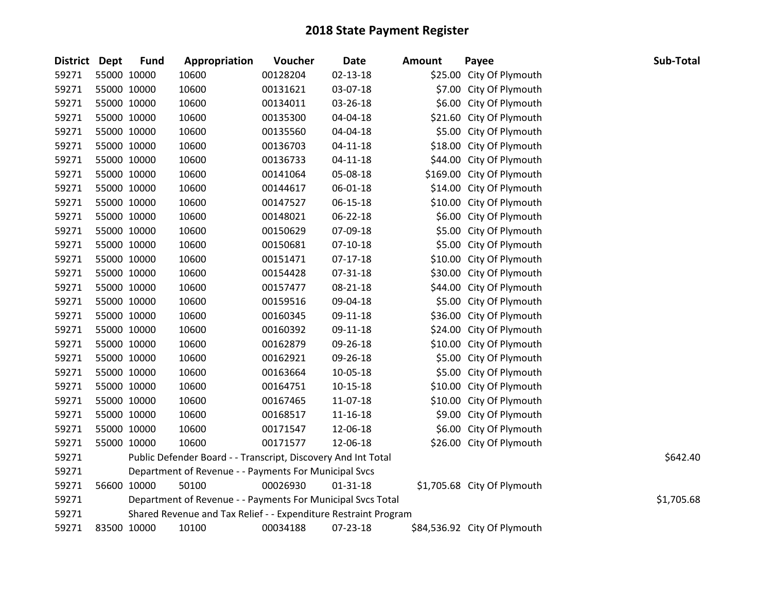# 2018 State Payment Register

| District | Dept | Fund | Appropriation | Voucher | Date | Amount | Payee | Sub-Total |
|---|---|---|---|---|---|---|---|---|
| 59271 | 55000 | 10000 | 10600 | 00128204 | 02-13-18 | $25.00 | City Of Plymouth | |
| 59271 | 55000 | 10000 | 10600 | 00131621 | 03-07-18 | $7.00 | City Of Plymouth | |
| 59271 | 55000 | 10000 | 10600 | 00134011 | 03-26-18 | $6.00 | City Of Plymouth | |
| 59271 | 55000 | 10000 | 10600 | 00135300 | 04-04-18 | $21.60 | City Of Plymouth | |
| 59271 | 55000 | 10000 | 10600 | 00135560 | 04-04-18 | $5.00 | City Of Plymouth | |
| 59271 | 55000 | 10000 | 10600 | 00136703 | 04-11-18 | $18.00 | City Of Plymouth | |
| 59271 | 55000 | 10000 | 10600 | 00136733 | 04-11-18 | $44.00 | City Of Plymouth | |
| 59271 | 55000 | 10000 | 10600 | 00141064 | 05-08-18 | $169.00 | City Of Plymouth | |
| 59271 | 55000 | 10000 | 10600 | 00144617 | 06-01-18 | $14.00 | City Of Plymouth | |
| 59271 | 55000 | 10000 | 10600 | 00147527 | 06-15-18 | $10.00 | City Of Plymouth | |
| 59271 | 55000 | 10000 | 10600 | 00148021 | 06-22-18 | $6.00 | City Of Plymouth | |
| 59271 | 55000 | 10000 | 10600 | 00150629 | 07-09-18 | $5.00 | City Of Plymouth | |
| 59271 | 55000 | 10000 | 10600 | 00150681 | 07-10-18 | $5.00 | City Of Plymouth | |
| 59271 | 55000 | 10000 | 10600 | 00151471 | 07-17-18 | $10.00 | City Of Plymouth | |
| 59271 | 55000 | 10000 | 10600 | 00154428 | 07-31-18 | $30.00 | City Of Plymouth | |
| 59271 | 55000 | 10000 | 10600 | 00157477 | 08-21-18 | $44.00 | City Of Plymouth | |
| 59271 | 55000 | 10000 | 10600 | 00159516 | 09-04-18 | $5.00 | City Of Plymouth | |
| 59271 | 55000 | 10000 | 10600 | 00160345 | 09-11-18 | $36.00 | City Of Plymouth | |
| 59271 | 55000 | 10000 | 10600 | 00160392 | 09-11-18 | $24.00 | City Of Plymouth | |
| 59271 | 55000 | 10000 | 10600 | 00162879 | 09-26-18 | $10.00 | City Of Plymouth | |
| 59271 | 55000 | 10000 | 10600 | 00162921 | 09-26-18 | $5.00 | City Of Plymouth | |
| 59271 | 55000 | 10000 | 10600 | 00163664 | 10-05-18 | $5.00 | City Of Plymouth | |
| 59271 | 55000 | 10000 | 10600 | 00164751 | 10-15-18 | $10.00 | City Of Plymouth | |
| 59271 | 55000 | 10000 | 10600 | 00167465 | 11-07-18 | $10.00 | City Of Plymouth | |
| 59271 | 55000 | 10000 | 10600 | 00168517 | 11-16-18 | $9.00 | City Of Plymouth | |
| 59271 | 55000 | 10000 | 10600 | 00171547 | 12-06-18 | $6.00 | City Of Plymouth | |
| 59271 | 55000 | 10000 | 10600 | 00171577 | 12-06-18 | $26.00 | City Of Plymouth | |
| 59271 | | Public Defender Board - - Transcript, Discovery And Int Total | | | | | | $642.40 |
| 59271 | | Department of Revenue - - Payments For Municipal Svcs | | | | | | |
| 59271 | 56600 | 10000 | 50100 | 00026930 | 01-31-18 | $1,705.68 | City Of Plymouth | |
| 59271 | | Department of Revenue - - Payments For Municipal Svcs Total | | | | | | $1,705.68 |
| 59271 | | Shared Revenue and Tax Relief - - Expenditure Restraint Program | | | | | | |
| 59271 | 83500 | 10000 | 10100 | 00034188 | 07-23-18 | $84,536.92 | City Of Plymouth | |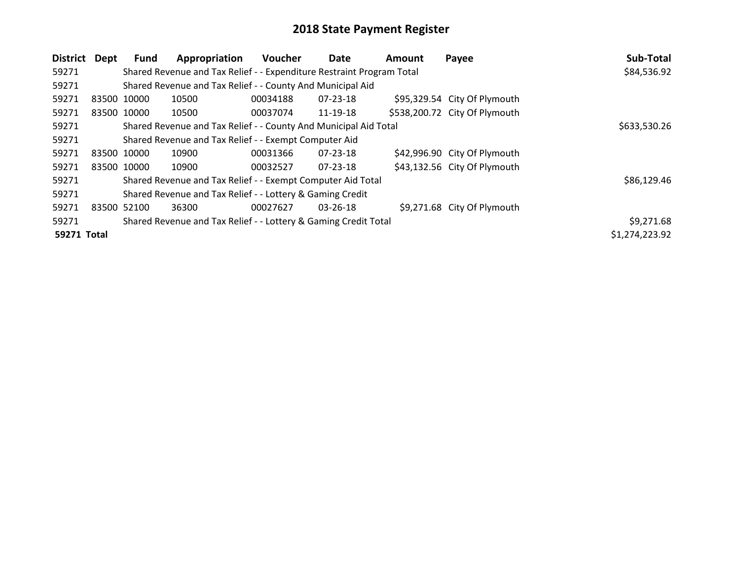# 2018 State Payment Register

| District | Dept | Fund | Appropriation | Voucher | Date | Amount | Payee | Sub-Total |
|---|---|---|---|---|---|---|---|---|
| 59271 | | Shared Revenue and Tax Relief - - Expenditure Restraint Program Total | | | | | | $84,536.92 |
| 59271 | | Shared Revenue and Tax Relief - - County And Municipal Aid | | | | | | |
| 59271 | 83500 | 10000 | 10500 | 00034188 | 07-23-18 | $95,329.54 | City Of Plymouth | |
| 59271 | 83500 | 10000 | 10500 | 00037074 | 11-19-18 | $538,200.72 | City Of Plymouth | |
| 59271 | | Shared Revenue and Tax Relief - - County And Municipal Aid Total | | | | | | $633,530.26 |
| 59271 | | Shared Revenue and Tax Relief - - Exempt Computer Aid | | | | | | |
| 59271 | 83500 | 10000 | 10900 | 00031366 | 07-23-18 | $42,996.90 | City Of Plymouth | |
| 59271 | 83500 | 10000 | 10900 | 00032527 | 07-23-18 | $43,132.56 | City Of Plymouth | |
| 59271 | | Shared Revenue and Tax Relief - - Exempt Computer Aid Total | | | | | | $86,129.46 |
| 59271 | | Shared Revenue and Tax Relief - - Lottery & Gaming Credit | | | | | | |
| 59271 | 83500 | 52100 | 36300 | 00027627 | 03-26-18 | $9,271.68 | City Of Plymouth | |
| 59271 | | Shared Revenue and Tax Relief - - Lottery & Gaming Credit Total | | | | | | $9,271.68 |
| **59271 Total** | | | | | | | | $1,274,223.92 |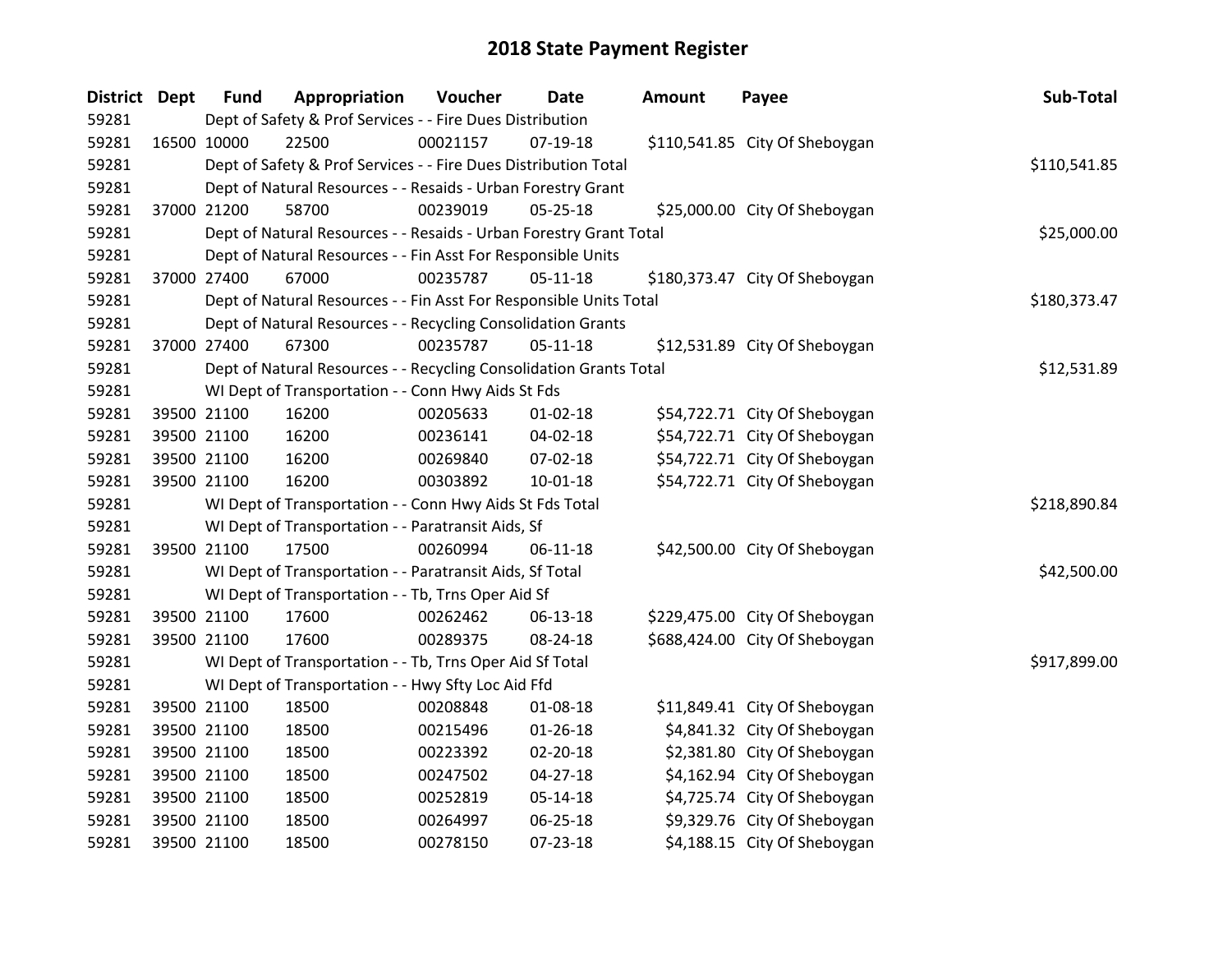# 2018 State Payment Register

| District | Dept | Fund | Appropriation | Voucher | Date | Amount | Payee | Sub-Total |
|---|---|---|---|---|---|---|---|---|
| 59281 | | Dept of Safety & Prof Services - - Fire Dues Distribution | | | | | | |
| 59281 | 16500 | 10000 | 22500 | 00021157 | 07-19-18 | $110,541.85 | City Of Sheboygan | |
| 59281 | | Dept of Safety & Prof Services - - Fire Dues Distribution Total | | | | | | $110,541.85 |
| 59281 | | Dept of Natural Resources - - Resaids - Urban Forestry Grant | | | | | | |
| 59281 | 37000 | 21200 | 58700 | 00239019 | 05-25-18 | $25,000.00 | City Of Sheboygan | |
| 59281 | | Dept of Natural Resources - - Resaids - Urban Forestry Grant Total | | | | | | $25,000.00 |
| 59281 | | Dept of Natural Resources - - Fin Asst For Responsible Units | | | | | | |
| 59281 | 37000 | 27400 | 67000 | 00235787 | 05-11-18 | $180,373.47 | City Of Sheboygan | |
| 59281 | | Dept of Natural Resources - - Fin Asst For Responsible Units Total | | | | | | $180,373.47 |
| 59281 | | Dept of Natural Resources - - Recycling Consolidation Grants | | | | | | |
| 59281 | 37000 | 27400 | 67300 | 00235787 | 05-11-18 | $12,531.89 | City Of Sheboygan | |
| 59281 | | Dept of Natural Resources - - Recycling Consolidation Grants Total | | | | | | $12,531.89 |
| 59281 | | WI Dept of Transportation - - Conn Hwy Aids St Fds | | | | | | |
| 59281 | 39500 | 21100 | 16200 | 00205633 | 01-02-18 | $54,722.71 | City Of Sheboygan | |
| 59281 | 39500 | 21100 | 16200 | 00236141 | 04-02-18 | $54,722.71 | City Of Sheboygan | |
| 59281 | 39500 | 21100 | 16200 | 00269840 | 07-02-18 | $54,722.71 | City Of Sheboygan | |
| 59281 | 39500 | 21100 | 16200 | 00303892 | 10-01-18 | $54,722.71 | City Of Sheboygan | |
| 59281 | | WI Dept of Transportation - - Conn Hwy Aids St Fds Total | | | | | | $218,890.84 |
| 59281 | | WI Dept of Transportation - - Paratransit Aids, Sf | | | | | | |
| 59281 | 39500 | 21100 | 17500 | 00260994 | 06-11-18 | $42,500.00 | City Of Sheboygan | |
| 59281 | | WI Dept of Transportation - - Paratransit Aids, Sf Total | | | | | | $42,500.00 |
| 59281 | | WI Dept of Transportation - - Tb, Trns Oper Aid Sf | | | | | | |
| 59281 | 39500 | 21100 | 17600 | 00262462 | 06-13-18 | $229,475.00 | City Of Sheboygan | |
| 59281 | 39500 | 21100 | 17600 | 00289375 | 08-24-18 | $688,424.00 | City Of Sheboygan | |
| 59281 | | WI Dept of Transportation - - Tb, Trns Oper Aid Sf Total | | | | | | $917,899.00 |
| 59281 | | WI Dept of Transportation - - Hwy Sfty Loc Aid Ffd | | | | | | |
| 59281 | 39500 | 21100 | 18500 | 00208848 | 01-08-18 | $11,849.41 | City Of Sheboygan | |
| 59281 | 39500 | 21100 | 18500 | 00215496 | 01-26-18 | $4,841.32 | City Of Sheboygan | |
| 59281 | 39500 | 21100 | 18500 | 00223392 | 02-20-18 | $2,381.80 | City Of Sheboygan | |
| 59281 | 39500 | 21100 | 18500 | 00247502 | 04-27-18 | $4,162.94 | City Of Sheboygan | |
| 59281 | 39500 | 21100 | 18500 | 00252819 | 05-14-18 | $4,725.74 | City Of Sheboygan | |
| 59281 | 39500 | 21100 | 18500 | 00264997 | 06-25-18 | $9,329.76 | City Of Sheboygan | |
| 59281 | 39500 | 21100 | 18500 | 00278150 | 07-23-18 | $4,188.15 | City Of Sheboygan | |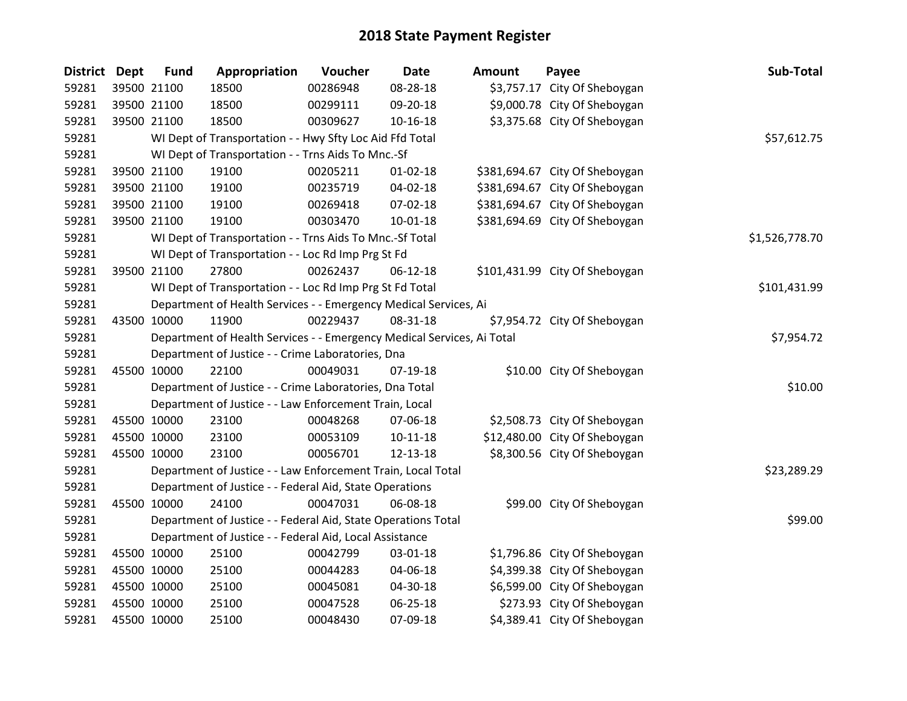# 2018 State Payment Register

| District | Dept | Fund | Appropriation | Voucher | Date | Amount | Payee | Sub-Total |
|---|---|---|---|---|---|---|---|---|
| 59281 | 39500 | 21100 | 18500 | 00286948 | 08-28-18 | $3,757.17 | City Of Sheboygan | |
| 59281 | 39500 | 21100 | 18500 | 00299111 | 09-20-18 | $9,000.78 | City Of Sheboygan | |
| 59281 | 39500 | 21100 | 18500 | 00309627 | 10-16-18 | $3,375.68 | City Of Sheboygan | |
| 59281 | | WI Dept of Transportation - - Hwy Sfty Loc Aid Ffd Total | | | | | | $57,612.75 |
| 59281 | | WI Dept of Transportation - - Trns Aids To Mnc.-Sf | | | | | | |
| 59281 | 39500 | 21100 | 19100 | 00205211 | 01-02-18 | $381,694.67 | City Of Sheboygan | |
| 59281 | 39500 | 21100 | 19100 | 00235719 | 04-02-18 | $381,694.67 | City Of Sheboygan | |
| 59281 | 39500 | 21100 | 19100 | 00269418 | 07-02-18 | $381,694.67 | City Of Sheboygan | |
| 59281 | 39500 | 21100 | 19100 | 00303470 | 10-01-18 | $381,694.69 | City Of Sheboygan | |
| 59281 | | WI Dept of Transportation - - Trns Aids To Mnc.-Sf Total | | | | | | $1,526,778.70 |
| 59281 | | WI Dept of Transportation - - Loc Rd Imp Prg St Fd | | | | | | |
| 59281 | 39500 | 21100 | 27800 | 00262437 | 06-12-18 | $101,431.99 | City Of Sheboygan | |
| 59281 | | WI Dept of Transportation - - Loc Rd Imp Prg St Fd Total | | | | | | $101,431.99 |
| 59281 | | Department of Health Services - - Emergency Medical Services, Ai | | | | | | |
| 59281 | 43500 | 10000 | 11900 | 00229437 | 08-31-18 | $7,954.72 | City Of Sheboygan | |
| 59281 | | Department of Health Services - - Emergency Medical Services, Ai Total | | | | | | $7,954.72 |
| 59281 | | Department of Justice - - Crime Laboratories, Dna | | | | | | |
| 59281 | 45500 | 10000 | 22100 | 00049031 | 07-19-18 | $10.00 | City Of Sheboygan | |
| 59281 | | Department of Justice - - Crime Laboratories, Dna Total | | | | | | $10.00 |
| 59281 | | Department of Justice - - Law Enforcement Train, Local | | | | | | |
| 59281 | 45500 | 10000 | 23100 | 00048268 | 07-06-18 | $2,508.73 | City Of Sheboygan | |
| 59281 | 45500 | 10000 | 23100 | 00053109 | 10-11-18 | $12,480.00 | City Of Sheboygan | |
| 59281 | 45500 | 10000 | 23100 | 00056701 | 12-13-18 | $8,300.56 | City Of Sheboygan | |
| 59281 | | Department of Justice - - Law Enforcement Train, Local Total | | | | | | $23,289.29 |
| 59281 | | Department of Justice - - Federal Aid, State Operations | | | | | | |
| 59281 | 45500 | 10000 | 24100 | 00047031 | 06-08-18 | $99.00 | City Of Sheboygan | |
| 59281 | | Department of Justice - - Federal Aid, State Operations Total | | | | | | $99.00 |
| 59281 | | Department of Justice - - Federal Aid, Local Assistance | | | | | | |
| 59281 | 45500 | 10000 | 25100 | 00042799 | 03-01-18 | $1,796.86 | City Of Sheboygan | |
| 59281 | 45500 | 10000 | 25100 | 00044283 | 04-06-18 | $4,399.38 | City Of Sheboygan | |
| 59281 | 45500 | 10000 | 25100 | 00045081 | 04-30-18 | $6,599.00 | City Of Sheboygan | |
| 59281 | 45500 | 10000 | 25100 | 00047528 | 06-25-18 | $273.93 | City Of Sheboygan | |
| 59281 | 45500 | 10000 | 25100 | 00048430 | 07-09-18 | $4,389.41 | City Of Sheboygan | |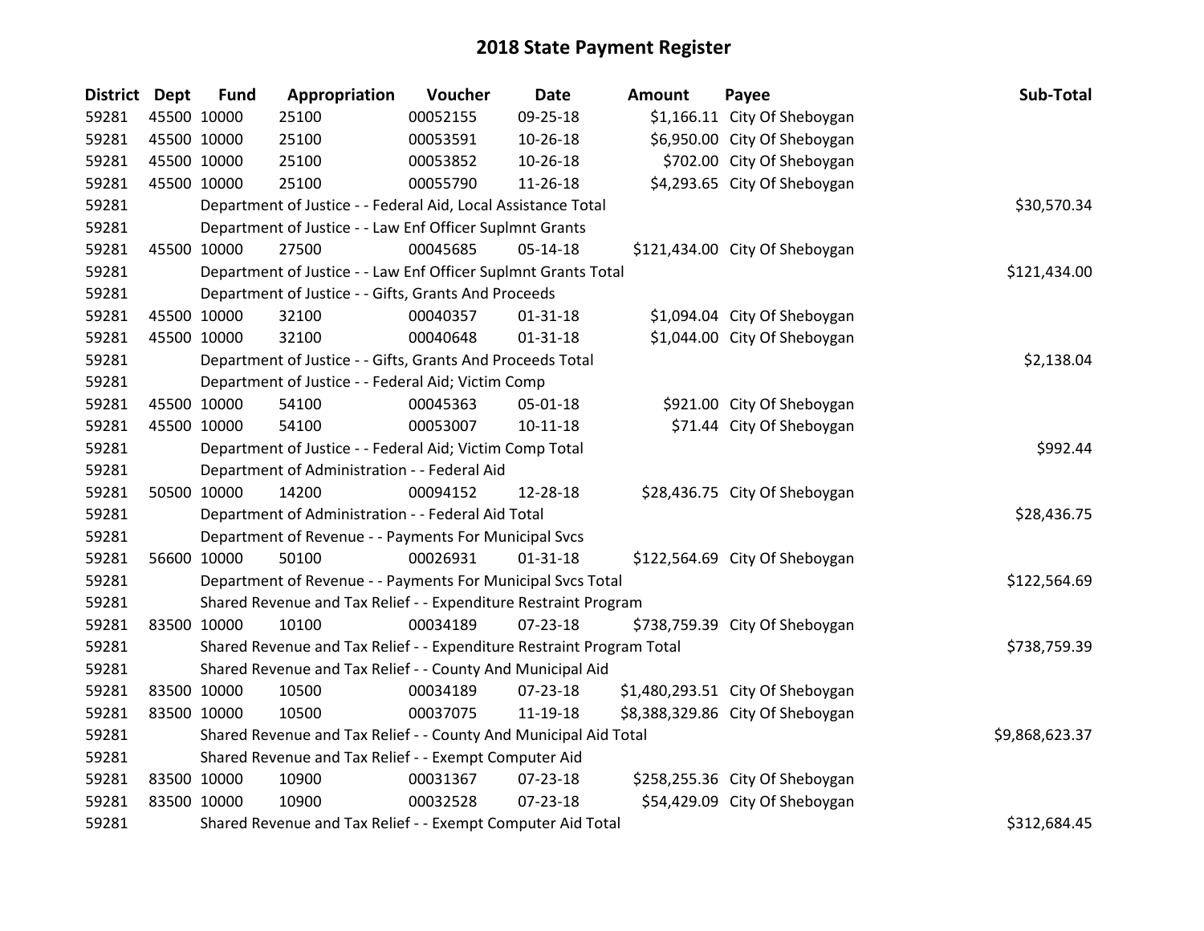# 2018 State Payment Register

| District | Dept | Fund | Appropriation | Voucher | Date | Amount | Payee | Sub-Total |
|---|---|---|---|---|---|---|---|---|
| 59281 | 45500 | 10000 | 25100 | 00052155 | 09-25-18 | $1,166.11 | City Of Sheboygan | |
| 59281 | 45500 | 10000 | 25100 | 00053591 | 10-26-18 | $6,950.00 | City Of Sheboygan | |
| 59281 | 45500 | 10000 | 25100 | 00053852 | 10-26-18 | $702.00 | City Of Sheboygan | |
| 59281 | 45500 | 10000 | 25100 | 00055790 | 11-26-18 | $4,293.65 | City Of Sheboygan | |
| 59281 | | | Department of Justice - - Federal Aid, Local Assistance Total | | | | | $30,570.34 |
| 59281 | | | Department of Justice - - Law Enf Officer Suplmnt Grants | | | | | |
| 59281 | 45500 | 10000 | 27500 | 00045685 | 05-14-18 | $121,434.00 | City Of Sheboygan | |
| 59281 | | | Department of Justice - - Law Enf Officer Suplmnt Grants Total | | | | | $121,434.00 |
| 59281 | | | Department of Justice - - Gifts, Grants And Proceeds | | | | | |
| 59281 | 45500 | 10000 | 32100 | 00040357 | 01-31-18 | $1,094.04 | City Of Sheboygan | |
| 59281 | 45500 | 10000 | 32100 | 00040648 | 01-31-18 | $1,044.00 | City Of Sheboygan | |
| 59281 | | | Department of Justice - - Gifts, Grants And Proceeds Total | | | | | $2,138.04 |
| 59281 | | | Department of Justice - - Federal Aid; Victim Comp | | | | | |
| 59281 | 45500 | 10000 | 54100 | 00045363 | 05-01-18 | $921.00 | City Of Sheboygan | |
| 59281 | 45500 | 10000 | 54100 | 00053007 | 10-11-18 | $71.44 | City Of Sheboygan | |
| 59281 | | | Department of Justice - - Federal Aid; Victim Comp Total | | | | | $992.44 |
| 59281 | | | Department of Administration - - Federal Aid | | | | | |
| 59281 | 50500 | 10000 | 14200 | 00094152 | 12-28-18 | $28,436.75 | City Of Sheboygan | |
| 59281 | | | Department of Administration - - Federal Aid Total | | | | | $28,436.75 |
| 59281 | | | Department of Revenue - - Payments For Municipal Svcs | | | | | |
| 59281 | 56600 | 10000 | 50100 | 00026931 | 01-31-18 | $122,564.69 | City Of Sheboygan | |
| 59281 | | | Department of Revenue - - Payments For Municipal Svcs Total | | | | | $122,564.69 |
| 59281 | | | Shared Revenue and Tax Relief - - Expenditure Restraint Program | | | | | |
| 59281 | 83500 | 10000 | 10100 | 00034189 | 07-23-18 | $738,759.39 | City Of Sheboygan | |
| 59281 | | | Shared Revenue and Tax Relief - - Expenditure Restraint Program Total | | | | | $738,759.39 |
| 59281 | | | Shared Revenue and Tax Relief - - County And Municipal Aid | | | | | |
| 59281 | 83500 | 10000 | 10500 | 00034189 | 07-23-18 | $1,480,293.51 | City Of Sheboygan | |
| 59281 | 83500 | 10000 | 10500 | 00037075 | 11-19-18 | $8,388,329.86 | City Of Sheboygan | |
| 59281 | | | Shared Revenue and Tax Relief - - County And Municipal Aid Total | | | | | $9,868,623.37 |
| 59281 | | | Shared Revenue and Tax Relief - - Exempt Computer Aid | | | | | |
| 59281 | 83500 | 10000 | 10900 | 00031367 | 07-23-18 | $258,255.36 | City Of Sheboygan | |
| 59281 | 83500 | 10000 | 10900 | 00032528 | 07-23-18 | $54,429.09 | City Of Sheboygan | |
| 59281 | | | Shared Revenue and Tax Relief - - Exempt Computer Aid Total | | | | | $312,684.45 |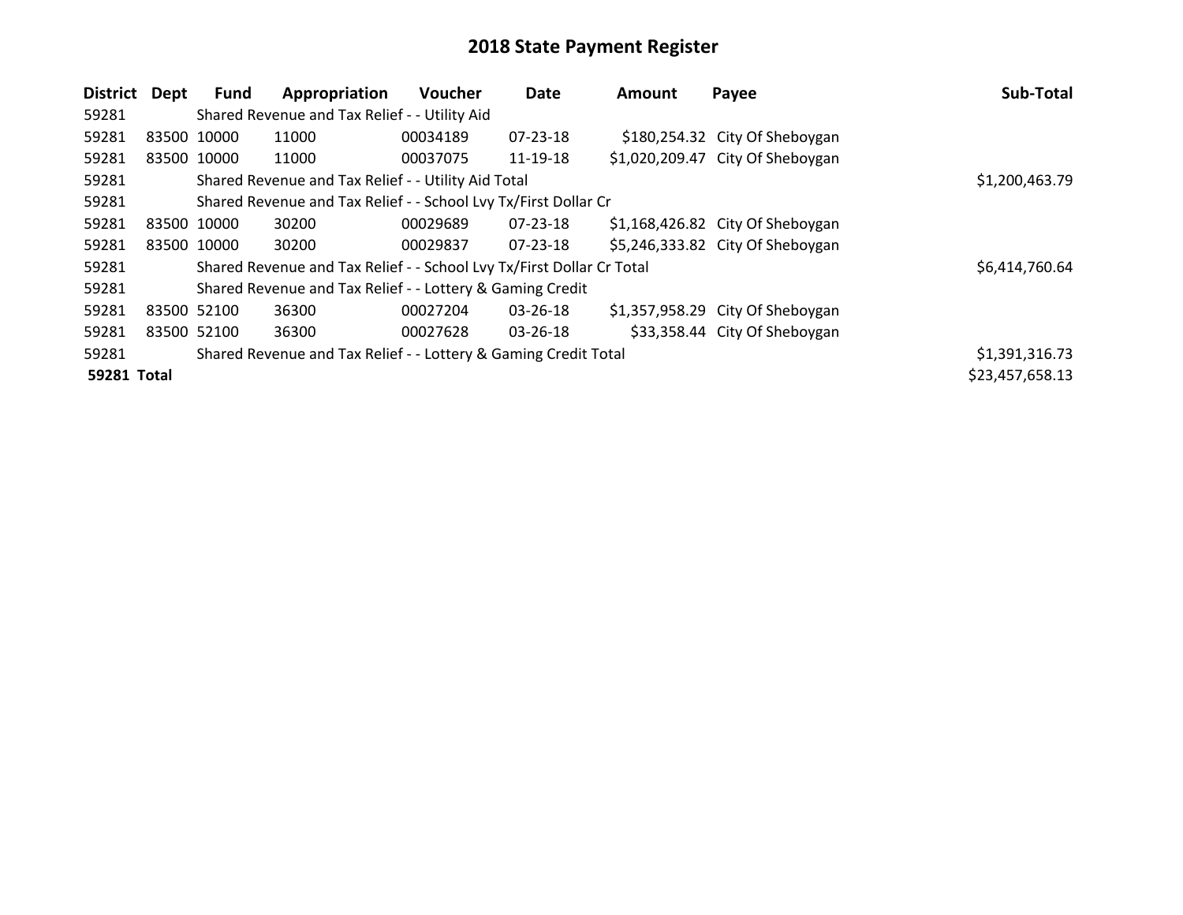# 2018 State Payment Register

| District | Dept | Fund | Appropriation | Voucher | Date | Amount | Payee | Sub-Total |
| --- | --- | --- | --- | --- | --- | --- | --- | --- |
| 59281 | | Shared Revenue and Tax Relief - - Utility Aid | | | | | | |
| 59281 | 83500 | 10000 | 11000 | 00034189 | 07-23-18 | $180,254.32 | City Of Sheboygan | |
| 59281 | 83500 | 10000 | 11000 | 00037075 | 11-19-18 | $1,020,209.47 | City Of Sheboygan | |
| 59281 | | Shared Revenue and Tax Relief - - Utility Aid Total | | | | | | $1,200,463.79 |
| 59281 | | Shared Revenue and Tax Relief - - School Lvy Tx/First Dollar Cr | | | | | | |
| 59281 | 83500 | 10000 | 30200 | 00029689 | 07-23-18 | $1,168,426.82 | City Of Sheboygan | |
| 59281 | 83500 | 10000 | 30200 | 00029837 | 07-23-18 | $5,246,333.82 | City Of Sheboygan | |
| 59281 | | Shared Revenue and Tax Relief - - School Lvy Tx/First Dollar Cr Total | | | | | | $6,414,760.64 |
| 59281 | | Shared Revenue and Tax Relief - - Lottery & Gaming Credit | | | | | | |
| 59281 | 83500 | 52100 | 36300 | 00027204 | 03-26-18 | $1,357,958.29 | City Of Sheboygan | |
| 59281 | 83500 | 52100 | 36300 | 00027628 | 03-26-18 | $33,358.44 | City Of Sheboygan | |
| 59281 | | Shared Revenue and Tax Relief - - Lottery & Gaming Credit Total | | | | | | $1,391,316.73 |
| **59281 Total** | | | | | | | | $23,457,658.13 |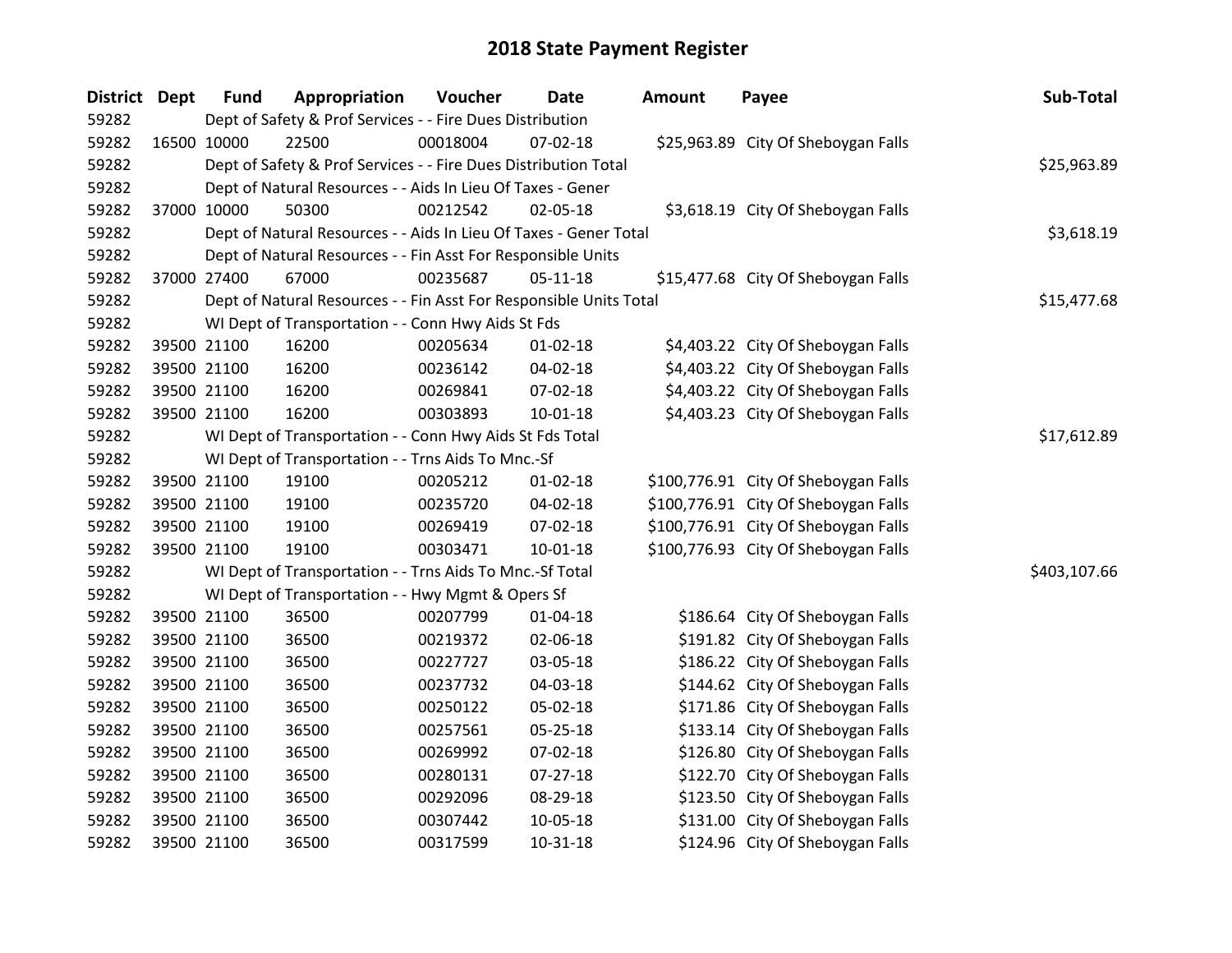# 2018 State Payment Register

| District | Dept | Fund | Appropriation | Voucher | Date | Amount | Payee | Sub-Total |
|---|---|---|---|---|---|---|---|---|
| 59282 | | Dept of Safety & Prof Services - - Fire Dues Distribution | | | | | | |
| 59282 | 16500 | 10000 | 22500 | 00018004 | 07-02-18 | $25,963.89 | City Of Sheboygan Falls | |
| 59282 | | Dept of Safety & Prof Services - - Fire Dues Distribution Total | | | | | | $25,963.89 |
| 59282 | | Dept of Natural Resources - - Aids In Lieu Of Taxes - Gener | | | | | | |
| 59282 | 37000 | 10000 | 50300 | 00212542 | 02-05-18 | $3,618.19 | City Of Sheboygan Falls | |
| 59282 | | Dept of Natural Resources - - Aids In Lieu Of Taxes - Gener Total | | | | | | $3,618.19 |
| 59282 | | Dept of Natural Resources - - Fin Asst For Responsible Units | | | | | | |
| 59282 | 37000 | 27400 | 67000 | 00235687 | 05-11-18 | $15,477.68 | City Of Sheboygan Falls | |
| 59282 | | Dept of Natural Resources - - Fin Asst For Responsible Units Total | | | | | | $15,477.68 |
| 59282 | | WI Dept of Transportation - - Conn Hwy Aids St Fds | | | | | | |
| 59282 | 39500 | 21100 | 16200 | 00205634 | 01-02-18 | $4,403.22 | City Of Sheboygan Falls | |
| 59282 | 39500 | 21100 | 16200 | 00236142 | 04-02-18 | $4,403.22 | City Of Sheboygan Falls | |
| 59282 | 39500 | 21100 | 16200 | 00269841 | 07-02-18 | $4,403.22 | City Of Sheboygan Falls | |
| 59282 | 39500 | 21100 | 16200 | 00303893 | 10-01-18 | $4,403.23 | City Of Sheboygan Falls | |
| 59282 | | WI Dept of Transportation - - Conn Hwy Aids St Fds Total | | | | | | $17,612.89 |
| 59282 | | WI Dept of Transportation - - Trns Aids To Mnc.-Sf | | | | | | |
| 59282 | 39500 | 21100 | 19100 | 00205212 | 01-02-18 | $100,776.91 | City Of Sheboygan Falls | |
| 59282 | 39500 | 21100 | 19100 | 00235720 | 04-02-18 | $100,776.91 | City Of Sheboygan Falls | |
| 59282 | 39500 | 21100 | 19100 | 00269419 | 07-02-18 | $100,776.91 | City Of Sheboygan Falls | |
| 59282 | 39500 | 21100 | 19100 | 00303471 | 10-01-18 | $100,776.93 | City Of Sheboygan Falls | |
| 59282 | | WI Dept of Transportation - - Trns Aids To Mnc.-Sf Total | | | | | | $403,107.66 |
| 59282 | | WI Dept of Transportation - - Hwy Mgmt & Opers Sf | | | | | | |
| 59282 | 39500 | 21100 | 36500 | 00207799 | 01-04-18 | $186.64 | City Of Sheboygan Falls | |
| 59282 | 39500 | 21100 | 36500 | 00219372 | 02-06-18 | $191.82 | City Of Sheboygan Falls | |
| 59282 | 39500 | 21100 | 36500 | 00227727 | 03-05-18 | $186.22 | City Of Sheboygan Falls | |
| 59282 | 39500 | 21100 | 36500 | 00237732 | 04-03-18 | $144.62 | City Of Sheboygan Falls | |
| 59282 | 39500 | 21100 | 36500 | 00250122 | 05-02-18 | $171.86 | City Of Sheboygan Falls | |
| 59282 | 39500 | 21100 | 36500 | 00257561 | 05-25-18 | $133.14 | City Of Sheboygan Falls | |
| 59282 | 39500 | 21100 | 36500 | 00269992 | 07-02-18 | $126.80 | City Of Sheboygan Falls | |
| 59282 | 39500 | 21100 | 36500 | 00280131 | 07-27-18 | $122.70 | City Of Sheboygan Falls | |
| 59282 | 39500 | 21100 | 36500 | 00292096 | 08-29-18 | $123.50 | City Of Sheboygan Falls | |
| 59282 | 39500 | 21100 | 36500 | 00307442 | 10-05-18 | $131.00 | City Of Sheboygan Falls | |
| 59282 | 39500 | 21100 | 36500 | 00317599 | 10-31-18 | $124.96 | City Of Sheboygan Falls | |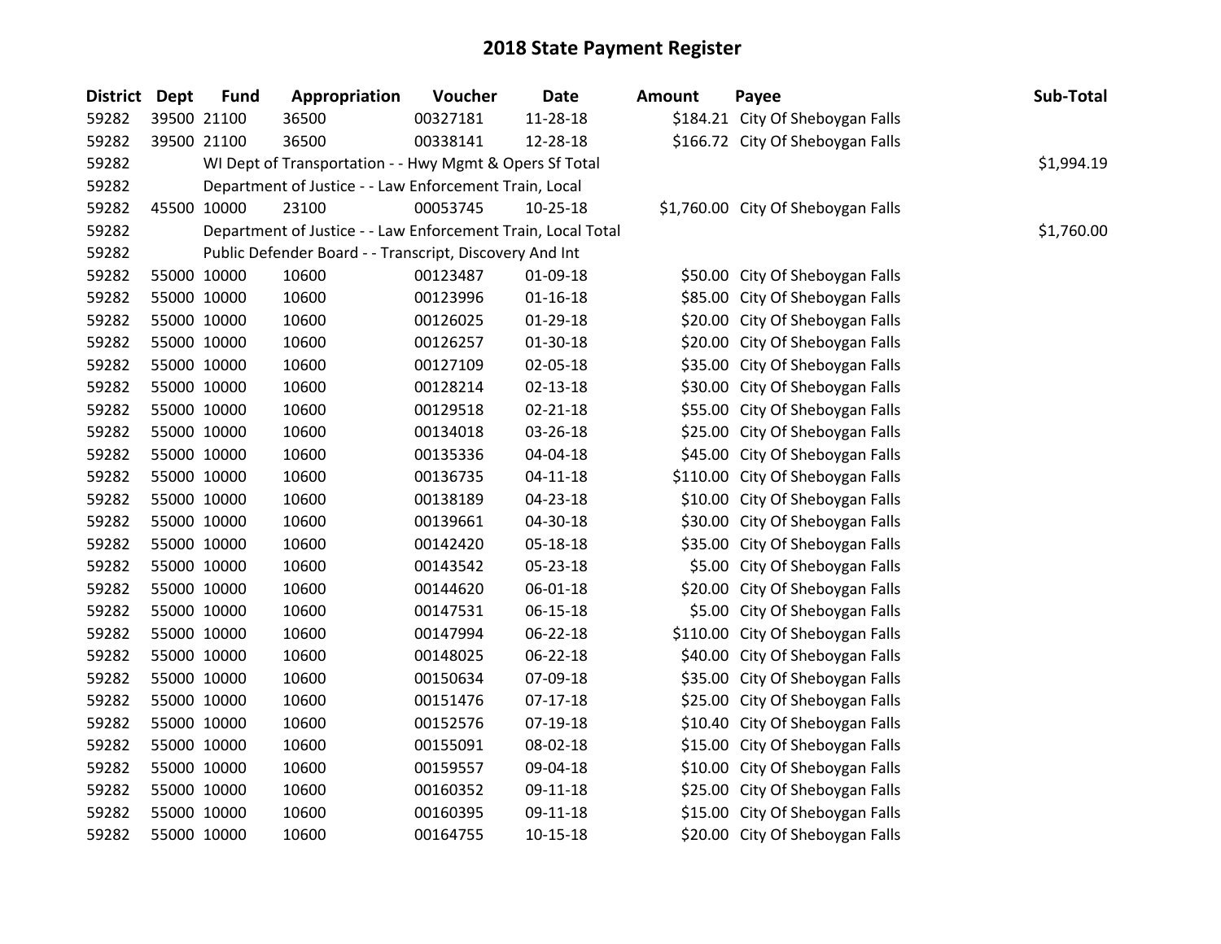# 2018 State Payment Register

| District | Dept | Fund | Appropriation | Voucher | Date | Amount | Payee | Sub-Total |
|---|---|---|---|---|---|---|---|---|
| 59282 | 39500 | 21100 | 36500 | 00327181 | 11-28-18 | $184.21 | City Of Sheboygan Falls | |
| 59282 | 39500 | 21100 | 36500 | 00338141 | 12-28-18 | $166.72 | City Of Sheboygan Falls | |
| 59282 | | WI Dept of Transportation - - Hwy Mgmt & Opers Sf Total | | | | | | $1,994.19 |
| 59282 | | Department of Justice - - Law Enforcement Train, Local | | | | | | |
| 59282 | 45500 | 10000 | 23100 | 00053745 | 10-25-18 | $1,760.00 | City Of Sheboygan Falls | |
| 59282 | | Department of Justice - - Law Enforcement Train, Local Total | | | | | | $1,760.00 |
| 59282 | | Public Defender Board - - Transcript, Discovery And Int | | | | | | |
| 59282 | 55000 | 10000 | 10600 | 00123487 | 01-09-18 | $50.00 | City Of Sheboygan Falls | |
| 59282 | 55000 | 10000 | 10600 | 00123996 | 01-16-18 | $85.00 | City Of Sheboygan Falls | |
| 59282 | 55000 | 10000 | 10600 | 00126025 | 01-29-18 | $20.00 | City Of Sheboygan Falls | |
| 59282 | 55000 | 10000 | 10600 | 00126257 | 01-30-18 | $20.00 | City Of Sheboygan Falls | |
| 59282 | 55000 | 10000 | 10600 | 00127109 | 02-05-18 | $35.00 | City Of Sheboygan Falls | |
| 59282 | 55000 | 10000 | 10600 | 00128214 | 02-13-18 | $30.00 | City Of Sheboygan Falls | |
| 59282 | 55000 | 10000 | 10600 | 00129518 | 02-21-18 | $55.00 | City Of Sheboygan Falls | |
| 59282 | 55000 | 10000 | 10600 | 00134018 | 03-26-18 | $25.00 | City Of Sheboygan Falls | |
| 59282 | 55000 | 10000 | 10600 | 00135336 | 04-04-18 | $45.00 | City Of Sheboygan Falls | |
| 59282 | 55000 | 10000 | 10600 | 00136735 | 04-11-18 | $110.00 | City Of Sheboygan Falls | |
| 59282 | 55000 | 10000 | 10600 | 00138189 | 04-23-18 | $10.00 | City Of Sheboygan Falls | |
| 59282 | 55000 | 10000 | 10600 | 00139661 | 04-30-18 | $30.00 | City Of Sheboygan Falls | |
| 59282 | 55000 | 10000 | 10600 | 00142420 | 05-18-18 | $35.00 | City Of Sheboygan Falls | |
| 59282 | 55000 | 10000 | 10600 | 00143542 | 05-23-18 | $5.00 | City Of Sheboygan Falls | |
| 59282 | 55000 | 10000 | 10600 | 00144620 | 06-01-18 | $20.00 | City Of Sheboygan Falls | |
| 59282 | 55000 | 10000 | 10600 | 00147531 | 06-15-18 | $5.00 | City Of Sheboygan Falls | |
| 59282 | 55000 | 10000 | 10600 | 00147994 | 06-22-18 | $110.00 | City Of Sheboygan Falls | |
| 59282 | 55000 | 10000 | 10600 | 00148025 | 06-22-18 | $40.00 | City Of Sheboygan Falls | |
| 59282 | 55000 | 10000 | 10600 | 00150634 | 07-09-18 | $35.00 | City Of Sheboygan Falls | |
| 59282 | 55000 | 10000 | 10600 | 00151476 | 07-17-18 | $25.00 | City Of Sheboygan Falls | |
| 59282 | 55000 | 10000 | 10600 | 00152576 | 07-19-18 | $10.40 | City Of Sheboygan Falls | |
| 59282 | 55000 | 10000 | 10600 | 00155091 | 08-02-18 | $15.00 | City Of Sheboygan Falls | |
| 59282 | 55000 | 10000 | 10600 | 00159557 | 09-04-18 | $10.00 | City Of Sheboygan Falls | |
| 59282 | 55000 | 10000 | 10600 | 00160352 | 09-11-18 | $25.00 | City Of Sheboygan Falls | |
| 59282 | 55000 | 10000 | 10600 | 00160395 | 09-11-18 | $15.00 | City Of Sheboygan Falls | |
| 59282 | 55000 | 10000 | 10600 | 00164755 | 10-15-18 | $20.00 | City Of Sheboygan Falls | |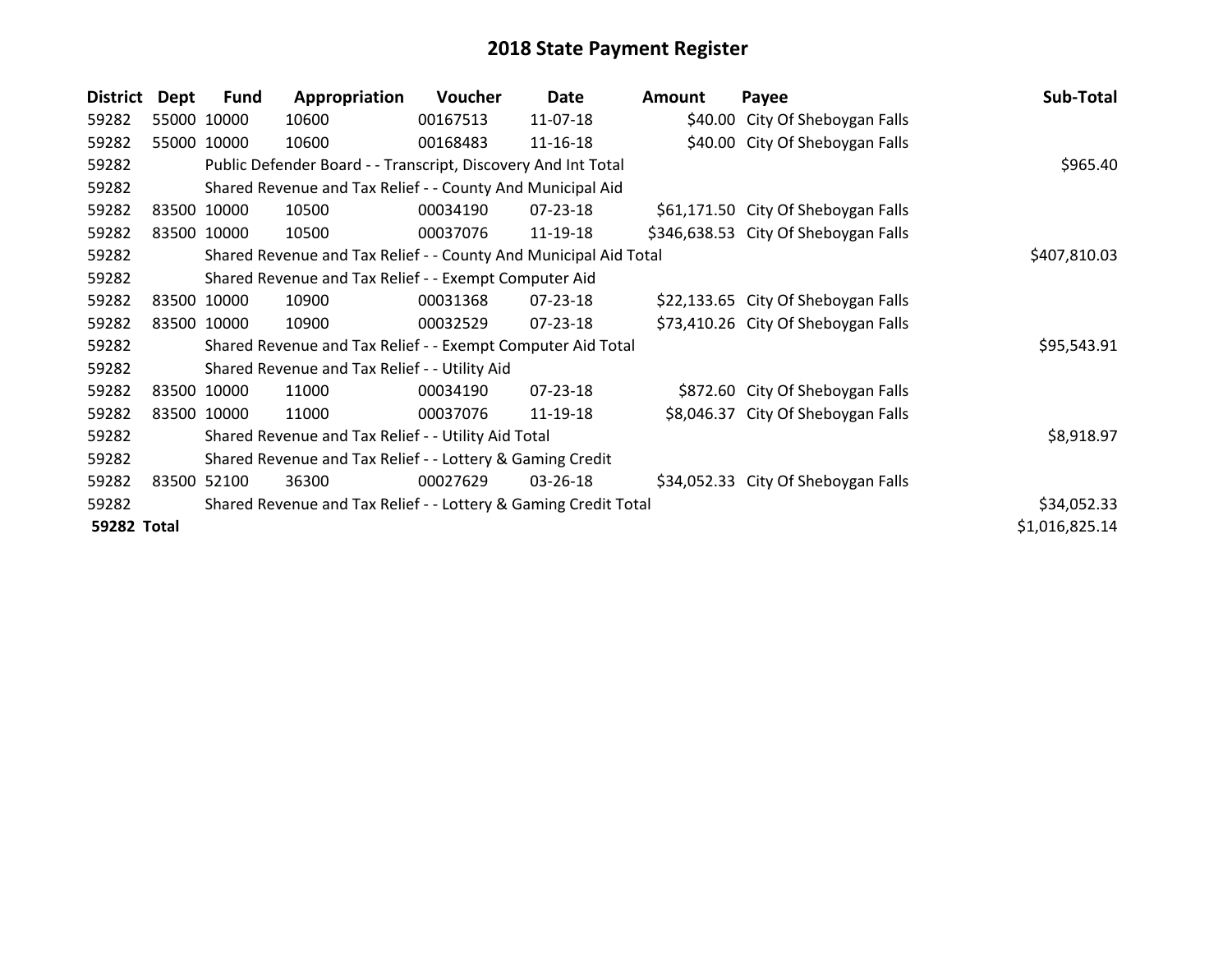# 2018 State Payment Register

| District | Dept | Fund | Appropriation | Voucher | Date | Amount | Payee | Sub-Total |
|---|---|---|---|---|---|---|---|---|
| 59282 | 55000 | 10000 | 10600 | 00167513 | 11-07-18 | $40.00 | City Of Sheboygan Falls | |
| 59282 | 55000 | 10000 | 10600 | 00168483 | 11-16-18 | $40.00 | City Of Sheboygan Falls | |
| 59282 | | Public Defender Board - - Transcript, Discovery And Int Total | | | | | | $965.40 |
| 59282 | | Shared Revenue and Tax Relief - - County And Municipal Aid | | | | | | |
| 59282 | 83500 | 10000 | 10500 | 00034190 | 07-23-18 | $61,171.50 | City Of Sheboygan Falls | |
| 59282 | 83500 | 10000 | 10500 | 00037076 | 11-19-18 | $346,638.53 | City Of Sheboygan Falls | |
| 59282 | | Shared Revenue and Tax Relief - - County And Municipal Aid Total | | | | | | $407,810.03 |
| 59282 | | Shared Revenue and Tax Relief - - Exempt Computer Aid | | | | | | |
| 59282 | 83500 | 10000 | 10900 | 00031368 | 07-23-18 | $22,133.65 | City Of Sheboygan Falls | |
| 59282 | 83500 | 10000 | 10900 | 00032529 | 07-23-18 | $73,410.26 | City Of Sheboygan Falls | |
| 59282 | | Shared Revenue and Tax Relief - - Exempt Computer Aid Total | | | | | | $95,543.91 |
| 59282 | | Shared Revenue and Tax Relief - - Utility Aid | | | | | | |
| 59282 | 83500 | 10000 | 11000 | 00034190 | 07-23-18 | $872.60 | City Of Sheboygan Falls | |
| 59282 | 83500 | 10000 | 11000 | 00037076 | 11-19-18 | $8,046.37 | City Of Sheboygan Falls | |
| 59282 | | Shared Revenue and Tax Relief - - Utility Aid Total | | | | | | $8,918.97 |
| 59282 | | Shared Revenue and Tax Relief - - Lottery & Gaming Credit | | | | | | |
| 59282 | 83500 | 52100 | 36300 | 00027629 | 03-26-18 | $34,052.33 | City Of Sheboygan Falls | |
| 59282 | | Shared Revenue and Tax Relief - - Lottery & Gaming Credit Total | | | | | | $34,052.33 |
| **59282 Total** | | | | | | | | $1,016,825.14 |